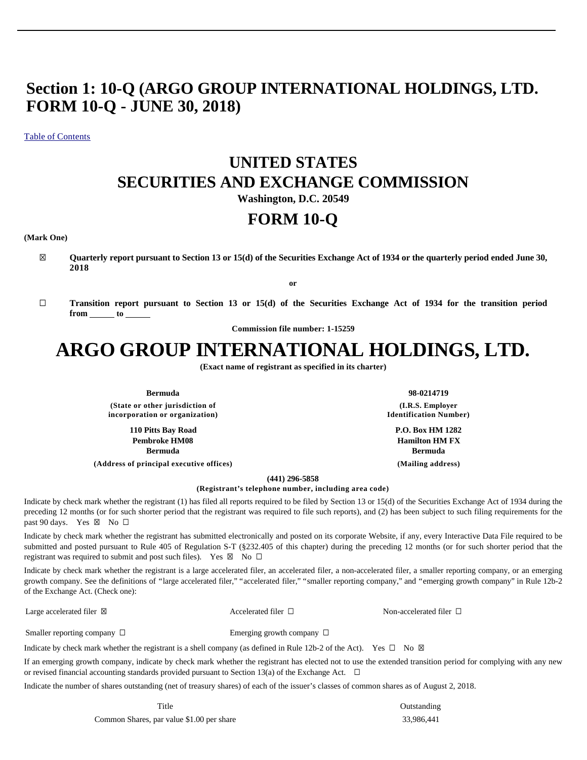# Section 1: 10-Q (ARGO GROUP INTERNATIONAL HOLDINGS, LTD. FORM 10-Q - JUNE 30, 2018)

Table of Contents

# UNITED STATES
# SECURITIES AND EXCHANGE COMMISSION

**Washington, D.C. 20549**

# FORM 10-Q

**(Mark One)**

☒ **Quarterly report pursuant to Section 13 or 15(d) of the Securities Exchange Act of 1934 or the quarterly period ended June 30, 2018**

**or**

☐ **Transition report pursuant to Section 13 or 15(d) of the Securities Exchange Act of 1934 for the transition period from \_\_\_\_\_ to \_\_\_\_\_**

**Commission file number: 1-15259**

# ARGO GROUP INTERNATIONAL HOLDINGS, LTD.

**(Exact name of registrant as specified in its charter)**

| | |
|---|---|
| **Bermuda** | **98-0214719** |
| **(State or other jurisdiction of incorporation or organization)** | **(I.R.S. Employer Identification Number)** |
| **110 Pitts Bay Road**<br>**Pembroke HM08**<br>**Bermuda** | **P.O. Box HM 1282**<br>**Hamilton HM FX**<br>**Bermuda** |
| **(Address of principal executive offices)** | **(Mailing address)** |

**(441) 296-5858**

**(Registrant's telephone number, including area code)**

Indicate by check mark whether the registrant (1) has filed all reports required to be filed by Section 13 or 15(d) of the Securities Exchange Act of 1934 during the preceding 12 months (or for such shorter period that the registrant was required to file such reports), and (2) has been subject to such filing requirements for the past 90 days. Yes ☒ No ☐

Indicate by check mark whether the registrant has submitted electronically and posted on its corporate Website, if any, every Interactive Data File required to be submitted and posted pursuant to Rule 405 of Regulation S-T (§232.405 of this chapter) during the preceding 12 months (or for such shorter period that the registrant was required to submit and post such files). Yes ☒ No ☐

Indicate by check mark whether the registrant is a large accelerated filer, an accelerated filer, a non-accelerated filer, a smaller reporting company, or an emerging growth company. See the definitions of "large accelerated filer," "accelerated filer," "smaller reporting company," and "emerging growth company" in Rule 12b-2 of the Exchange Act. (Check one):

| | | |
|---|---|---|
| Large accelerated filer ☒ | Accelerated filer ☐ | Non-accelerated filer ☐ |
| Smaller reporting company ☐ | Emerging growth company ☐ | |

Indicate by check mark whether the registrant is a shell company (as defined in Rule 12b-2 of the Act). Yes ☐ No ☒

If an emerging growth company, indicate by check mark whether the registrant has elected not to use the extended transition period for complying with any new or revised financial accounting standards provided pursuant to Section 13(a) of the Exchange Act. ☐

Indicate the number of shares outstanding (net of treasury shares) of each of the issuer's classes of common shares as of August 2, 2018.

| Title | Outstanding |
|---|---|
| Common Shares, par value $1.00 per share | 33,986,441 |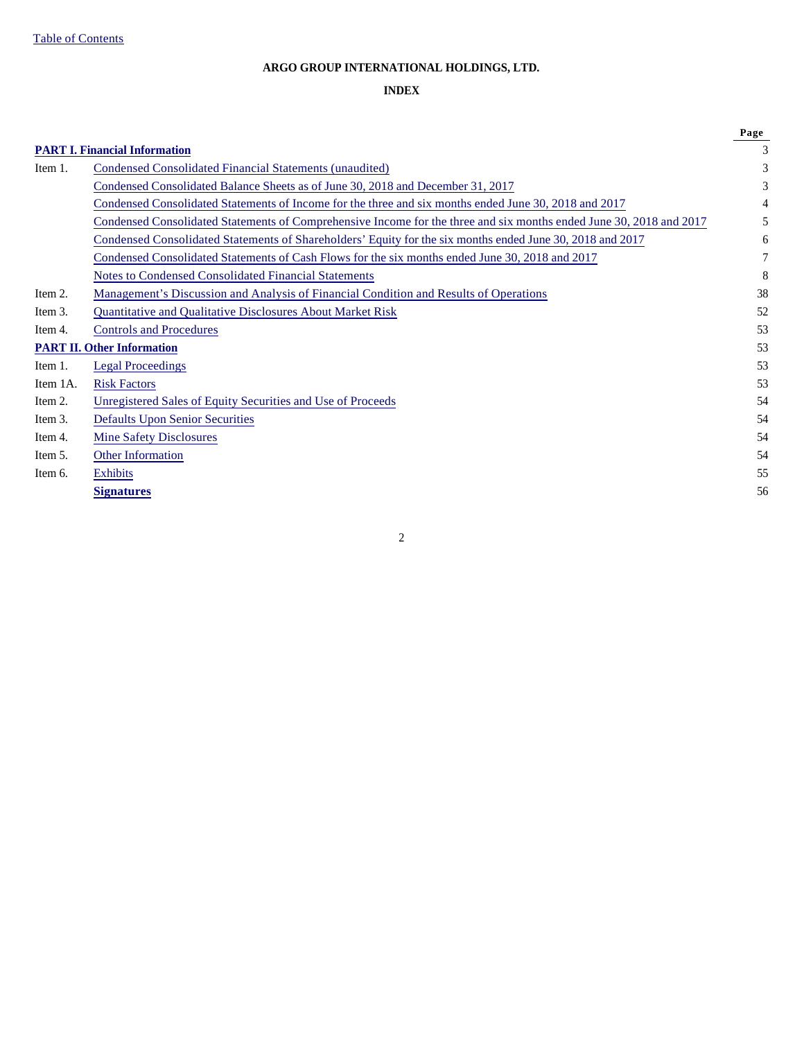**ARGO GROUP INTERNATIONAL HOLDINGS, LTD.**

**INDEX**

| | | Page |
|---|---|---|
| **PART I. Financial Information** | | 3 |
| Item 1. | Condensed Consolidated Financial Statements (unaudited) | 3 |
| | Condensed Consolidated Balance Sheets as of June 30, 2018 and December 31, 2017 | 3 |
| | Condensed Consolidated Statements of Income for the three and six months ended June 30, 2018 and 2017 | 4 |
| | Condensed Consolidated Statements of Comprehensive Income for the three and six months ended June 30, 2018 and 2017 | 5 |
| | Condensed Consolidated Statements of Shareholders' Equity for the six months ended June 30, 2018 and 2017 | 6 |
| | Condensed Consolidated Statements of Cash Flows for the six months ended June 30, 2018 and 2017 | 7 |
| | Notes to Condensed Consolidated Financial Statements | 8 |
| Item 2. | Management's Discussion and Analysis of Financial Condition and Results of Operations | 38 |
| Item 3. | Quantitative and Qualitative Disclosures About Market Risk | 52 |
| Item 4. | Controls and Procedures | 53 |
| **PART II. Other Information** | | 53 |
| Item 1. | Legal Proceedings | 53 |
| Item 1A. | Risk Factors | 53 |
| Item 2. | Unregistered Sales of Equity Securities and Use of Proceeds | 54 |
| Item 3. | Defaults Upon Senior Securities | 54 |
| Item 4. | Mine Safety Disclosures | 54 |
| Item 5. | Other Information | 54 |
| Item 6. | Exhibits | 55 |
| | **Signatures** | 56 |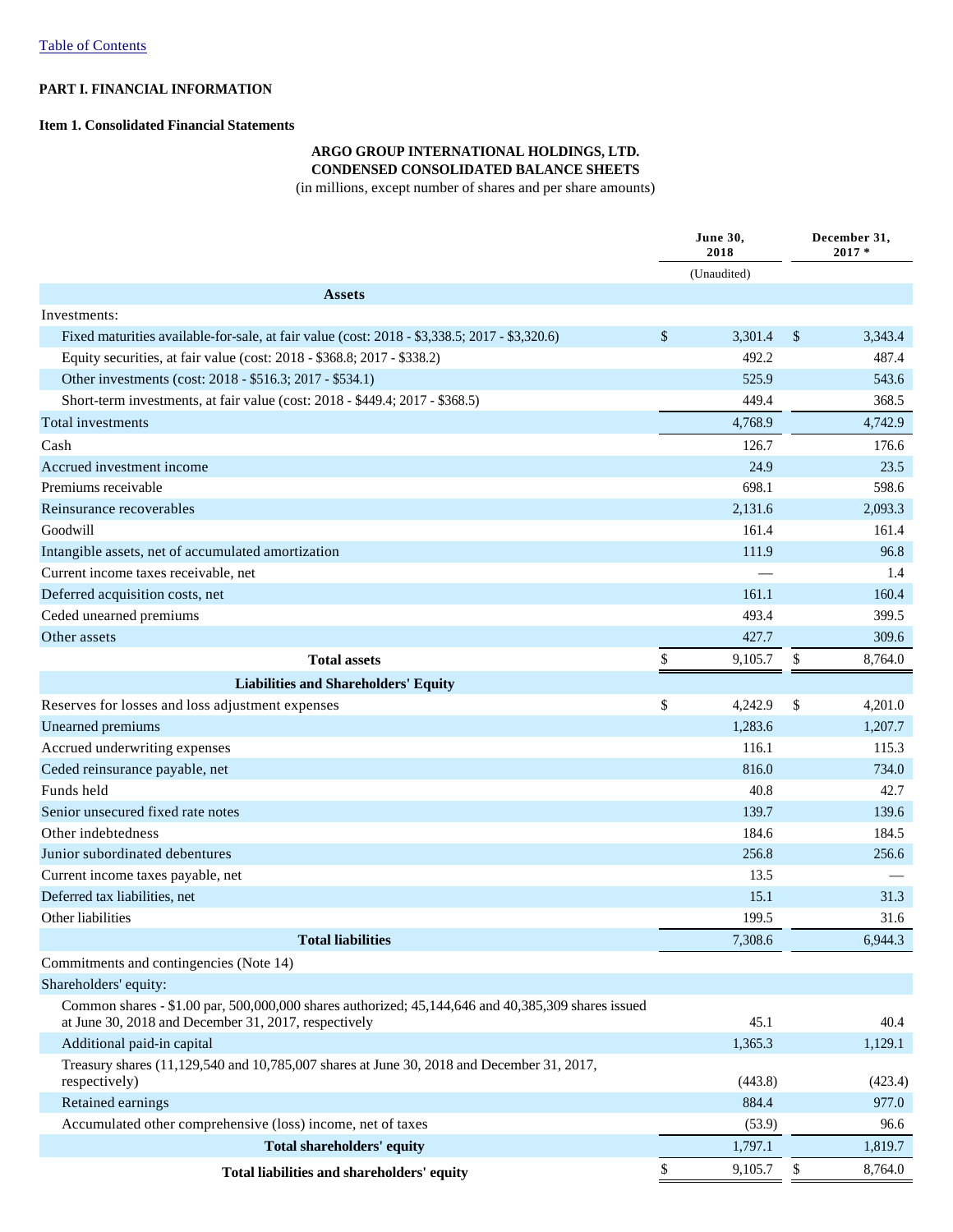[Table of Contents](#)

**PART I. FINANCIAL INFORMATION**

**Item 1. Consolidated Financial Statements**

**ARGO GROUP INTERNATIONAL HOLDINGS, LTD.**
**CONDENSED CONSOLIDATED BALANCE SHEETS**
(in millions, except number of shares and per share amounts)

| | June 30, 2018 | December 31, 2017 * |
|---|---|---|
| | (Unaudited) | |
| **Assets** | | |
| Investments: | | |
| Fixed maturities available-for-sale, at fair value (cost: 2018 - $3,338.5; 2017 - $3,320.6) | $ 3,301.4 | $ 3,343.4 |
| Equity securities, at fair value (cost: 2018 - $368.8; 2017 - $338.2) | 492.2 | 487.4 |
| Other investments (cost: 2018 - $516.3; 2017 - $534.1) | 525.9 | 543.6 |
| Short-term investments, at fair value (cost: 2018 - $449.4; 2017 - $368.5) | 449.4 | 368.5 |
| Total investments | 4,768.9 | 4,742.9 |
| Cash | 126.7 | 176.6 |
| Accrued investment income | 24.9 | 23.5 |
| Premiums receivable | 698.1 | 598.6 |
| Reinsurance recoverables | 2,131.6 | 2,093.3 |
| Goodwill | 161.4 | 161.4 |
| Intangible assets, net of accumulated amortization | 111.9 | 96.8 |
| Current income taxes receivable, net | — | 1.4 |
| Deferred acquisition costs, net | 161.1 | 160.4 |
| Ceded unearned premiums | 493.4 | 399.5 |
| Other assets | 427.7 | 309.6 |
| **Total assets** | $ 9,105.7 | $ 8,764.0 |
| **Liabilities and Shareholders' Equity** | | |
| Reserves for losses and loss adjustment expenses | $ 4,242.9 | $ 4,201.0 |
| Unearned premiums | 1,283.6 | 1,207.7 |
| Accrued underwriting expenses | 116.1 | 115.3 |
| Ceded reinsurance payable, net | 816.0 | 734.0 |
| Funds held | 40.8 | 42.7 |
| Senior unsecured fixed rate notes | 139.7 | 139.6 |
| Other indebtedness | 184.6 | 184.5 |
| Junior subordinated debentures | 256.8 | 256.6 |
| Current income taxes payable, net | 13.5 | — |
| Deferred tax liabilities, net | 15.1 | 31.3 |
| Other liabilities | 199.5 | 31.6 |
| **Total liabilities** | 7,308.6 | 6,944.3 |
| Commitments and contingencies (Note 14) | | |
| Shareholders' equity: | | |
| Common shares - $1.00 par, 500,000,000 shares authorized; 45,144,646 and 40,385,309 shares issued at June 30, 2018 and December 31, 2017, respectively | 45.1 | 40.4 |
| Additional paid-in capital | 1,365.3 | 1,129.1 |
| Treasury shares (11,129,540 and 10,785,007 shares at June 30, 2018 and December 31, 2017, respectively) | (443.8) | (423.4) |
| Retained earnings | 884.4 | 977.0 |
| Accumulated other comprehensive (loss) income, net of taxes | (53.9) | 96.6 |
| **Total shareholders' equity** | 1,797.1 | 1,819.7 |
| **Total liabilities and shareholders' equity** | $ 9,105.7 | $ 8,764.0 |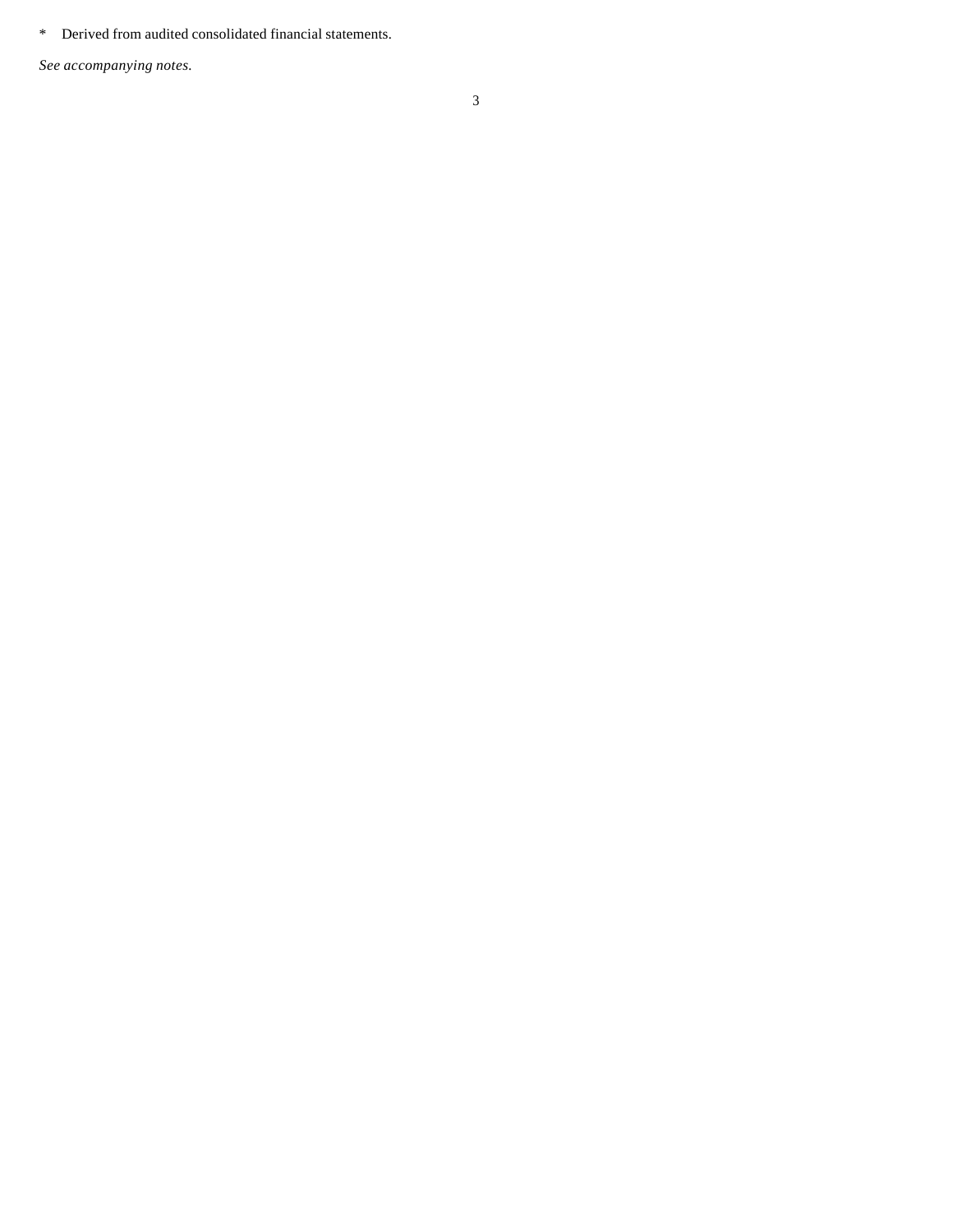*	Derived from audited consolidated financial statements.

*See accompanying notes.*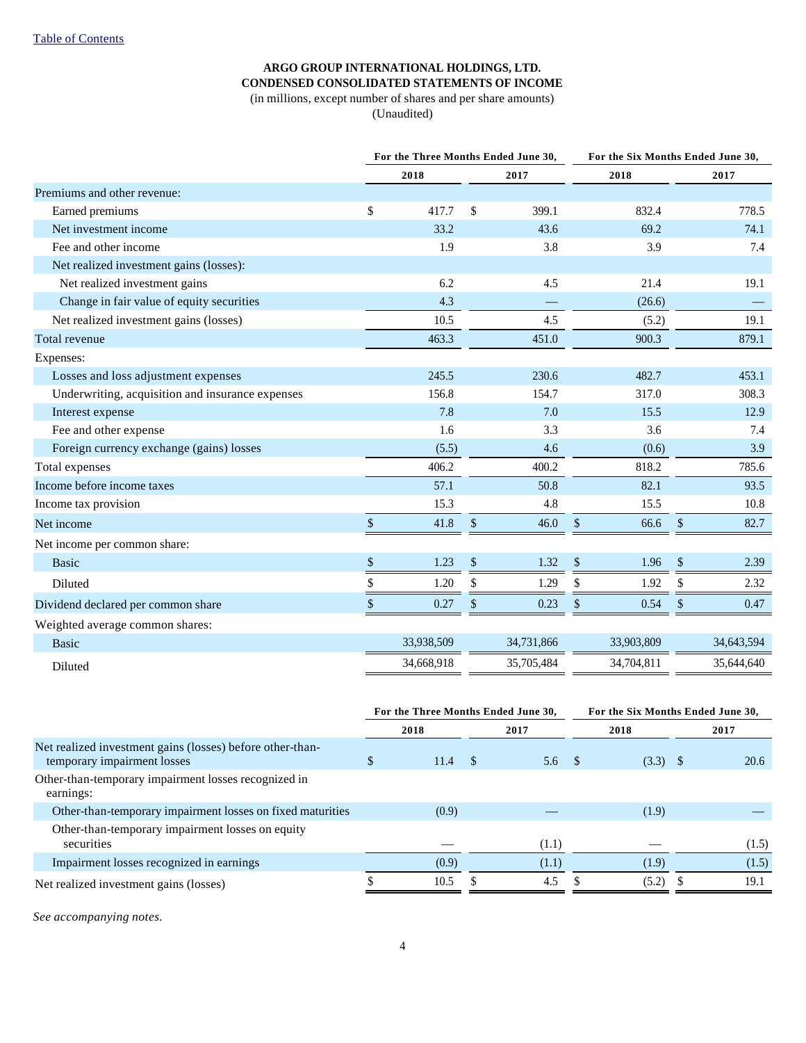**ARGO GROUP INTERNATIONAL HOLDINGS, LTD.**
**CONDENSED CONSOLIDATED STATEMENTS OF INCOME**
(in millions, except number of shares and per share amounts)
(Unaudited)

| | For the Three Months Ended June 30, | | For the Six Months Ended June 30, | |
|---|---|---|---|---|
| | 2018 | 2017 | 2018 | 2017 |
| Premiums and other revenue: | | | | |
| Earned premiums | $ 417.7 | $ 399.1 | 832.4 | 778.5 |
| Net investment income | 33.2 | 43.6 | 69.2 | 74.1 |
| Fee and other income | 1.9 | 3.8 | 3.9 | 7.4 |
| Net realized investment gains (losses): | | | | |
| Net realized investment gains | 6.2 | 4.5 | 21.4 | 19.1 |
| Change in fair value of equity securities | 4.3 | — | (26.6) | — |
| Net realized investment gains (losses) | 10.5 | 4.5 | (5.2) | 19.1 |
| Total revenue | 463.3 | 451.0 | 900.3 | 879.1 |
| Expenses: | | | | |
| Losses and loss adjustment expenses | 245.5 | 230.6 | 482.7 | 453.1 |
| Underwriting, acquisition and insurance expenses | 156.8 | 154.7 | 317.0 | 308.3 |
| Interest expense | 7.8 | 7.0 | 15.5 | 12.9 |
| Fee and other expense | 1.6 | 3.3 | 3.6 | 7.4 |
| Foreign currency exchange (gains) losses | (5.5) | 4.6 | (0.6) | 3.9 |
| Total expenses | 406.2 | 400.2 | 818.2 | 785.6 |
| Income before income taxes | 57.1 | 50.8 | 82.1 | 93.5 |
| Income tax provision | 15.3 | 4.8 | 15.5 | 10.8 |
| Net income | $ 41.8 | $ 46.0 | $ 66.6 | $ 82.7 |
| Net income per common share: | | | | |
| Basic | $ 1.23 | $ 1.32 | $ 1.96 | $ 2.39 |
| Diluted | $ 1.20 | $ 1.29 | $ 1.92 | $ 2.32 |
| Dividend declared per common share | $ 0.27 | $ 0.23 | $ 0.54 | $ 0.47 |
| Weighted average common shares: | | | | |
| Basic | 33,938,509 | 34,731,866 | 33,903,809 | 34,643,594 |
| Diluted | 34,668,918 | 35,705,484 | 34,704,811 | 35,644,640 |

| | For the Three Months Ended June 30, | | For the Six Months Ended June 30, | |
|---|---|---|---|---|
| | 2018 | 2017 | 2018 | 2017 |
| Net realized investment gains (losses) before other-than-temporary impairment losses | $ 11.4 | $ 5.6 | $ (3.3) | $ 20.6 |
| Other-than-temporary impairment losses recognized in earnings: | | | | |
| Other-than-temporary impairment losses on fixed maturities | (0.9) | — | (1.9) | — |
| Other-than-temporary impairment losses on equity securities | — | (1.1) | — | (1.5) |
| Impairment losses recognized in earnings | (0.9) | (1.1) | (1.9) | (1.5) |
| Net realized investment gains (losses) | $ 10.5 | $ 4.5 | $ (5.2) | $ 19.1 |

*See accompanying notes.*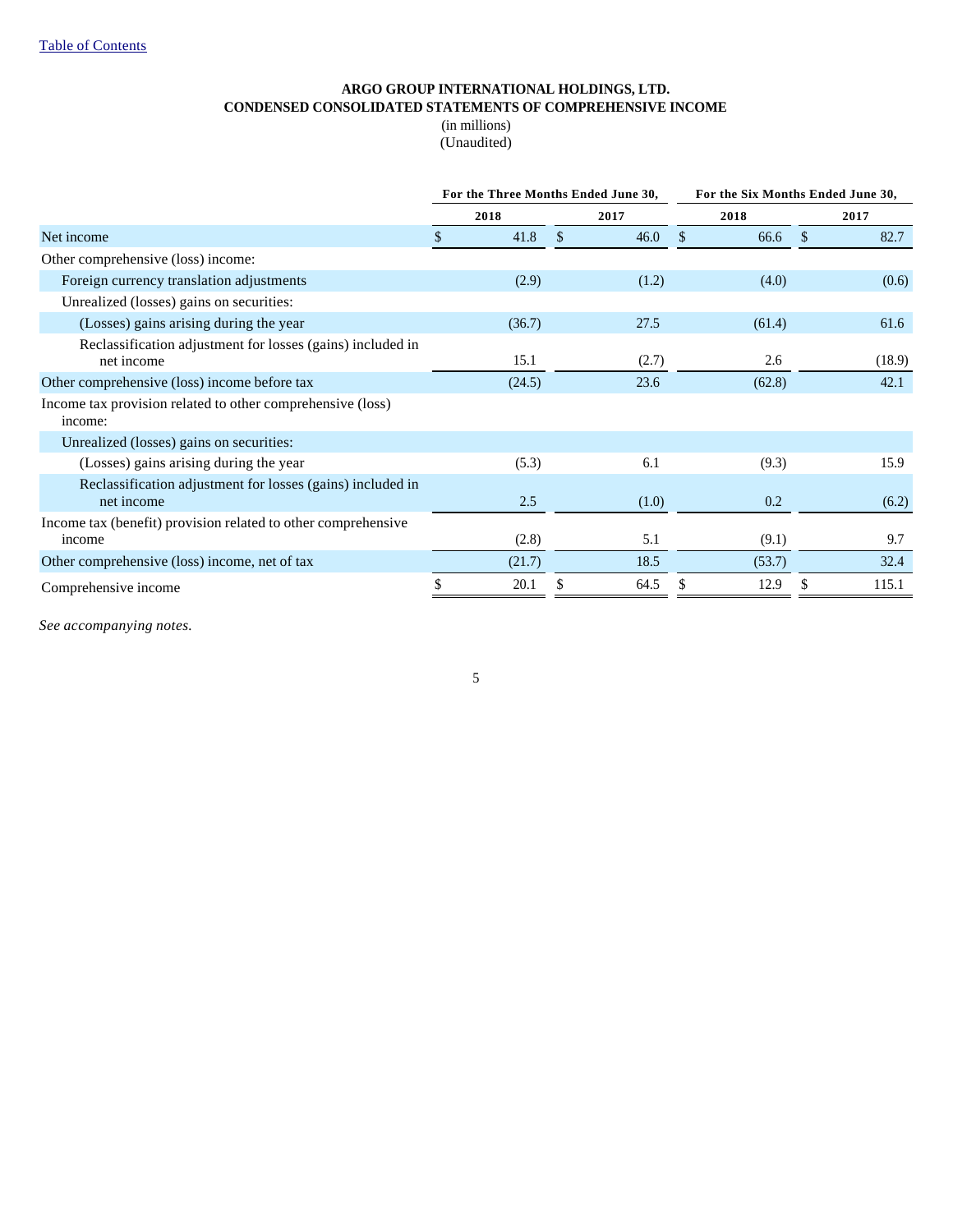[Table of Contents](#)

**ARGO GROUP INTERNATIONAL HOLDINGS, LTD.**
**CONDENSED CONSOLIDATED STATEMENTS OF COMPREHENSIVE INCOME**
(in millions)
(Unaudited)

| | For the Three Months Ended June 30, | | For the Six Months Ended June 30, | |
|---|---|---|---|---|
| | 2018 | 2017 | 2018 | 2017 |
| Net income | $ 41.8 | $ 46.0 | $ 66.6 | $ 82.7 |
| Other comprehensive (loss) income: | | | | |
| Foreign currency translation adjustments | (2.9) | (1.2) | (4.0) | (0.6) |
| Unrealized (losses) gains on securities: | | | | |
| (Losses) gains arising during the year | (36.7) | 27.5 | (61.4) | 61.6 |
| Reclassification adjustment for losses (gains) included in net income | 15.1 | (2.7) | 2.6 | (18.9) |
| Other comprehensive (loss) income before tax | (24.5) | 23.6 | (62.8) | 42.1 |
| Income tax provision related to other comprehensive (loss) income: | | | | |
| Unrealized (losses) gains on securities: | | | | |
| (Losses) gains arising during the year | (5.3) | 6.1 | (9.3) | 15.9 |
| Reclassification adjustment for losses (gains) included in net income | 2.5 | (1.0) | 0.2 | (6.2) |
| Income tax (benefit) provision related to other comprehensive income | (2.8) | 5.1 | (9.1) | 9.7 |
| Other comprehensive (loss) income, net of tax | (21.7) | 18.5 | (53.7) | 32.4 |
| Comprehensive income | $ 20.1 | $ 64.5 | $ 12.9 | $ 115.1 |

*See accompanying notes.*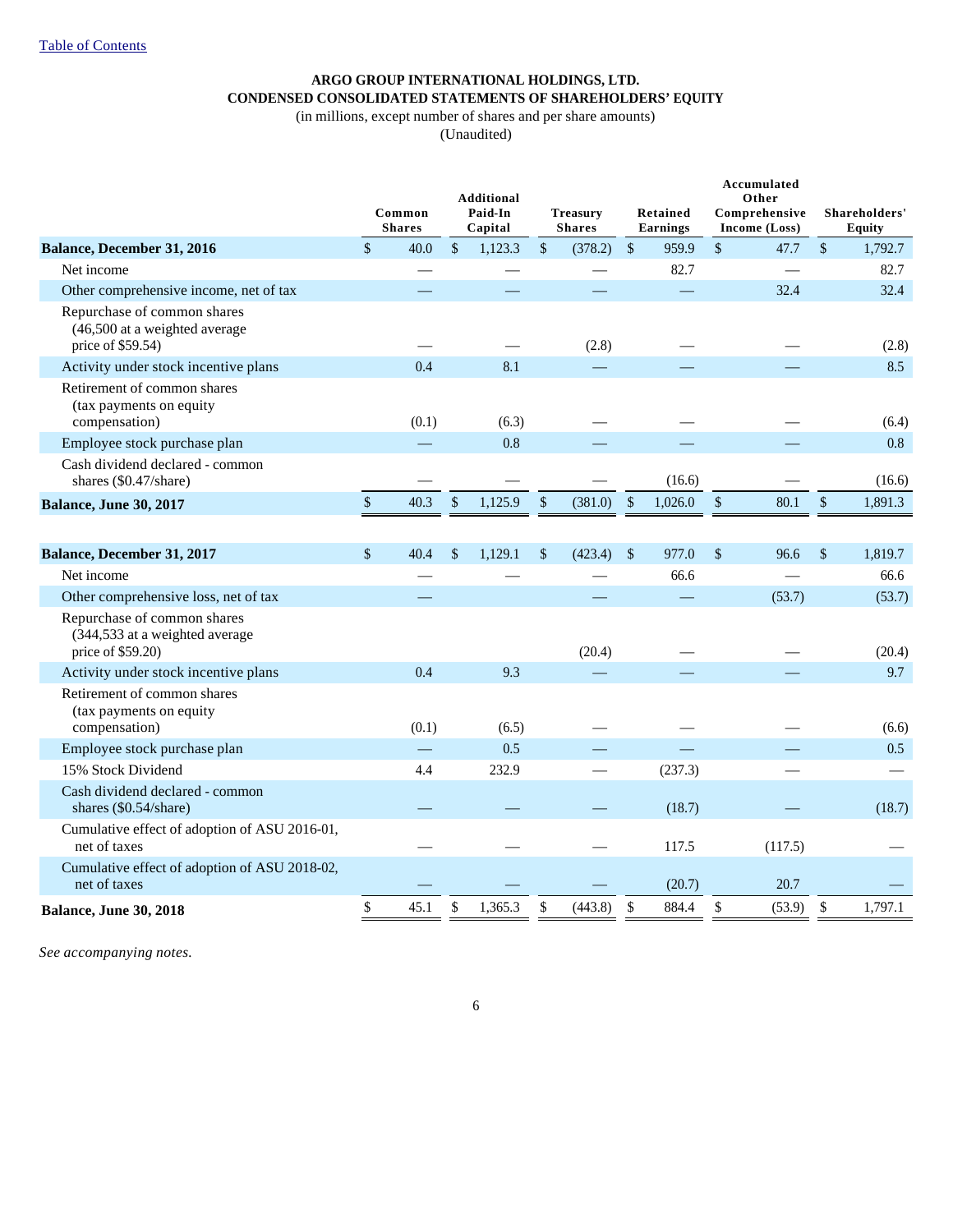[Table of Contents]

**ARGO GROUP INTERNATIONAL HOLDINGS, LTD.**
**CONDENSED CONSOLIDATED STATEMENTS OF SHAREHOLDERS' EQUITY**
(in millions, except number of shares and per share amounts)
(Unaudited)

| | Common Shares | Additional Paid-In Capital | Treasury Shares | Retained Earnings | Accumulated Other Comprehensive Income (Loss) | Shareholders' Equity |
|---|---|---|---|---|---|---|
| **Balance, December 31, 2016** | $ 40.0 | $ 1,123.3 | $ (378.2) | $ 959.9 | $ 47.7 | $ 1,792.7 |
| Net income | — | — | — | 82.7 | — | 82.7 |
| Other comprehensive income, net of tax | — | — | — | — | 32.4 | 32.4 |
| Repurchase of common shares (46,500 at a weighted average price of $59.54) | — | — | (2.8) | — | — | (2.8) |
| Activity under stock incentive plans | 0.4 | 8.1 | — | — | — | 8.5 |
| Retirement of common shares (tax payments on equity compensation) | (0.1) | (6.3) | — | — | — | (6.4) |
| Employee stock purchase plan | — | 0.8 | — | — | — | 0.8 |
| Cash dividend declared - common shares ($0.47/share) | — | — | — | (16.6) | — | (16.6) |
| **Balance, June 30, 2017** | $ 40.3 | $ 1,125.9 | $ (381.0) | $ 1,026.0 | $ 80.1 | $ 1,891.3 |
| | | | | | | |
| **Balance, December 31, 2017** | $ 40.4 | $ 1,129.1 | $ (423.4) | $ 977.0 | $ 96.6 | $ 1,819.7 |
| Net income | — | — | — | 66.6 | — | 66.6 |
| Other comprehensive loss, net of tax | — | — | — | — | (53.7) | (53.7) |
| Repurchase of common shares (344,533 at a weighted average price of $59.20) | | | (20.4) | — | — | (20.4) |
| Activity under stock incentive plans | 0.4 | 9.3 | — | — | — | 9.7 |
| Retirement of common shares (tax payments on equity compensation) | (0.1) | (6.5) | — | — | — | (6.6) |
| Employee stock purchase plan | — | 0.5 | — | — | — | 0.5 |
| 15% Stock Dividend | 4.4 | 232.9 | — | (237.3) | — | — |
| Cash dividend declared - common shares ($0.54/share) | — | — | — | (18.7) | — | (18.7) |
| Cumulative effect of adoption of ASU 2016-01, net of taxes | — | — | — | 117.5 | (117.5) | — |
| Cumulative effect of adoption of ASU 2018-02, net of taxes | — | — | — | (20.7) | 20.7 | — |
| **Balance, June 30, 2018** | $ 45.1 | $ 1,365.3 | $ (443.8) | $ 884.4 | $ (53.9) | $ 1,797.1 |

*See accompanying notes.*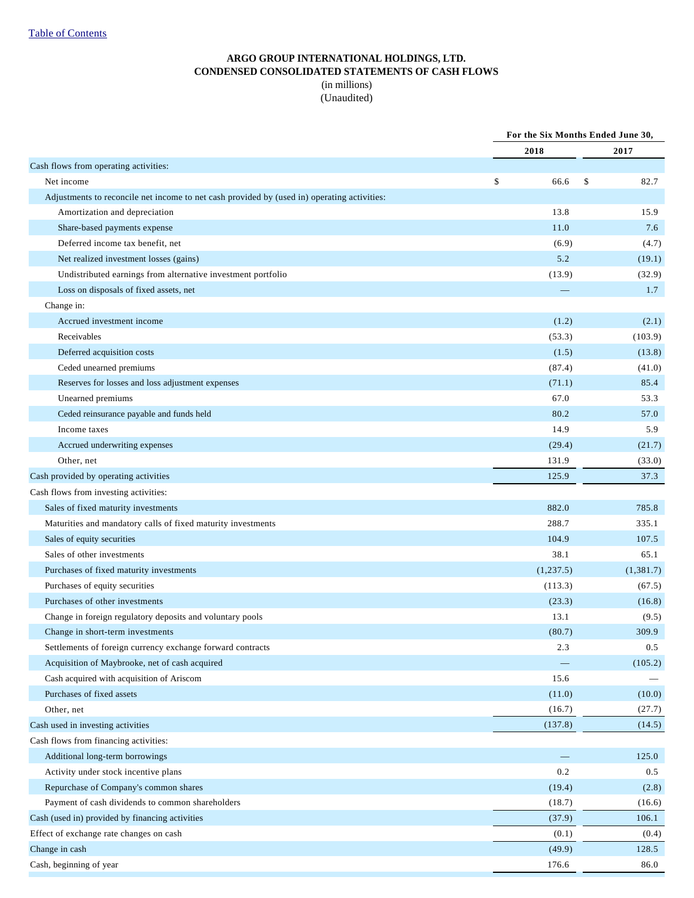[Table of Contents](#)

**ARGO GROUP INTERNATIONAL HOLDINGS, LTD.**
**CONDENSED CONSOLIDATED STATEMENTS OF CASH FLOWS**
(in millions)
(Unaudited)

| | For the Six Months Ended June 30, | |
|---|---|---|
| | **2018** | **2017** |
| Cash flows from operating activities: | | |
| Net income | $ 66.6 | $ 82.7 |
| Adjustments to reconcile net income to net cash provided by (used in) operating activities: | | |
| Amortization and depreciation | 13.8 | 15.9 |
| Share-based payments expense | 11.0 | 7.6 |
| Deferred income tax benefit, net | (6.9) | (4.7) |
| Net realized investment losses (gains) | 5.2 | (19.1) |
| Undistributed earnings from alternative investment portfolio | (13.9) | (32.9) |
| Loss on disposals of fixed assets, net | — | 1.7 |
| Change in: | | |
| Accrued investment income | (1.2) | (2.1) |
| Receivables | (53.3) | (103.9) |
| Deferred acquisition costs | (1.5) | (13.8) |
| Ceded unearned premiums | (87.4) | (41.0) |
| Reserves for losses and loss adjustment expenses | (71.1) | 85.4 |
| Unearned premiums | 67.0 | 53.3 |
| Ceded reinsurance payable and funds held | 80.2 | 57.0 |
| Income taxes | 14.9 | 5.9 |
| Accrued underwriting expenses | (29.4) | (21.7) |
| Other, net | 131.9 | (33.0) |
| Cash provided by operating activities | 125.9 | 37.3 |
| Cash flows from investing activities: | | |
| Sales of fixed maturity investments | 882.0 | 785.8 |
| Maturities and mandatory calls of fixed maturity investments | 288.7 | 335.1 |
| Sales of equity securities | 104.9 | 107.5 |
| Sales of other investments | 38.1 | 65.1 |
| Purchases of fixed maturity investments | (1,237.5) | (1,381.7) |
| Purchases of equity securities | (113.3) | (67.5) |
| Purchases of other investments | (23.3) | (16.8) |
| Change in foreign regulatory deposits and voluntary pools | 13.1 | (9.5) |
| Change in short-term investments | (80.7) | 309.9 |
| Settlements of foreign currency exchange forward contracts | 2.3 | 0.5 |
| Acquisition of Maybrooke, net of cash acquired | — | (105.2) |
| Cash acquired with acquisition of Ariscom | 15.6 | — |
| Purchases of fixed assets | (11.0) | (10.0) |
| Other, net | (16.7) | (27.7) |
| Cash used in investing activities | (137.8) | (14.5) |
| Cash flows from financing activities: | | |
| Additional long-term borrowings | — | 125.0 |
| Activity under stock incentive plans | 0.2 | 0.5 |
| Repurchase of Company's common shares | (19.4) | (2.8) |
| Payment of cash dividends to common shareholders | (18.7) | (16.6) |
| Cash (used in) provided by financing activities | (37.9) | 106.1 |
| Effect of exchange rate changes on cash | (0.1) | (0.4) |
| Change in cash | (49.9) | 128.5 |
| Cash, beginning of year | 176.6 | 86.0 |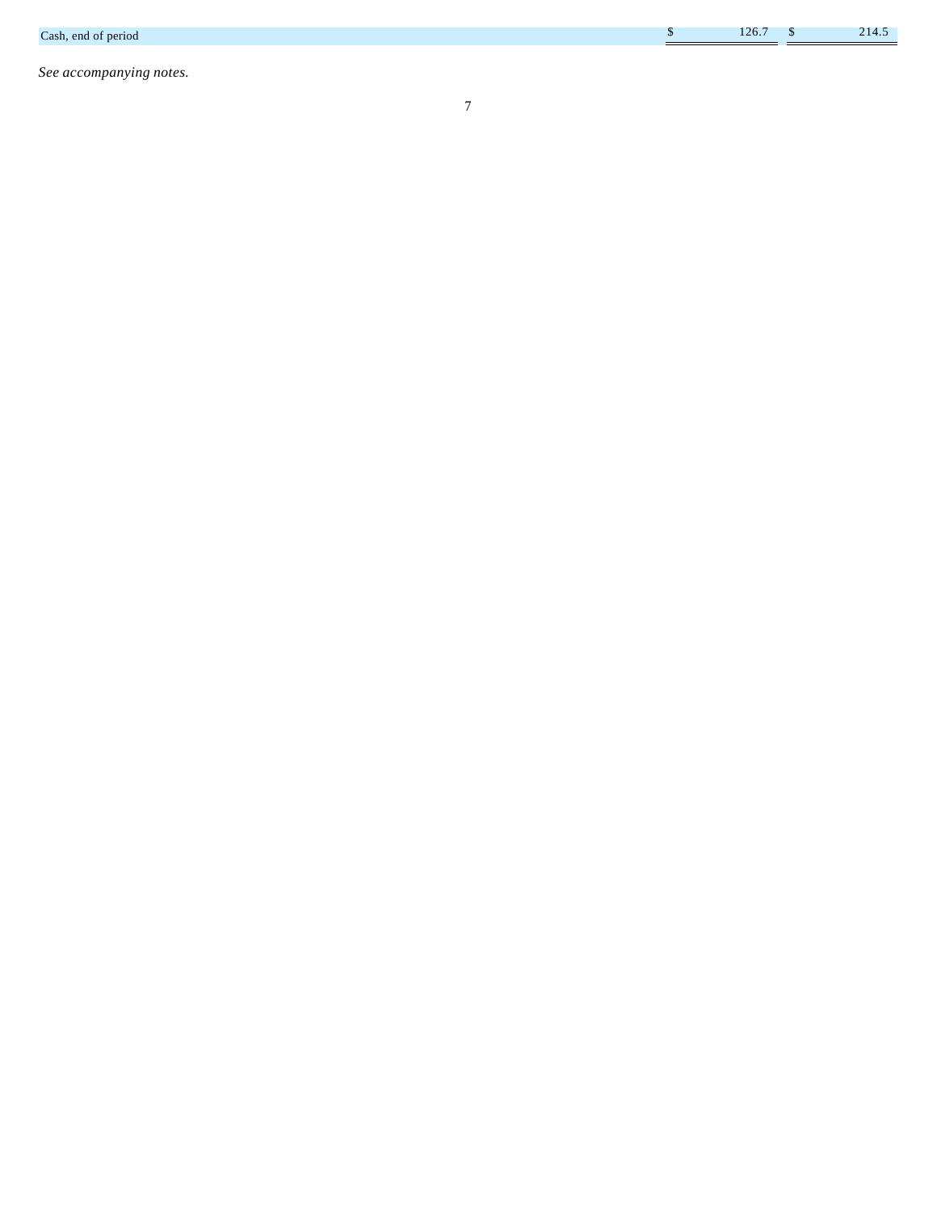| | | |
|---|---|---|
| Cash, end of period | $ 126.7 | $ 214.5 |

*See accompanying notes.*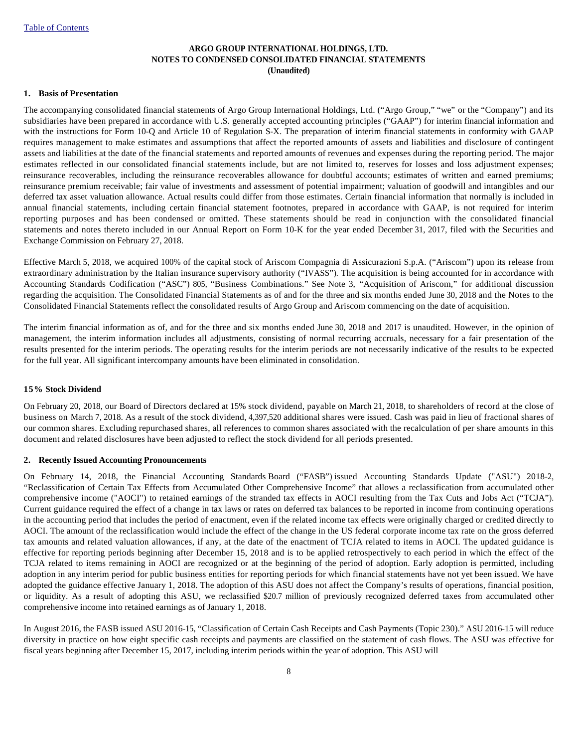**ARGO GROUP INTERNATIONAL HOLDINGS, LTD.**
**NOTES TO CONDENSED CONSOLIDATED FINANCIAL STATEMENTS**
**(Unaudited)**

## 1. Basis of Presentation

The accompanying consolidated financial statements of Argo Group International Holdings, Ltd. ("Argo Group," "we" or the "Company") and its subsidiaries have been prepared in accordance with U.S. generally accepted accounting principles ("GAAP") for interim financial information and with the instructions for Form 10-Q and Article 10 of Regulation S-X. The preparation of interim financial statements in conformity with GAAP requires management to make estimates and assumptions that affect the reported amounts of assets and liabilities and disclosure of contingent assets and liabilities at the date of the financial statements and reported amounts of revenues and expenses during the reporting period. The major estimates reflected in our consolidated financial statements include, but are not limited to, reserves for losses and loss adjustment expenses; reinsurance recoverables, including the reinsurance recoverables allowance for doubtful accounts; estimates of written and earned premiums; reinsurance premium receivable; fair value of investments and assessment of potential impairment; valuation of goodwill and intangibles and our deferred tax asset valuation allowance. Actual results could differ from those estimates. Certain financial information that normally is included in annual financial statements, including certain financial statement footnotes, prepared in accordance with GAAP, is not required for interim reporting purposes and has been condensed or omitted. These statements should be read in conjunction with the consolidated financial statements and notes thereto included in our Annual Report on Form 10-K for the year ended December 31, 2017, filed with the Securities and Exchange Commission on February 27, 2018.

Effective March 5, 2018, we acquired 100% of the capital stock of Ariscom Compagnia di Assicurazioni S.p.A. ("Ariscom") upon its release from extraordinary administration by the Italian insurance supervisory authority ("IVASS"). The acquisition is being accounted for in accordance with Accounting Standards Codification ("ASC") 805, "Business Combinations." See Note 3, "Acquisition of Ariscom," for additional discussion regarding the acquisition. The Consolidated Financial Statements as of and for the three and six months ended June 30, 2018 and the Notes to the Consolidated Financial Statements reflect the consolidated results of Argo Group and Ariscom commencing on the date of acquisition.

The interim financial information as of, and for the three and six months ended June 30, 2018 and 2017 is unaudited. However, in the opinion of management, the interim information includes all adjustments, consisting of normal recurring accruals, necessary for a fair presentation of the results presented for the interim periods. The operating results for the interim periods are not necessarily indicative of the results to be expected for the full year. All significant intercompany amounts have been eliminated in consolidation.

### 15% Stock Dividend

On February 20, 2018, our Board of Directors declared at 15% stock dividend, payable on March 21, 2018, to shareholders of record at the close of business on March 7, 2018. As a result of the stock dividend, 4,397,520 additional shares were issued. Cash was paid in lieu of fractional shares of our common shares. Excluding repurchased shares, all references to common shares associated with the recalculation of per share amounts in this document and related disclosures have been adjusted to reflect the stock dividend for all periods presented.

## 2. Recently Issued Accounting Pronouncements

On February 14, 2018, the Financial Accounting Standards Board ("FASB") issued Accounting Standards Update ("ASU") 2018-2, "Reclassification of Certain Tax Effects from Accumulated Other Comprehensive Income" that allows a reclassification from accumulated other comprehensive income ("AOCI") to retained earnings of the stranded tax effects in AOCI resulting from the Tax Cuts and Jobs Act ("TCJA"). Current guidance required the effect of a change in tax laws or rates on deferred tax balances to be reported in income from continuing operations in the accounting period that includes the period of enactment, even if the related income tax effects were originally charged or credited directly to AOCI. The amount of the reclassification would include the effect of the change in the US federal corporate income tax rate on the gross deferred tax amounts and related valuation allowances, if any, at the date of the enactment of TCJA related to items in AOCI. The updated guidance is effective for reporting periods beginning after December 15, 2018 and is to be applied retrospectively to each period in which the effect of the TCJA related to items remaining in AOCI are recognized or at the beginning of the period of adoption. Early adoption is permitted, including adoption in any interim period for public business entities for reporting periods for which financial statements have not yet been issued. We have adopted the guidance effective January 1, 2018. The adoption of this ASU does not affect the Company's results of operations, financial position, or liquidity. As a result of adopting this ASU, we reclassified $20.7 million of previously recognized deferred taxes from accumulated other comprehensive income into retained earnings as of January 1, 2018.

In August 2016, the FASB issued ASU 2016-15, "Classification of Certain Cash Receipts and Cash Payments (Topic 230)." ASU 2016-15 will reduce diversity in practice on how eight specific cash receipts and payments are classified on the statement of cash flows. The ASU was effective for fiscal years beginning after December 15, 2017, including interim periods within the year of adoption. This ASU will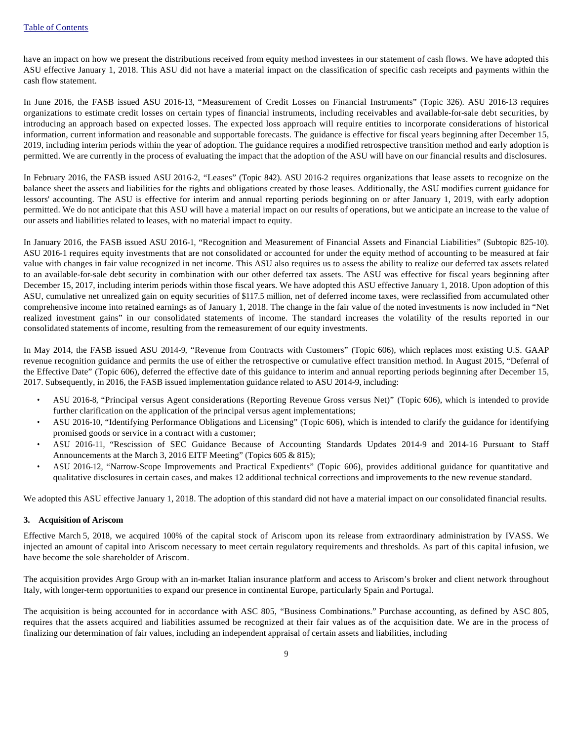have an impact on how we present the distributions received from equity method investees in our statement of cash flows. We have adopted this ASU effective January 1, 2018. This ASU did not have a material impact on the classification of specific cash receipts and payments within the cash flow statement.

In June 2016, the FASB issued ASU 2016-13, "Measurement of Credit Losses on Financial Instruments" (Topic 326). ASU 2016-13 requires organizations to estimate credit losses on certain types of financial instruments, including receivables and available-for-sale debt securities, by introducing an approach based on expected losses. The expected loss approach will require entities to incorporate considerations of historical information, current information and reasonable and supportable forecasts. The guidance is effective for fiscal years beginning after December 15, 2019, including interim periods within the year of adoption. The guidance requires a modified retrospective transition method and early adoption is permitted. We are currently in the process of evaluating the impact that the adoption of the ASU will have on our financial results and disclosures.

In February 2016, the FASB issued ASU 2016-2, "Leases" (Topic 842). ASU 2016-2 requires organizations that lease assets to recognize on the balance sheet the assets and liabilities for the rights and obligations created by those leases. Additionally, the ASU modifies current guidance for lessors' accounting. The ASU is effective for interim and annual reporting periods beginning on or after January 1, 2019, with early adoption permitted. We do not anticipate that this ASU will have a material impact on our results of operations, but we anticipate an increase to the value of our assets and liabilities related to leases, with no material impact to equity.

In January 2016, the FASB issued ASU 2016-1, "Recognition and Measurement of Financial Assets and Financial Liabilities" (Subtopic 825-10). ASU 2016-1 requires equity investments that are not consolidated or accounted for under the equity method of accounting to be measured at fair value with changes in fair value recognized in net income. This ASU also requires us to assess the ability to realize our deferred tax assets related to an available-for-sale debt security in combination with our other deferred tax assets. The ASU was effective for fiscal years beginning after December 15, 2017, including interim periods within those fiscal years. We have adopted this ASU effective January 1, 2018. Upon adoption of this ASU, cumulative net unrealized gain on equity securities of $117.5 million, net of deferred income taxes, were reclassified from accumulated other comprehensive income into retained earnings as of January 1, 2018. The change in the fair value of the noted investments is now included in "Net realized investment gains" in our consolidated statements of income. The standard increases the volatility of the results reported in our consolidated statements of income, resulting from the remeasurement of our equity investments.

In May 2014, the FASB issued ASU 2014-9, "Revenue from Contracts with Customers" (Topic 606), which replaces most existing U.S. GAAP revenue recognition guidance and permits the use of either the retrospective or cumulative effect transition method. In August 2015, "Deferral of the Effective Date" (Topic 606), deferred the effective date of this guidance to interim and annual reporting periods beginning after December 15, 2017. Subsequently, in 2016, the FASB issued implementation guidance related to ASU 2014-9, including:

- ASU 2016-8, "Principal versus Agent considerations (Reporting Revenue Gross versus Net)" (Topic 606), which is intended to provide further clarification on the application of the principal versus agent implementations;
- ASU 2016-10, "Identifying Performance Obligations and Licensing" (Topic 606), which is intended to clarify the guidance for identifying promised goods or service in a contract with a customer;
- ASU 2016-11, "Rescission of SEC Guidance Because of Accounting Standards Updates 2014-9 and 2014-16 Pursuant to Staff Announcements at the March 3, 2016 EITF Meeting" (Topics 605 & 815);
- ASU 2016-12, "Narrow-Scope Improvements and Practical Expedients" (Topic 606), provides additional guidance for quantitative and qualitative disclosures in certain cases, and makes 12 additional technical corrections and improvements to the new revenue standard.

We adopted this ASU effective January 1, 2018. The adoption of this standard did not have a material impact on our consolidated financial results.

### 3. Acquisition of Ariscom

Effective March 5, 2018, we acquired 100% of the capital stock of Ariscom upon its release from extraordinary administration by IVASS. We injected an amount of capital into Ariscom necessary to meet certain regulatory requirements and thresholds. As part of this capital infusion, we have become the sole shareholder of Ariscom.

The acquisition provides Argo Group with an in-market Italian insurance platform and access to Ariscom's broker and client network throughout Italy, with longer-term opportunities to expand our presence in continental Europe, particularly Spain and Portugal.

The acquisition is being accounted for in accordance with ASC 805, "Business Combinations." Purchase accounting, as defined by ASC 805, requires that the assets acquired and liabilities assumed be recognized at their fair values as of the acquisition date. We are in the process of finalizing our determination of fair values, including an independent appraisal of certain assets and liabilities, including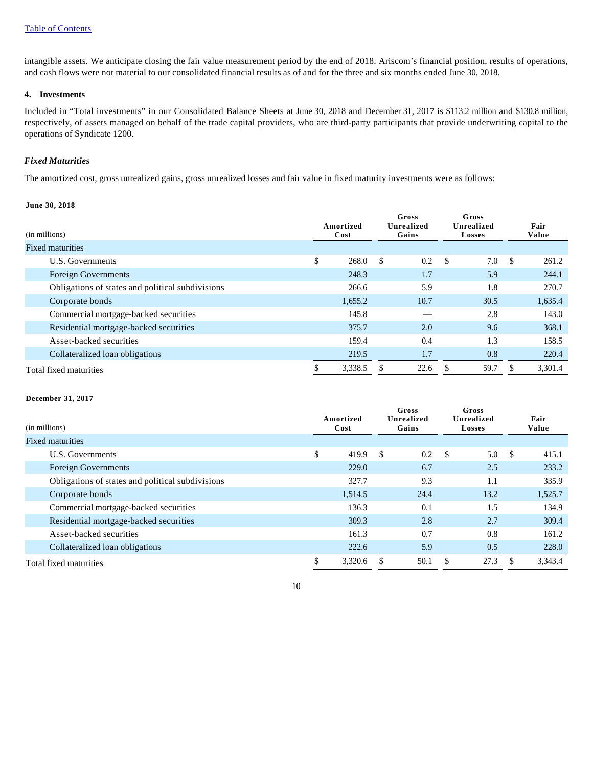intangible assets. We anticipate closing the fair value measurement period by the end of 2018. Ariscom's financial position, results of operations, and cash flows were not material to our consolidated financial results as of and for the three and six months ended June 30, 2018.

## 4. Investments

Included in "Total investments" in our Consolidated Balance Sheets at June 30, 2018 and December 31, 2017 is $113.2 million and $130.8 million, respectively, of assets managed on behalf of the trade capital providers, who are third-party participants that provide underwriting capital to the operations of Syndicate 1200.

### *Fixed Maturities*

The amortized cost, gross unrealized gains, gross unrealized losses and fair value in fixed maturity investments were as follows:

**June 30, 2018**

| (in millions) | Amortized Cost | Gross Unrealized Gains | Gross Unrealized Losses | Fair Value |
|---|---|---|---|---|
| Fixed maturities | | | | |
| U.S. Governments | $ 268.0 | $ 0.2 | $ 7.0 | $ 261.2 |
| Foreign Governments | 248.3 | 1.7 | 5.9 | 244.1 |
| Obligations of states and political subdivisions | 266.6 | 5.9 | 1.8 | 270.7 |
| Corporate bonds | 1,655.2 | 10.7 | 30.5 | 1,635.4 |
| Commercial mortgage-backed securities | 145.8 | — | 2.8 | 143.0 |
| Residential mortgage-backed securities | 375.7 | 2.0 | 9.6 | 368.1 |
| Asset-backed securities | 159.4 | 0.4 | 1.3 | 158.5 |
| Collateralized loan obligations | 219.5 | 1.7 | 0.8 | 220.4 |
| Total fixed maturities | $ 3,338.5 | $ 22.6 | $ 59.7 | $ 3,301.4 |

**December 31, 2017**

| (in millions) | Amortized Cost | Gross Unrealized Gains | Gross Unrealized Losses | Fair Value |
|---|---|---|---|---|
| Fixed maturities | | | | |
| U.S. Governments | $ 419.9 | $ 0.2 | $ 5.0 | $ 415.1 |
| Foreign Governments | 229.0 | 6.7 | 2.5 | 233.2 |
| Obligations of states and political subdivisions | 327.7 | 9.3 | 1.1 | 335.9 |
| Corporate bonds | 1,514.5 | 24.4 | 13.2 | 1,525.7 |
| Commercial mortgage-backed securities | 136.3 | 0.1 | 1.5 | 134.9 |
| Residential mortgage-backed securities | 309.3 | 2.8 | 2.7 | 309.4 |
| Asset-backed securities | 161.3 | 0.7 | 0.8 | 161.2 |
| Collateralized loan obligations | 222.6 | 5.9 | 0.5 | 228.0 |
| Total fixed maturities | $ 3,320.6 | $ 50.1 | $ 27.3 | $ 3,343.4 |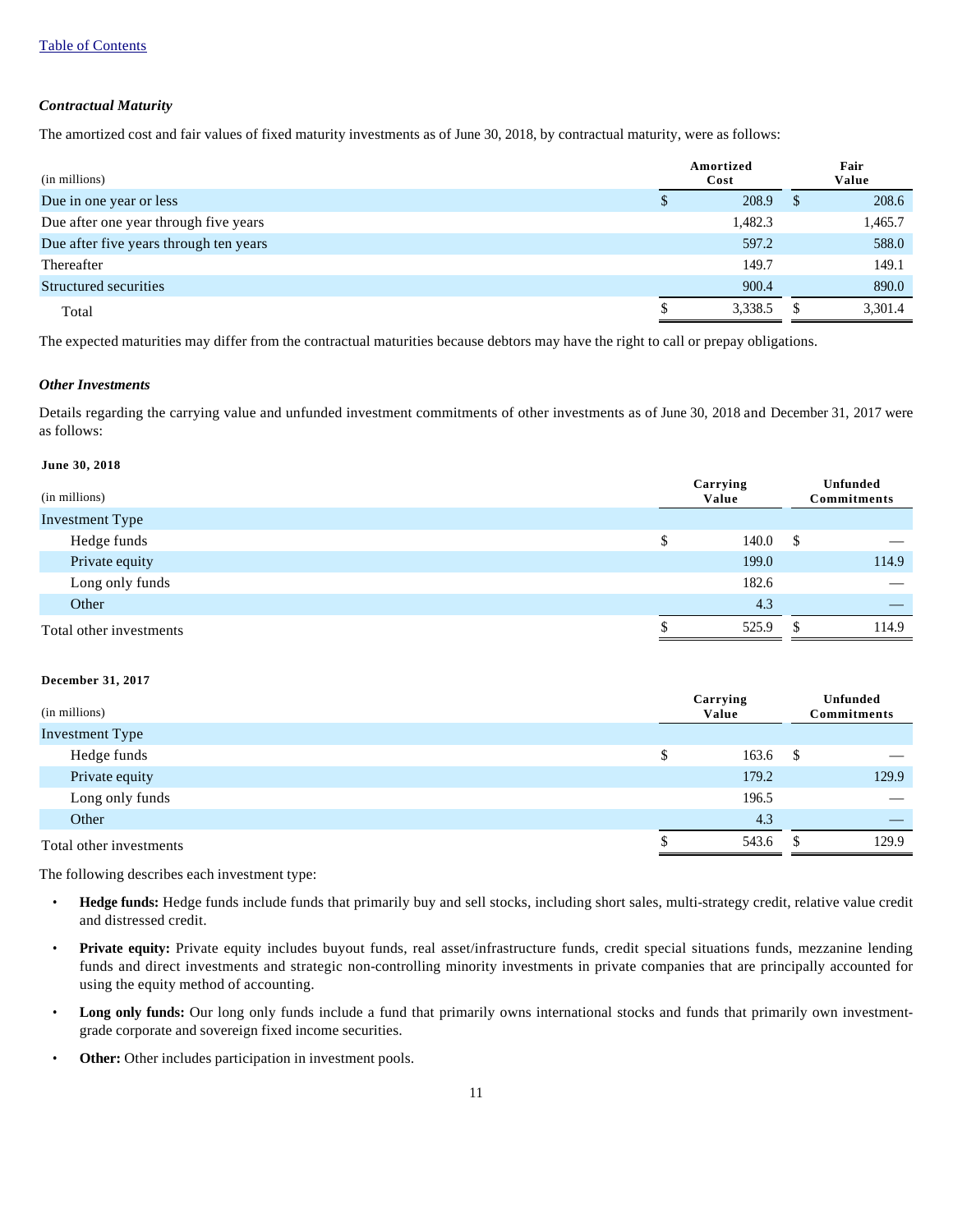### *Contractual Maturity*

The amortized cost and fair values of fixed maturity investments as of June 30, 2018, by contractual maturity, were as follows:

| (in millions) | Amortized Cost | Fair Value |
|---|---|---|
| Due in one year or less | $ 208.9 | $ 208.6 |
| Due after one year through five years | 1,482.3 | 1,465.7 |
| Due after five years through ten years | 597.2 | 588.0 |
| Thereafter | 149.7 | 149.1 |
| Structured securities | 900.4 | 890.0 |
| Total | $ 3,338.5 | $ 3,301.4 |

The expected maturities may differ from the contractual maturities because debtors may have the right to call or prepay obligations.

### *Other Investments*

Details regarding the carrying value and unfunded investment commitments of other investments as of June 30, 2018 and December 31, 2017 were as follows:

**June 30, 2018**

| (in millions) | Carrying Value | Unfunded Commitments |
|---|---|---|
| Investment Type | | |
| Hedge funds | $ 140.0 | $ — |
| Private equity | 199.0 | 114.9 |
| Long only funds | 182.6 | — |
| Other | 4.3 | — |
| Total other investments | $ 525.9 | $ 114.9 |

**December 31, 2017**

| (in millions) | Carrying Value | Unfunded Commitments |
|---|---|---|
| Investment Type | | |
| Hedge funds | $ 163.6 | $ — |
| Private equity | 179.2 | 129.9 |
| Long only funds | 196.5 | — |
| Other | 4.3 | — |
| Total other investments | $ 543.6 | $ 129.9 |

The following describes each investment type:

- **Hedge funds:** Hedge funds include funds that primarily buy and sell stocks, including short sales, multi-strategy credit, relative value credit and distressed credit.
- **Private equity:** Private equity includes buyout funds, real asset/infrastructure funds, credit special situations funds, mezzanine lending funds and direct investments and strategic non-controlling minority investments in private companies that are principally accounted for using the equity method of accounting.
- **Long only funds:** Our long only funds include a fund that primarily owns international stocks and funds that primarily own investment-grade corporate and sovereign fixed income securities.
- **Other:** Other includes participation in investment pools.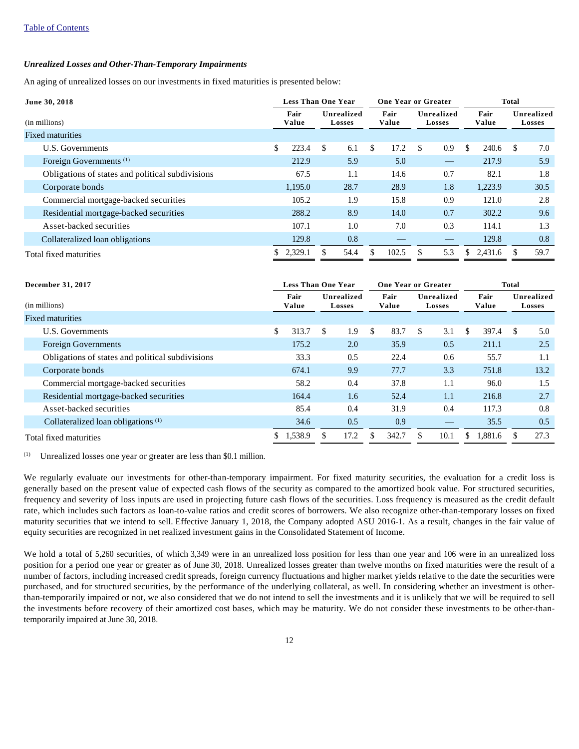[Table of Contents](#)

***Unrealized Losses and Other-Than-Temporary Impairments***

An aging of unrealized losses on our investments in fixed maturities is presented below:

| June 30, 2018 | Less Than One Year | | One Year or Greater | | Total | |
|---|---|---|---|---|---|---|
| (in millions) | Fair Value | Unrealized Losses | Fair Value | Unrealized Losses | Fair Value | Unrealized Losses |
| Fixed maturities | | | | | | |
| U.S. Governments | $ 223.4 | $ 6.1 | $ 17.2 | $ 0.9 | $ 240.6 | $ 7.0 |
| Foreign Governments [1] | 212.9 | 5.9 | 5.0 | — | 217.9 | 5.9 |
| Obligations of states and political subdivisions | 67.5 | 1.1 | 14.6 | 0.7 | 82.1 | 1.8 |
| Corporate bonds | 1,195.0 | 28.7 | 28.9 | 1.8 | 1,223.9 | 30.5 |
| Commercial mortgage-backed securities | 105.2 | 1.9 | 15.8 | 0.9 | 121.0 | 2.8 |
| Residential mortgage-backed securities | 288.2 | 8.9 | 14.0 | 0.7 | 302.2 | 9.6 |
| Asset-backed securities | 107.1 | 1.0 | 7.0 | 0.3 | 114.1 | 1.3 |
| Collateralized loan obligations | 129.8 | 0.8 | — | — | 129.8 | 0.8 |
| Total fixed maturities | $ 2,329.1 | $ 54.4 | $ 102.5 | $ 5.3 | $ 2,431.6 | $ 59.7 |

| December 31, 2017 | Less Than One Year | | One Year or Greater | | Total | |
|---|---|---|---|---|---|---|
| (in millions) | Fair Value | Unrealized Losses | Fair Value | Unrealized Losses | Fair Value | Unrealized Losses |
| Fixed maturities | | | | | | |
| U.S. Governments | $ 313.7 | $ 1.9 | $ 83.7 | $ 3.1 | $ 397.4 | $ 5.0 |
| Foreign Governments | 175.2 | 2.0 | 35.9 | 0.5 | 211.1 | 2.5 |
| Obligations of states and political subdivisions | 33.3 | 0.5 | 22.4 | 0.6 | 55.7 | 1.1 |
| Corporate bonds | 674.1 | 9.9 | 77.7 | 3.3 | 751.8 | 13.2 |
| Commercial mortgage-backed securities | 58.2 | 0.4 | 37.8 | 1.1 | 96.0 | 1.5 |
| Residential mortgage-backed securities | 164.4 | 1.6 | 52.4 | 1.1 | 216.8 | 2.7 |
| Asset-backed securities | 85.4 | 0.4 | 31.9 | 0.4 | 117.3 | 0.8 |
| Collateralized loan obligations [1] | 34.6 | 0.5 | 0.9 | — | 35.5 | 0.5 |
| Total fixed maturities | $ 1,538.9 | $ 17.2 | $ 342.7 | $ 10.1 | $ 1,881.6 | $ 27.3 |

[1] Unrealized losses one year or greater are less than $0.1 million.

We regularly evaluate our investments for other-than-temporary impairment. For fixed maturity securities, the evaluation for a credit loss is generally based on the present value of expected cash flows of the security as compared to the amortized book value. For structured securities, frequency and severity of loss inputs are used in projecting future cash flows of the securities. Loss frequency is measured as the credit default rate, which includes such factors as loan-to-value ratios and credit scores of borrowers. We also recognize other-than-temporary losses on fixed maturity securities that we intend to sell. Effective January 1, 2018, the Company adopted ASU 2016-1. As a result, changes in the fair value of equity securities are recognized in net realized investment gains in the Consolidated Statement of Income.

We hold a total of 5,260 securities, of which 3,349 were in an unrealized loss position for less than one year and 106 were in an unrealized loss position for a period one year or greater as of June 30, 2018. Unrealized losses greater than twelve months on fixed maturities were the result of a number of factors, including increased credit spreads, foreign currency fluctuations and higher market yields relative to the date the securities were purchased, and for structured securities, by the performance of the underlying collateral, as well. In considering whether an investment is other-than-temporarily impaired or not, we also considered that we do not intend to sell the investments and it is unlikely that we will be required to sell the investments before recovery of their amortized cost bases, which may be maturity. We do not consider these investments to be other-than-temporarily impaired at June 30, 2018.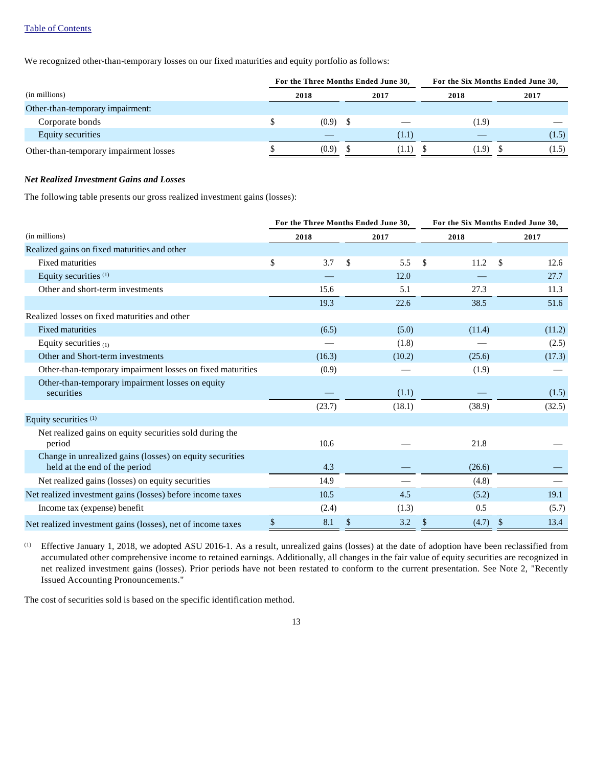We recognized other-than-temporary losses on our fixed maturities and equity portfolio as follows:

| (in millions) | For the Three Months Ended June 30, 2018 | For the Three Months Ended June 30, 2017 | For the Six Months Ended June 30, 2018 | For the Six Months Ended June 30, 2017 |
|---|---|---|---|---|
| Other-than-temporary impairment: | | | | |
| Corporate bonds | $ (0.9) | $ — | (1.9) | — |
| Equity securities | — | (1.1) | — | (1.5) |
| Other-than-temporary impairment losses | $ (0.9) | $ (1.1) | $ (1.9) | $ (1.5) |

***Net Realized Investment Gains and Losses***

The following table presents our gross realized investment gains (losses):

| (in millions) | For the Three Months Ended June 30, 2018 | For the Three Months Ended June 30, 2017 | For the Six Months Ended June 30, 2018 | For the Six Months Ended June 30, 2017 |
|---|---|---|---|---|
| Realized gains on fixed maturities and other | | | | |
| Fixed maturities | $ 3.7 | $ 5.5 | $ 11.2 | $ 12.6 |
| Equity securities [(1)] | — | 12.0 | — | 27.7 |
| Other and short-term investments | 15.6 | 5.1 | 27.3 | 11.3 |
| | 19.3 | 22.6 | 38.5 | 51.6 |
| Realized losses on fixed maturities and other | | | | |
| Fixed maturities | (6.5) | (5.0) | (11.4) | (11.2) |
| Equity securities [(1)] | — | (1.8) | — | (2.5) |
| Other and Short-term investments | (16.3) | (10.2) | (25.6) | (17.3) |
| Other-than-temporary impairment losses on fixed maturities | (0.9) | — | (1.9) | — |
| Other-than-temporary impairment losses on equity securities | — | (1.1) | — | (1.5) |
| | (23.7) | (18.1) | (38.9) | (32.5) |
| Equity securities [(1)] | | | | |
| Net realized gains on equity securities sold during the period | 10.6 | — | 21.8 | — |
| Change in unrealized gains (losses) on equity securities held at the end of the period | 4.3 | — | (26.6) | — |
| Net realized gains (losses) on equity securities | 14.9 | — | (4.8) | — |
| Net realized investment gains (losses) before income taxes | 10.5 | 4.5 | (5.2) | 19.1 |
| Income tax (expense) benefit | (2.4) | (1.3) | 0.5 | (5.7) |
| Net realized investment gains (losses), net of income taxes | $ 8.1 | $ 3.2 | $ (4.7) | $ 13.4 |

[(1)] Effective January 1, 2018, we adopted ASU 2016-1. As a result, unrealized gains (losses) at the date of adoption have been reclassified from accumulated other comprehensive income to retained earnings. Additionally, all changes in the fair value of equity securities are recognized in net realized investment gains (losses). Prior periods have not been restated to conform to the current presentation. See Note 2, "Recently Issued Accounting Pronouncements."

The cost of securities sold is based on the specific identification method.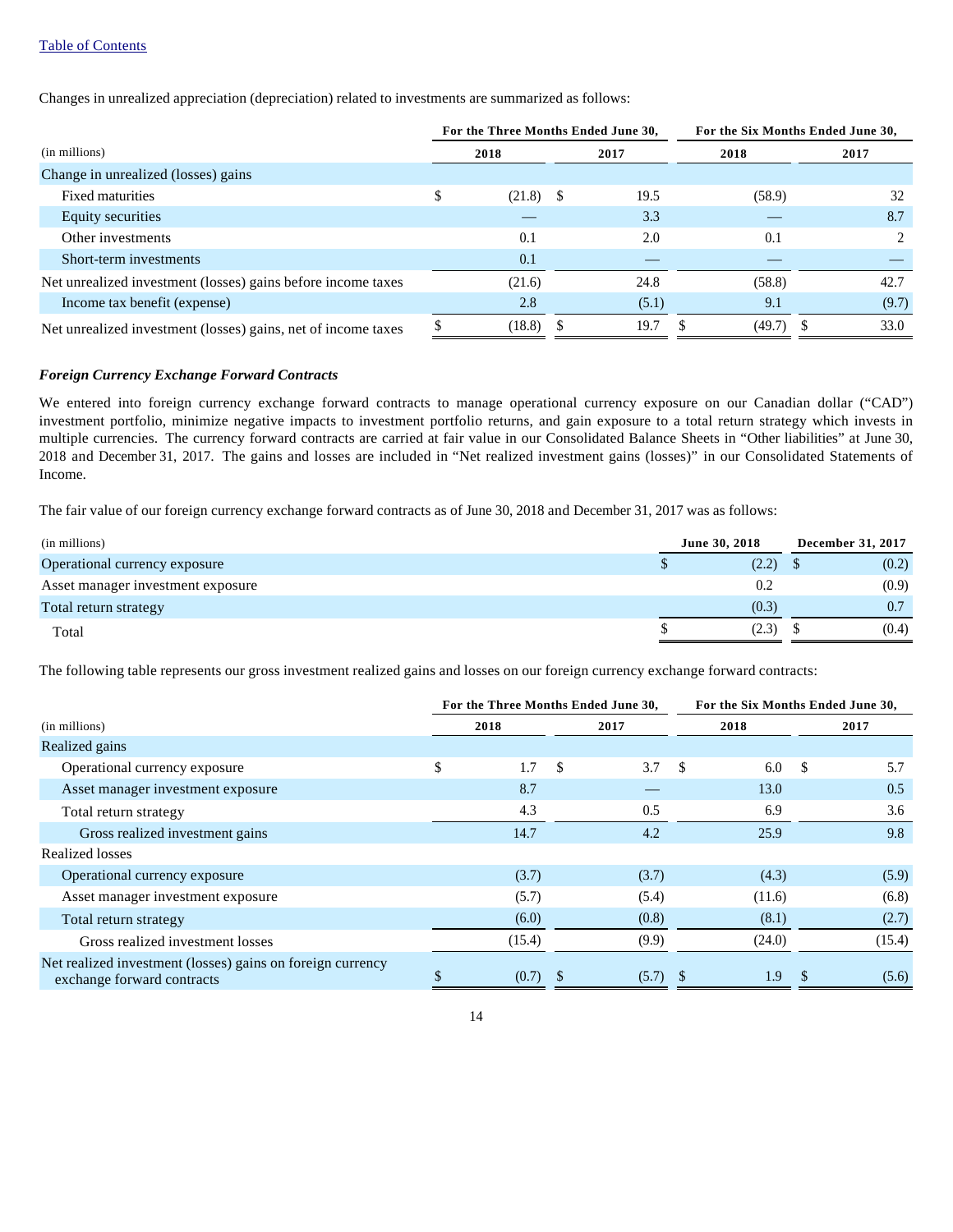Changes in unrealized appreciation (depreciation) related to investments are summarized as follows:

| (in millions) | For the Three Months Ended June 30, 2018 | For the Three Months Ended June 30, 2017 | For the Six Months Ended June 30, 2018 | For the Six Months Ended June 30, 2017 |
|---|---|---|---|---|
| Change in unrealized (losses) gains | | | | |
| Fixed maturities | $ (21.8) | $ 19.5 | (58.9) | 32 |
| Equity securities | — | 3.3 | — | 8.7 |
| Other investments | 0.1 | 2.0 | 0.1 | 2 |
| Short-term investments | 0.1 | — | — | — |
| Net unrealized investment (losses) gains before income taxes | (21.6) | 24.8 | (58.8) | 42.7 |
| Income tax benefit (expense) | 2.8 | (5.1) | 9.1 | (9.7) |
| Net unrealized investment (losses) gains, net of income taxes | $ (18.8) | $ 19.7 | $ (49.7) | $ 33.0 |

### *Foreign Currency Exchange Forward Contracts*

We entered into foreign currency exchange forward contracts to manage operational currency exposure on our Canadian dollar ("CAD") investment portfolio, minimize negative impacts to investment portfolio returns, and gain exposure to a total return strategy which invests in multiple currencies. The currency forward contracts are carried at fair value in our Consolidated Balance Sheets in "Other liabilities" at June 30, 2018 and December 31, 2017. The gains and losses are included in "Net realized investment gains (losses)" in our Consolidated Statements of Income.

The fair value of our foreign currency exchange forward contracts as of June 30, 2018 and December 31, 2017 was as follows:

| (in millions) | June 30, 2018 | December 31, 2017 |
|---|---|---|
| Operational currency exposure | $ (2.2) | $ (0.2) |
| Asset manager investment exposure | 0.2 | (0.9) |
| Total return strategy | (0.3) | 0.7 |
| Total | $ (2.3) | $ (0.4) |

The following table represents our gross investment realized gains and losses on our foreign currency exchange forward contracts:

| (in millions) | For the Three Months Ended June 30, 2018 | For the Three Months Ended June 30, 2017 | For the Six Months Ended June 30, 2018 | For the Six Months Ended June 30, 2017 |
|---|---|---|---|---|
| Realized gains | | | | |
| Operational currency exposure | $ 1.7 | $ 3.7 | $ 6.0 | $ 5.7 |
| Asset manager investment exposure | 8.7 | — | 13.0 | 0.5 |
| Total return strategy | 4.3 | 0.5 | 6.9 | 3.6 |
| Gross realized investment gains | 14.7 | 4.2 | 25.9 | 9.8 |
| Realized losses | | | | |
| Operational currency exposure | (3.7) | (3.7) | (4.3) | (5.9) |
| Asset manager investment exposure | (5.7) | (5.4) | (11.6) | (6.8) |
| Total return strategy | (6.0) | (0.8) | (8.1) | (2.7) |
| Gross realized investment losses | (15.4) | (9.9) | (24.0) | (15.4) |
| Net realized investment (losses) gains on foreign currency exchange forward contracts | $ (0.7) | $ (5.7) | $ 1.9 | $ (5.6) |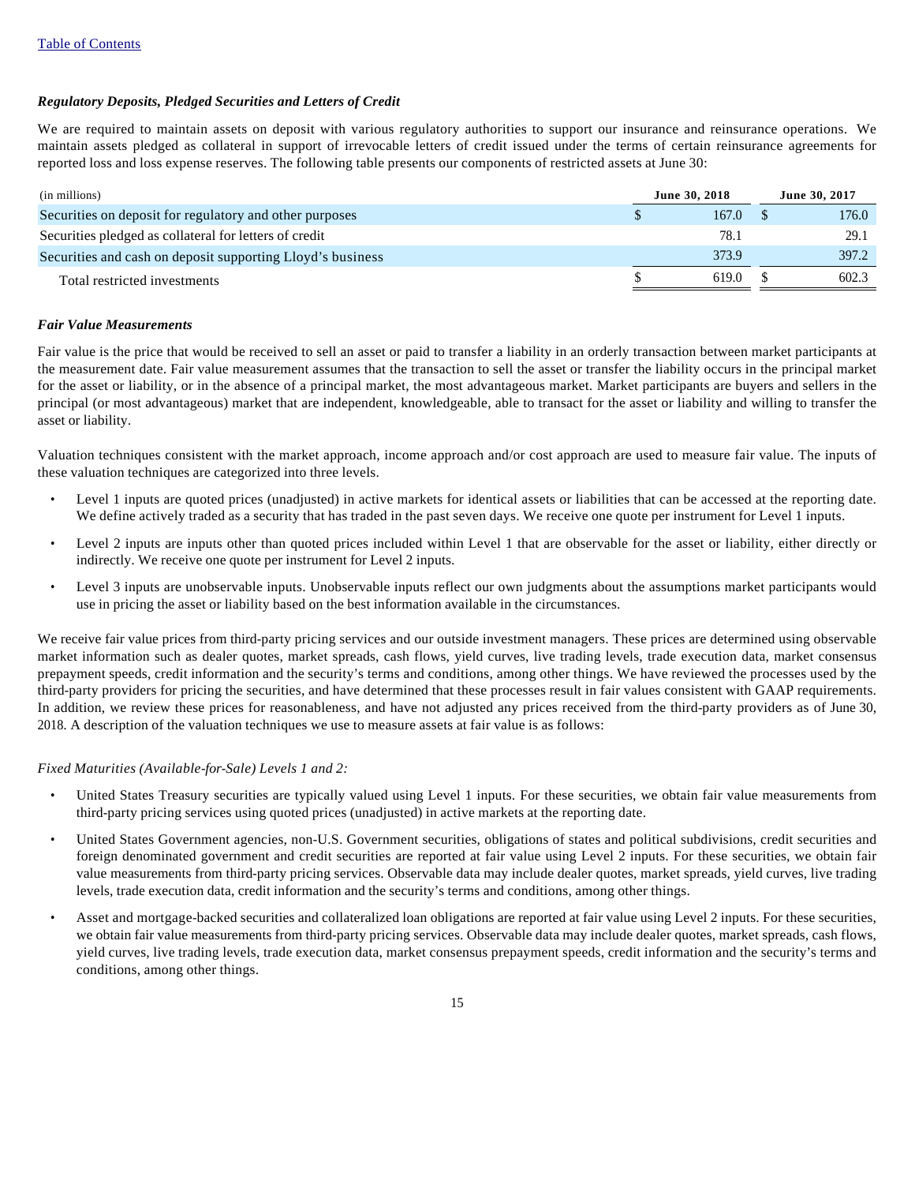### *Regulatory Deposits, Pledged Securities and Letters of Credit*

We are required to maintain assets on deposit with various regulatory authorities to support our insurance and reinsurance operations. We maintain assets pledged as collateral in support of irrevocable letters of credit issued under the terms of certain reinsurance agreements for reported loss and loss expense reserves. The following table presents our components of restricted assets at June 30:

| (in millions) | June 30, 2018 | June 30, 2017 |
|---|---|---|
| Securities on deposit for regulatory and other purposes | $ 167.0 | $ 176.0 |
| Securities pledged as collateral for letters of credit | 78.1 | 29.1 |
| Securities and cash on deposit supporting Lloyd's business | 373.9 | 397.2 |
| Total restricted investments | $ 619.0 | $ 602.3 |

### *Fair Value Measurements*

Fair value is the price that would be received to sell an asset or paid to transfer a liability in an orderly transaction between market participants at the measurement date. Fair value measurement assumes that the transaction to sell the asset or transfer the liability occurs in the principal market for the asset or liability, or in the absence of a principal market, the most advantageous market. Market participants are buyers and sellers in the principal (or most advantageous) market that are independent, knowledgeable, able to transact for the asset or liability and willing to transfer the asset or liability.

Valuation techniques consistent with the market approach, income approach and/or cost approach are used to measure fair value. The inputs of these valuation techniques are categorized into three levels.

- Level 1 inputs are quoted prices (unadjusted) in active markets for identical assets or liabilities that can be accessed at the reporting date. We define actively traded as a security that has traded in the past seven days. We receive one quote per instrument for Level 1 inputs.
- Level 2 inputs are inputs other than quoted prices included within Level 1 that are observable for the asset or liability, either directly or indirectly. We receive one quote per instrument for Level 2 inputs.
- Level 3 inputs are unobservable inputs. Unobservable inputs reflect our own judgments about the assumptions market participants would use in pricing the asset or liability based on the best information available in the circumstances.

We receive fair value prices from third-party pricing services and our outside investment managers. These prices are determined using observable market information such as dealer quotes, market spreads, cash flows, yield curves, live trading levels, trade execution data, market consensus prepayment speeds, credit information and the security's terms and conditions, among other things. We have reviewed the processes used by the third-party providers for pricing the securities, and have determined that these processes result in fair values consistent with GAAP requirements. In addition, we review these prices for reasonableness, and have not adjusted any prices received from the third-party providers as of June 30, 2018. A description of the valuation techniques we use to measure assets at fair value is as follows:

*Fixed Maturities (Available-for-Sale) Levels 1 and 2:*

- United States Treasury securities are typically valued using Level 1 inputs. For these securities, we obtain fair value measurements from third-party pricing services using quoted prices (unadjusted) in active markets at the reporting date.
- United States Government agencies, non-U.S. Government securities, obligations of states and political subdivisions, credit securities and foreign denominated government and credit securities are reported at fair value using Level 2 inputs. For these securities, we obtain fair value measurements from third-party pricing services. Observable data may include dealer quotes, market spreads, yield curves, live trading levels, trade execution data, credit information and the security's terms and conditions, among other things.
- Asset and mortgage-backed securities and collateralized loan obligations are reported at fair value using Level 2 inputs. For these securities, we obtain fair value measurements from third-party pricing services. Observable data may include dealer quotes, market spreads, cash flows, yield curves, live trading levels, trade execution data, market consensus prepayment speeds, credit information and the security's terms and conditions, among other things.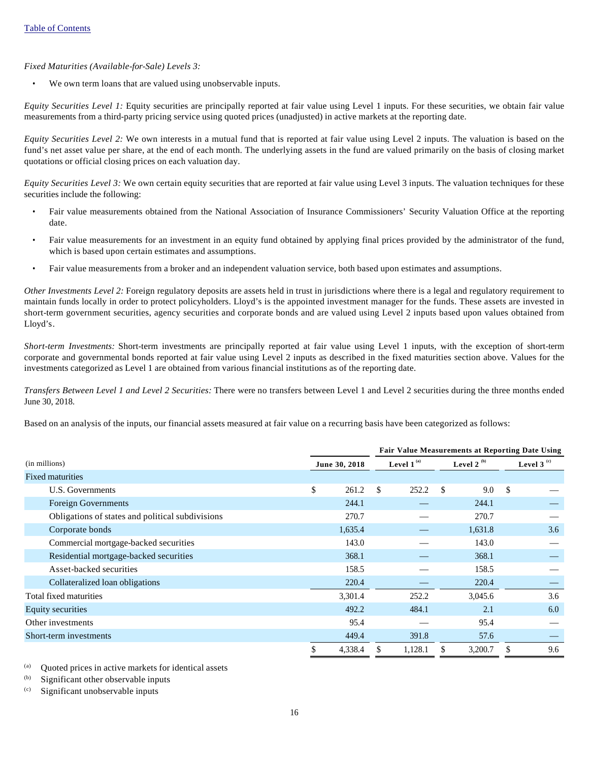*Fixed Maturities (Available-for-Sale) Levels 3:*

- We own term loans that are valued using unobservable inputs.

*Equity Securities Level 1:* Equity securities are principally reported at fair value using Level 1 inputs. For these securities, we obtain fair value measurements from a third-party pricing service using quoted prices (unadjusted) in active markets at the reporting date.

*Equity Securities Level 2:* We own interests in a mutual fund that is reported at fair value using Level 2 inputs. The valuation is based on the fund's net asset value per share, at the end of each month. The underlying assets in the fund are valued primarily on the basis of closing market quotations or official closing prices on each valuation day.

*Equity Securities Level 3:* We own certain equity securities that are reported at fair value using Level 3 inputs. The valuation techniques for these securities include the following:

- Fair value measurements obtained from the National Association of Insurance Commissioners' Security Valuation Office at the reporting date.
- Fair value measurements for an investment in an equity fund obtained by applying final prices provided by the administrator of the fund, which is based upon certain estimates and assumptions.
- Fair value measurements from a broker and an independent valuation service, both based upon estimates and assumptions.

*Other Investments Level 2:* Foreign regulatory deposits are assets held in trust in jurisdictions where there is a legal and regulatory requirement to maintain funds locally in order to protect policyholders. Lloyd's is the appointed investment manager for the funds. These assets are invested in short-term government securities, agency securities and corporate bonds and are valued using Level 2 inputs based upon values obtained from Lloyd's.

*Short-term Investments:* Short-term investments are principally reported at fair value using Level 1 inputs, with the exception of short-term corporate and governmental bonds reported at fair value using Level 2 inputs as described in the fixed maturities section above. Values for the investments categorized as Level 1 are obtained from various financial institutions as of the reporting date.

*Transfers Between Level 1 and Level 2 Securities:* There were no transfers between Level 1 and Level 2 securities during the three months ended June 30, 2018.

Based on an analysis of the inputs, our financial assets measured at fair value on a recurring basis have been categorized as follows:

| | | Fair Value Measurements at Reporting Date Using | | |
|---|---|---|---|---|
| (in millions) | June 30, 2018 | Level 1 [(a)] | Level 2 [(b)] | Level 3 [(c)] |
| Fixed maturities | | | | |
| U.S. Governments | $ 261.2 | $ 252.2 | $ 9.0 | $ — |
| Foreign Governments | 244.1 | — | 244.1 | — |
| Obligations of states and political subdivisions | 270.7 | — | 270.7 | — |
| Corporate bonds | 1,635.4 | — | 1,631.8 | 3.6 |
| Commercial mortgage-backed securities | 143.0 | — | 143.0 | — |
| Residential mortgage-backed securities | 368.1 | — | 368.1 | — |
| Asset-backed securities | 158.5 | — | 158.5 | — |
| Collateralized loan obligations | 220.4 | — | 220.4 | — |
| Total fixed maturities | 3,301.4 | 252.2 | 3,045.6 | 3.6 |
| Equity securities | 492.2 | 484.1 | 2.1 | 6.0 |
| Other investments | 95.4 | — | 95.4 | — |
| Short-term investments | 449.4 | 391.8 | 57.6 | — |
| | $ 4,338.4 | $ 1,128.1 | $ 3,200.7 | $ 9.6 |

(a) Quoted prices in active markets for identical assets

(b) Significant other observable inputs

(c) Significant unobservable inputs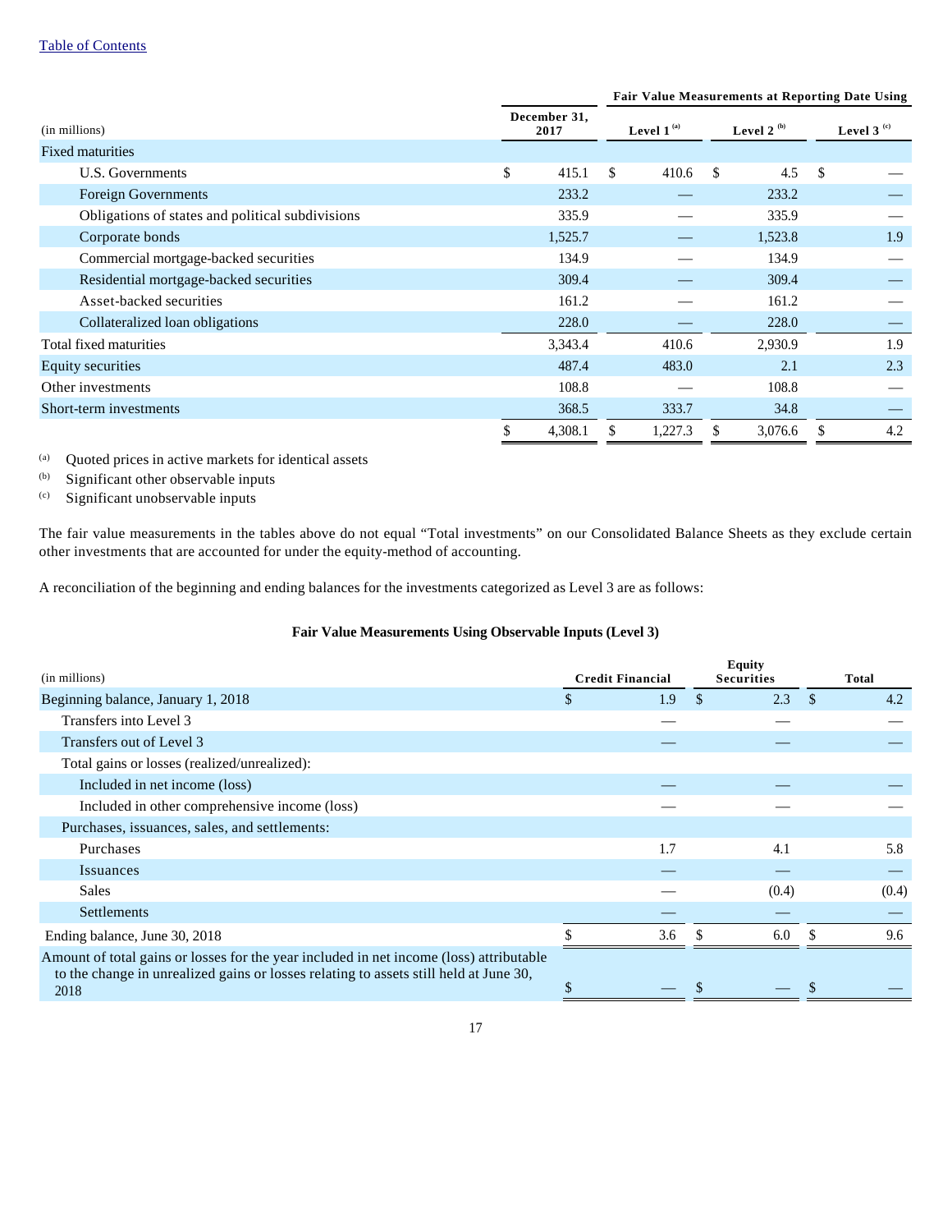| (in millions) | December 31, 2017 | Fair Value Measurements at Reporting Date Using | | |
|---|---|---|---|---|
| | | Level 1 [(a)] | Level 2 [(b)] | Level 3 [(c)] |
| Fixed maturities | | | | |
| U.S. Governments | $ 415.1 | $ 410.6 | $ 4.5 | $ — |
| Foreign Governments | 233.2 | — | 233.2 | — |
| Obligations of states and political subdivisions | 335.9 | — | 335.9 | — |
| Corporate bonds | 1,525.7 | — | 1,523.8 | 1.9 |
| Commercial mortgage-backed securities | 134.9 | — | 134.9 | — |
| Residential mortgage-backed securities | 309.4 | — | 309.4 | — |
| Asset-backed securities | 161.2 | — | 161.2 | — |
| Collateralized loan obligations | 228.0 | — | 228.0 | — |
| Total fixed maturities | 3,343.4 | 410.6 | 2,930.9 | 1.9 |
| Equity securities | 487.4 | 483.0 | 2.1 | 2.3 |
| Other investments | 108.8 | — | 108.8 | — |
| Short-term investments | 368.5 | 333.7 | 34.8 | — |
| | $ 4,308.1 | $ 1,227.3 | $ 3,076.6 | $ 4.2 |

(a) Quoted prices in active markets for identical assets
(b) Significant other observable inputs
(c) Significant unobservable inputs

The fair value measurements in the tables above do not equal "Total investments" on our Consolidated Balance Sheets as they exclude certain other investments that are accounted for under the equity-method of accounting.

A reconciliation of the beginning and ending balances for the investments categorized as Level 3 are as follows:

**Fair Value Measurements Using Observable Inputs (Level 3)**

| (in millions) | Credit Financial | Equity Securities | Total |
|---|---|---|---|
| Beginning balance, January 1, 2018 | $ 1.9 | $ 2.3 | $ 4.2 |
| Transfers into Level 3 | — | — | — |
| Transfers out of Level 3 | — | — | — |
| Total gains or losses (realized/unrealized): | | | |
| Included in net income (loss) | — | — | — |
| Included in other comprehensive income (loss) | — | — | — |
| Purchases, issuances, sales, and settlements: | | | |
| Purchases | 1.7 | 4.1 | 5.8 |
| Issuances | — | — | — |
| Sales | — | (0.4) | (0.4) |
| Settlements | — | — | — |
| Ending balance, June 30, 2018 | $ 3.6 | $ 6.0 | $ 9.6 |
| Amount of total gains or losses for the year included in net income (loss) attributable to the change in unrealized gains or losses relating to assets still held at June 30, 2018 | $ — | $ — | $ — |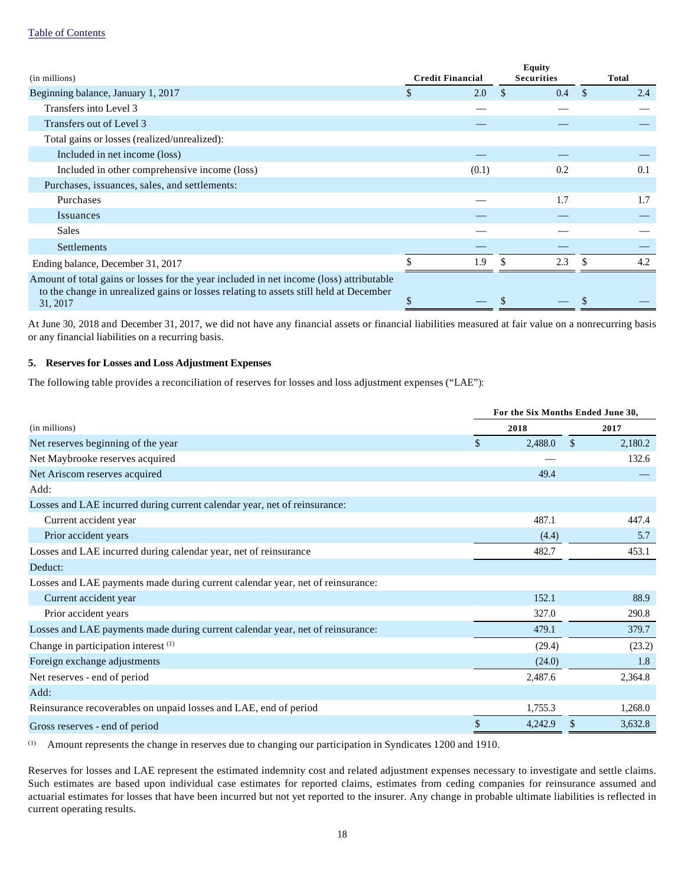| (in millions) | Credit Financial | Equity Securities | Total |
|---|---|---|---|
| Beginning balance, January 1, 2017 | $ 2.0 | $ 0.4 | $ 2.4 |
| Transfers into Level 3 | — | — | — |
| Transfers out of Level 3 | — | — | — |
| Total gains or losses (realized/unrealized): | | | |
| Included in net income (loss) | — | — | — |
| Included in other comprehensive income (loss) | (0.1) | 0.2 | 0.1 |
| Purchases, issuances, sales, and settlements: | | | |
| Purchases | — | 1.7 | 1.7 |
| Issuances | — | — | — |
| Sales | — | — | — |
| Settlements | — | — | — |
| Ending balance, December 31, 2017 | $ 1.9 | $ 2.3 | $ 4.2 |
| Amount of total gains or losses for the year included in net income (loss) attributable to the change in unrealized gains or losses relating to assets still held at December 31, 2017 | $ — | $ — | $ — |

At June 30, 2018 and December 31, 2017, we did not have any financial assets or financial liabilities measured at fair value on a nonrecurring basis or any financial liabilities on a recurring basis.

## 5. Reserves for Losses and Loss Adjustment Expenses

The following table provides a reconciliation of reserves for losses and loss adjustment expenses ("LAE"):

| | For the Six Months Ended June 30, | |
|---|---|---|
| (in millions) | 2018 | 2017 |
| Net reserves beginning of the year | $ 2,488.0 | $ 2,180.2 |
| Net Maybrooke reserves acquired | — | 132.6 |
| Net Ariscom reserves acquired | 49.4 | — |
| Add: | | |
| Losses and LAE incurred during current calendar year, net of reinsurance: | | |
| Current accident year | 487.1 | 447.4 |
| Prior accident years | (4.4) | 5.7 |
| Losses and LAE incurred during calendar year, net of reinsurance | 482.7 | 453.1 |
| Deduct: | | |
| Losses and LAE payments made during current calendar year, net of reinsurance: | | |
| Current accident year | 152.1 | 88.9 |
| Prior accident years | 327.0 | 290.8 |
| Losses and LAE payments made during current calendar year, net of reinsurance: | 479.1 | 379.7 |
| Change in participation interest [(1)] | (29.4) | (23.2) |
| Foreign exchange adjustments | (24.0) | 1.8 |
| Net reserves - end of period | 2,487.6 | 2,364.8 |
| Add: | | |
| Reinsurance recoverables on unpaid losses and LAE, end of period | 1,755.3 | 1,268.0 |
| Gross reserves - end of period | $ 4,242.9 | $ 3,632.8 |

(1) Amount represents the change in reserves due to changing our participation in Syndicates 1200 and 1910.

Reserves for losses and LAE represent the estimated indemnity cost and related adjustment expenses necessary to investigate and settle claims. Such estimates are based upon individual case estimates for reported claims, estimates from ceding companies for reinsurance assumed and actuarial estimates for losses that have been incurred but not yet reported to the insurer. Any change in probable ultimate liabilities is reflected in current operating results.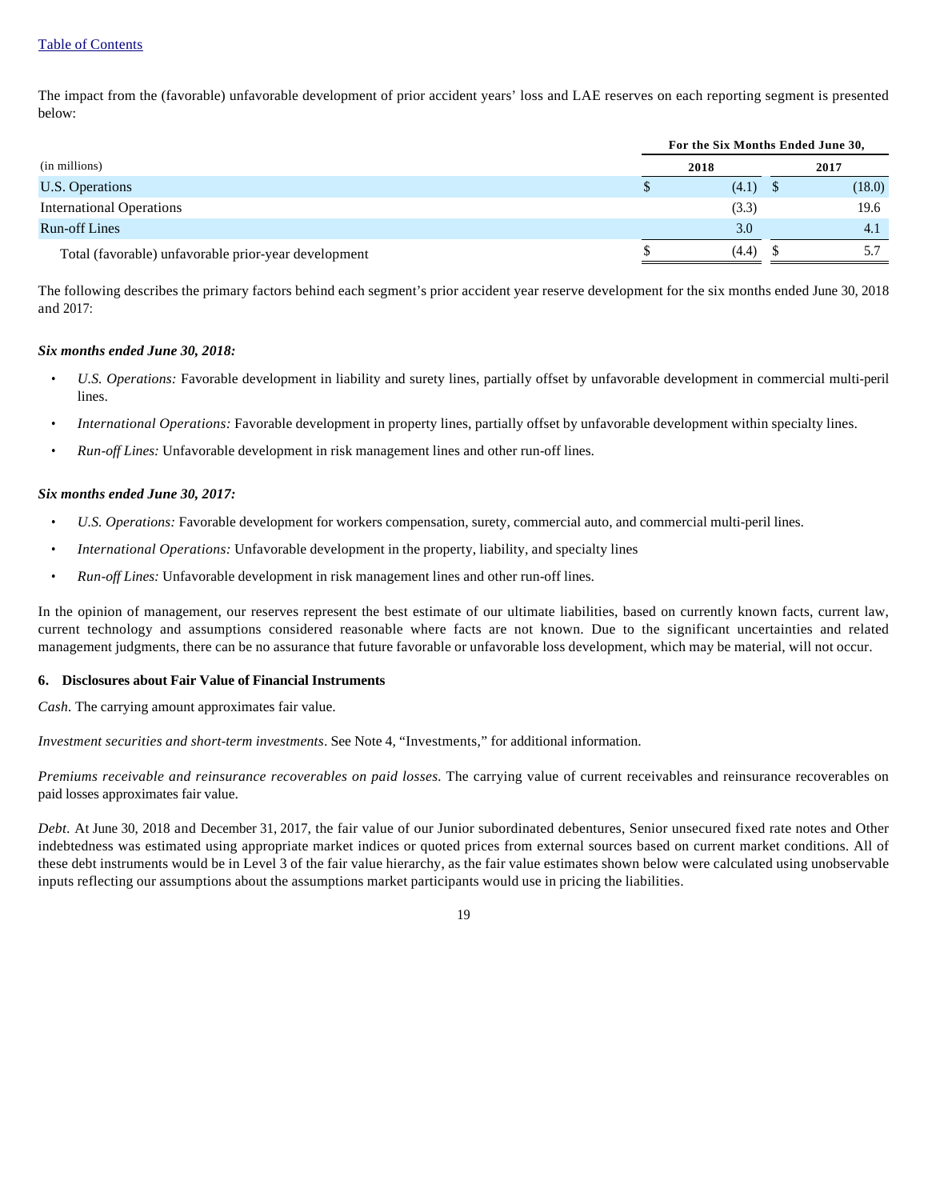The impact from the (favorable) unfavorable development of prior accident years' loss and LAE reserves on each reporting segment is presented below:

| | For the Six Months Ended June 30, | |
|---|---|---|
| (in millions) | 2018 | 2017 |
| U.S. Operations | $ (4.1) | $ (18.0) |
| International Operations | (3.3) | 19.6 |
| Run-off Lines | 3.0 | 4.1 |
| Total (favorable) unfavorable prior-year development | $ (4.4) | $ 5.7 |

The following describes the primary factors behind each segment's prior accident year reserve development for the six months ended June 30, 2018 and 2017:

***Six months ended June 30, 2018:***

- *U.S. Operations:* Favorable development in liability and surety lines, partially offset by unfavorable development in commercial multi-peril lines.
- *International Operations:* Favorable development in property lines, partially offset by unfavorable development within specialty lines.
- *Run-off Lines:* Unfavorable development in risk management lines and other run-off lines.

***Six months ended June 30, 2017:***

- *U.S. Operations:* Favorable development for workers compensation, surety, commercial auto, and commercial multi-peril lines.
- *International Operations:* Unfavorable development in the property, liability, and specialty lines
- *Run-off Lines:* Unfavorable development in risk management lines and other run-off lines.

In the opinion of management, our reserves represent the best estimate of our ultimate liabilities, based on currently known facts, current law, current technology and assumptions considered reasonable where facts are not known. Due to the significant uncertainties and related management judgments, there can be no assurance that future favorable or unfavorable loss development, which may be material, will not occur.

**6. Disclosures about Fair Value of Financial Instruments**

*Cash*. The carrying amount approximates fair value.

*Investment securities and short-term investments*. See Note 4, "Investments," for additional information.

*Premiums receivable and reinsurance recoverables on paid losses*. The carrying value of current receivables and reinsurance recoverables on paid losses approximates fair value.

*Debt*. At June 30, 2018 and December 31, 2017, the fair value of our Junior subordinated debentures, Senior unsecured fixed rate notes and Other indebtedness was estimated using appropriate market indices or quoted prices from external sources based on current market conditions. All of these debt instruments would be in Level 3 of the fair value hierarchy, as the fair value estimates shown below were calculated using unobservable inputs reflecting our assumptions about the assumptions market participants would use in pricing the liabilities.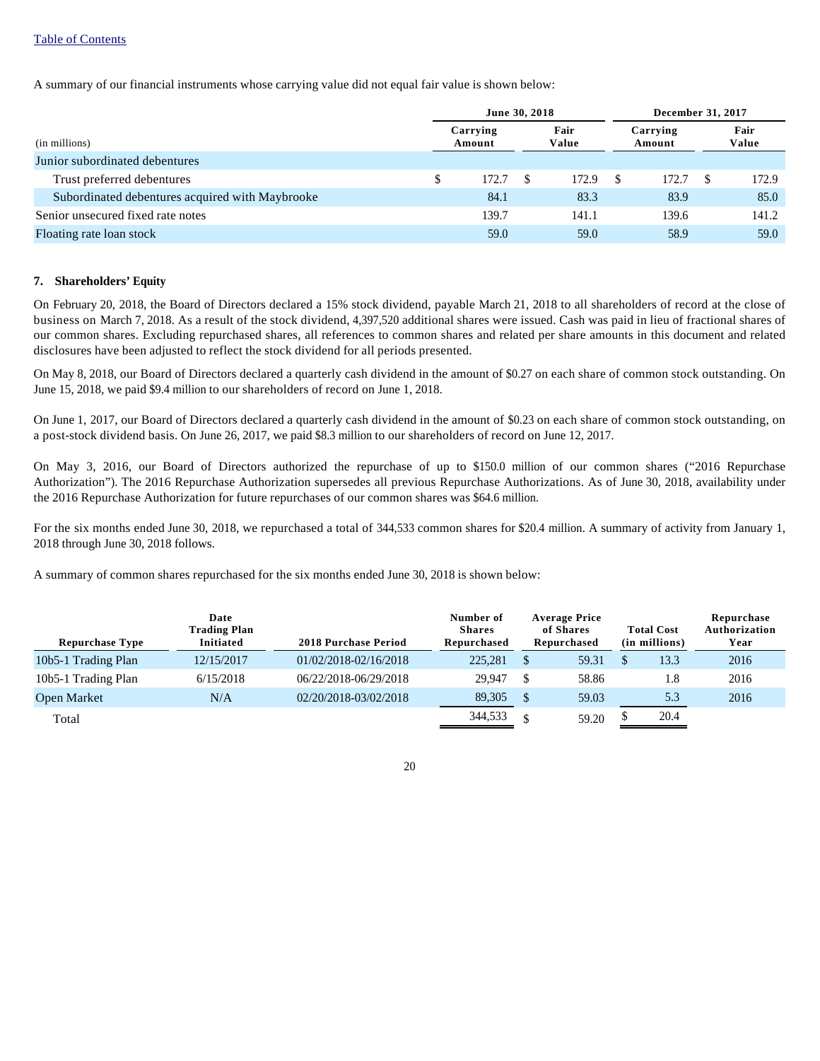A summary of our financial instruments whose carrying value did not equal fair value is shown below:

| (in millions) | June 30, 2018 Carrying Amount | June 30, 2018 Fair Value | December 31, 2017 Carrying Amount | December 31, 2017 Fair Value |
|---|---|---|---|---|
| Junior subordinated debentures | | | | |
| Trust preferred debentures | $ 172.7 | $ 172.9 | $ 172.7 | $ 172.9 |
| Subordinated debentures acquired with Maybrooke | 84.1 | 83.3 | 83.9 | 85.0 |
| Senior unsecured fixed rate notes | 139.7 | 141.1 | 139.6 | 141.2 |
| Floating rate loan stock | 59.0 | 59.0 | 58.9 | 59.0 |

## 7. Shareholders' Equity

On February 20, 2018, the Board of Directors declared a 15% stock dividend, payable March 21, 2018 to all shareholders of record at the close of business on March 7, 2018. As a result of the stock dividend, 4,397,520 additional shares were issued. Cash was paid in lieu of fractional shares of our common shares. Excluding repurchased shares, all references to common shares and related per share amounts in this document and related disclosures have been adjusted to reflect the stock dividend for all periods presented.

On May 8, 2018, our Board of Directors declared a quarterly cash dividend in the amount of $0.27 on each share of common stock outstanding. On June 15, 2018, we paid $9.4 million to our shareholders of record on June 1, 2018.

On June 1, 2017, our Board of Directors declared a quarterly cash dividend in the amount of $0.23 on each share of common stock outstanding, on a post-stock dividend basis. On June 26, 2017, we paid $8.3 million to our shareholders of record on June 12, 2017.

On May 3, 2016, our Board of Directors authorized the repurchase of up to $150.0 million of our common shares ("2016 Repurchase Authorization"). The 2016 Repurchase Authorization supersedes all previous Repurchase Authorizations. As of June 30, 2018, availability under the 2016 Repurchase Authorization for future repurchases of our common shares was $64.6 million.

For the six months ended June 30, 2018, we repurchased a total of 344,533 common shares for $20.4 million. A summary of activity from January 1, 2018 through June 30, 2018 follows.

A summary of common shares repurchased for the six months ended June 30, 2018 is shown below:

| Repurchase Type | Date Trading Plan Initiated | 2018 Purchase Period | Number of Shares Repurchased | Average Price of Shares Repurchased | Total Cost (in millions) | Repurchase Authorization Year |
|---|---|---|---|---|---|---|
| 10b5-1 Trading Plan | 12/15/2017 | 01/02/2018-02/16/2018 | 225,281 | $ 59.31 | $ 13.3 | 2016 |
| 10b5-1 Trading Plan | 6/15/2018 | 06/22/2018-06/29/2018 | 29,947 | $ 58.86 | 1.8 | 2016 |
| Open Market | N/A | 02/20/2018-03/02/2018 | 89,305 | $ 59.03 | 5.3 | 2016 |
| Total | | | 344,533 | $ 59.20 | $ 20.4 | |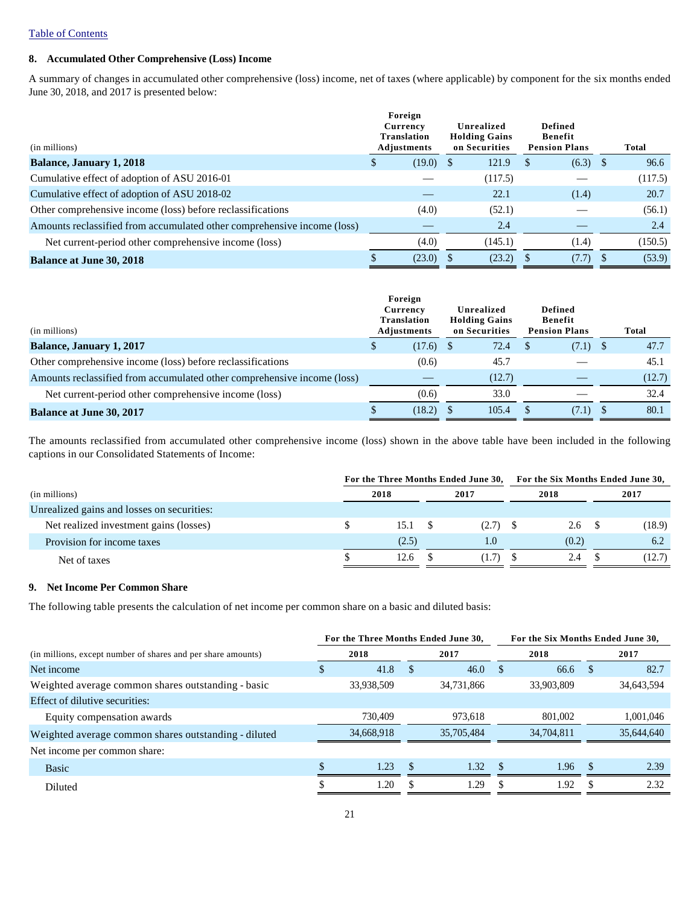## 8. Accumulated Other Comprehensive (Loss) Income

A summary of changes in accumulated other comprehensive (loss) income, net of taxes (where applicable) by component for the six months ended June 30, 2018, and 2017 is presented below:

| (in millions) | Foreign Currency Translation Adjustments | Unrealized Holding Gains on Securities | Defined Benefit Pension Plans | Total |
|---|---|---|---|---|
| **Balance, January 1, 2018** | $ (19.0) | $ 121.9 | $ (6.3) | $ 96.6 |
| Cumulative effect of adoption of ASU 2016-01 | — | (117.5) | — | (117.5) |
| Cumulative effect of adoption of ASU 2018-02 | — | 22.1 | (1.4) | 20.7 |
| Other comprehensive income (loss) before reclassifications | (4.0) | (52.1) | — | (56.1) |
| Amounts reclassified from accumulated other comprehensive income (loss) | — | 2.4 | — | 2.4 |
| Net current-period other comprehensive income (loss) | (4.0) | (145.1) | (1.4) | (150.5) |
| **Balance at June 30, 2018** | $ (23.0) | $ (23.2) | $ (7.7) | $ (53.9) |

| (in millions) | Foreign Currency Translation Adjustments | Unrealized Holding Gains on Securities | Defined Benefit Pension Plans | Total |
|---|---|---|---|---|
| **Balance, January 1, 2017** | $ (17.6) | $ 72.4 | $ (7.1) | $ 47.7 |
| Other comprehensive income (loss) before reclassifications | (0.6) | 45.7 | — | 45.1 |
| Amounts reclassified from accumulated other comprehensive income (loss) | — | (12.7) | — | (12.7) |
| Net current-period other comprehensive income (loss) | (0.6) | 33.0 | — | 32.4 |
| **Balance at June 30, 2017** | $ (18.2) | $ 105.4 | $ (7.1) | $ 80.1 |

The amounts reclassified from accumulated other comprehensive income (loss) shown in the above table have been included in the following captions in our Consolidated Statements of Income:

| (in millions) | For the Three Months Ended June 30, 2018 | For the Three Months Ended June 30, 2017 | For the Six Months Ended June 30, 2018 | For the Six Months Ended June 30, 2017 |
|---|---|---|---|---|
| Unrealized gains and losses on securities: | | | | |
| Net realized investment gains (losses) | $ 15.1 | $ (2.7) | $ 2.6 | $ (18.9) |
| Provision for income taxes | (2.5) | 1.0 | (0.2) | 6.2 |
| Net of taxes | $ 12.6 | $ (1.7) | $ 2.4 | $ (12.7) |

## 9. Net Income Per Common Share

The following table presents the calculation of net income per common share on a basic and diluted basis:

| (in millions, except number of shares and per share amounts) | For the Three Months Ended June 30, 2018 | For the Three Months Ended June 30, 2017 | For the Six Months Ended June 30, 2018 | For the Six Months Ended June 30, 2017 |
|---|---|---|---|---|
| Net income | $ 41.8 | $ 46.0 | $ 66.6 | $ 82.7 |
| Weighted average common shares outstanding - basic | 33,938,509 | 34,731,866 | 33,903,809 | 34,643,594 |
| Effect of dilutive securities: | | | | |
| Equity compensation awards | 730,409 | 973,618 | 801,002 | 1,001,046 |
| Weighted average common shares outstanding - diluted | 34,668,918 | 35,705,484 | 34,704,811 | 35,644,640 |
| Net income per common share: | | | | |
| Basic | $ 1.23 | $ 1.32 | $ 1.96 | $ 2.39 |
| Diluted | $ 1.20 | $ 1.29 | $ 1.92 | $ 2.32 |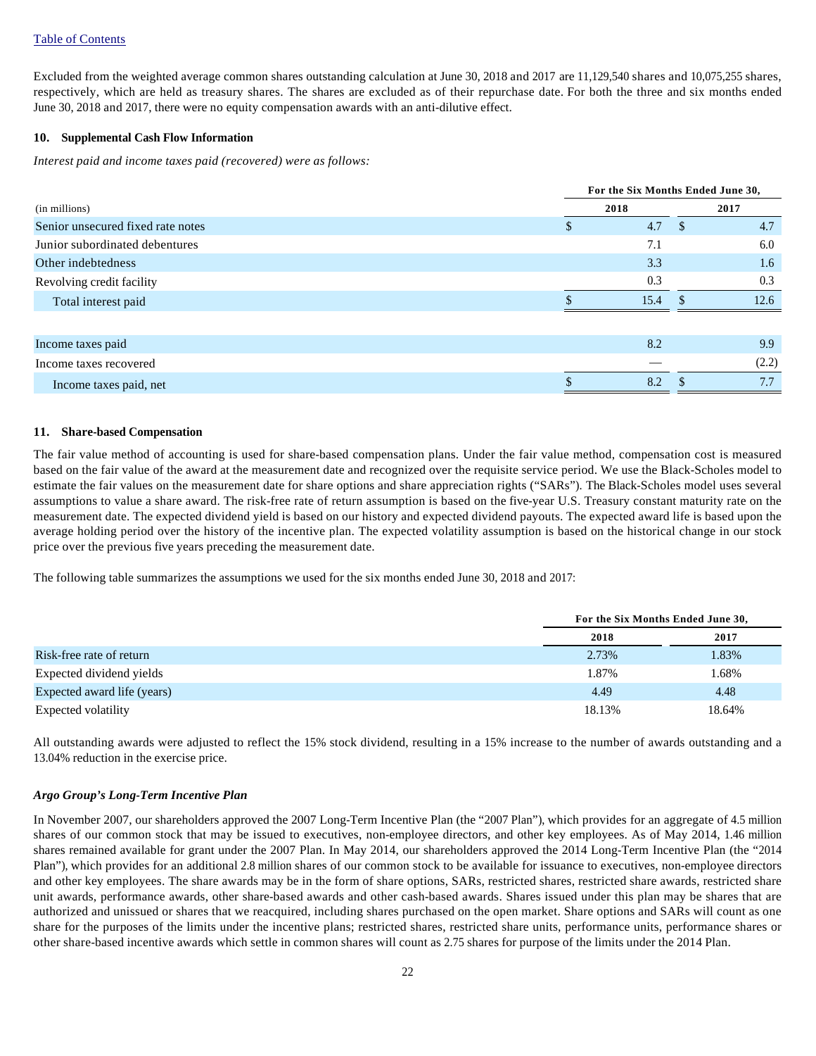[Table of Contents](#)

Excluded from the weighted average common shares outstanding calculation at June 30, 2018 and 2017 are 11,129,540 shares and 10,075,255 shares, respectively, which are held as treasury shares. The shares are excluded as of their repurchase date. For both the three and six months ended June 30, 2018 and 2017, there were no equity compensation awards with an anti-dilutive effect.

**10. Supplemental Cash Flow Information**

*Interest paid and income taxes paid (recovered) were as follows:*

| (in millions) | For the Six Months Ended June 30, 2018 | 2017 |
|---|---|---|
| Senior unsecured fixed rate notes | $ 4.7 | $ 4.7 |
| Junior subordinated debentures | 7.1 | 6.0 |
| Other indebtedness | 3.3 | 1.6 |
| Revolving credit facility | 0.3 | 0.3 |
| Total interest paid | $ 15.4 | $ 12.6 |
| | | |
| Income taxes paid | 8.2 | 9.9 |
| Income taxes recovered | — | (2.2) |
| Income taxes paid, net | $ 8.2 | $ 7.7 |

**11. Share-based Compensation**

The fair value method of accounting is used for share-based compensation plans. Under the fair value method, compensation cost is measured based on the fair value of the award at the measurement date and recognized over the requisite service period. We use the Black-Scholes model to estimate the fair values on the measurement date for share options and share appreciation rights ("SARs"). The Black-Scholes model uses several assumptions to value a share award. The risk-free rate of return assumption is based on the five-year U.S. Treasury constant maturity rate on the measurement date. The expected dividend yield is based on our history and expected dividend payouts. The expected award life is based upon the average holding period over the history of the incentive plan. The expected volatility assumption is based on the historical change in our stock price over the previous five years preceding the measurement date.

The following table summarizes the assumptions we used for the six months ended June 30, 2018 and 2017:

| | For the Six Months Ended June 30, 2018 | 2017 |
|---|---|---|
| Risk-free rate of return | 2.73% | 1.83% |
| Expected dividend yields | 1.87% | 1.68% |
| Expected award life (years) | 4.49 | 4.48 |
| Expected volatility | 18.13% | 18.64% |

All outstanding awards were adjusted to reflect the 15% stock dividend, resulting in a 15% increase to the number of awards outstanding and a 13.04% reduction in the exercise price.

***Argo Group's Long-Term Incentive Plan***

In November 2007, our shareholders approved the 2007 Long-Term Incentive Plan (the "2007 Plan"), which provides for an aggregate of 4.5 million shares of our common stock that may be issued to executives, non-employee directors, and other key employees. As of May 2014, 1.46 million shares remained available for grant under the 2007 Plan. In May 2014, our shareholders approved the 2014 Long-Term Incentive Plan (the "2014 Plan"), which provides for an additional 2.8 million shares of our common stock to be available for issuance to executives, non-employee directors and other key employees. The share awards may be in the form of share options, SARs, restricted shares, restricted share awards, restricted share unit awards, performance awards, other share-based awards and other cash-based awards. Shares issued under this plan may be shares that are authorized and unissued or shares that we reacquired, including shares purchased on the open market. Share options and SARs will count as one share for the purposes of the limits under the incentive plans; restricted shares, restricted share units, performance units, performance shares or other share-based incentive awards which settle in common shares will count as 2.75 shares for purpose of the limits under the 2014 Plan.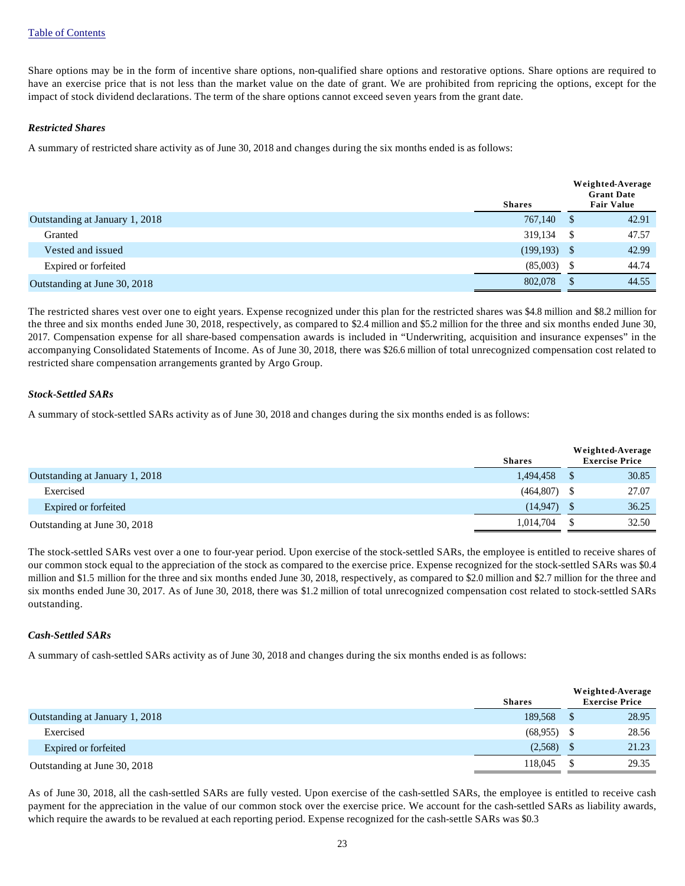Share options may be in the form of incentive share options, non-qualified share options and restorative options. Share options are required to have an exercise price that is not less than the market value on the date of grant. We are prohibited from repricing the options, except for the impact of stock dividend declarations. The term of the share options cannot exceed seven years from the grant date.

### *Restricted Shares*

A summary of restricted share activity as of June 30, 2018 and changes during the six months ended is as follows:

| | Shares | Weighted-Average Grant Date Fair Value |
|---|---|---|
| Outstanding at January 1, 2018 | 767,140 | $ 42.91 |
| Granted | 319,134 | $ 47.57 |
| Vested and issued | (199,193) | $ 42.99 |
| Expired or forfeited | (85,003) | $ 44.74 |
| Outstanding at June 30, 2018 | 802,078 | $ 44.55 |

The restricted shares vest over one to eight years. Expense recognized under this plan for the restricted shares was $4.8 million and $8.2 million for the three and six months ended June 30, 2018, respectively, as compared to $2.4 million and $5.2 million for the three and six months ended June 30, 2017. Compensation expense for all share-based compensation awards is included in "Underwriting, acquisition and insurance expenses" in the accompanying Consolidated Statements of Income. As of June 30, 2018, there was $26.6 million of total unrecognized compensation cost related to restricted share compensation arrangements granted by Argo Group.

### *Stock-Settled SARs*

A summary of stock-settled SARs activity as of June 30, 2018 and changes during the six months ended is as follows:

| | Shares | Weighted-Average Exercise Price |
|---|---|---|
| Outstanding at January 1, 2018 | 1,494,458 | $ 30.85 |
| Exercised | (464,807) | $ 27.07 |
| Expired or forfeited | (14,947) | $ 36.25 |
| Outstanding at June 30, 2018 | 1,014,704 | $ 32.50 |

The stock-settled SARs vest over a one to four-year period. Upon exercise of the stock-settled SARs, the employee is entitled to receive shares of our common stock equal to the appreciation of the stock as compared to the exercise price. Expense recognized for the stock-settled SARs was $0.4 million and $1.5 million for the three and six months ended June 30, 2018, respectively, as compared to $2.0 million and $2.7 million for the three and six months ended June 30, 2017. As of June 30, 2018, there was $1.2 million of total unrecognized compensation cost related to stock-settled SARs outstanding.

### *Cash-Settled SARs*

A summary of cash-settled SARs activity as of June 30, 2018 and changes during the six months ended is as follows:

| | Shares | Weighted-Average Exercise Price |
|---|---|---|
| Outstanding at January 1, 2018 | 189,568 | $ 28.95 |
| Exercised | (68,955) | $ 28.56 |
| Expired or forfeited | (2,568) | $ 21.23 |
| Outstanding at June 30, 2018 | 118,045 | $ 29.35 |

As of June 30, 2018, all the cash-settled SARs are fully vested. Upon exercise of the cash-settled SARs, the employee is entitled to receive cash payment for the appreciation in the value of our common stock over the exercise price. We account for the cash-settled SARs as liability awards, which require the awards to be revalued at each reporting period. Expense recognized for the cash-settle SARs was $0.3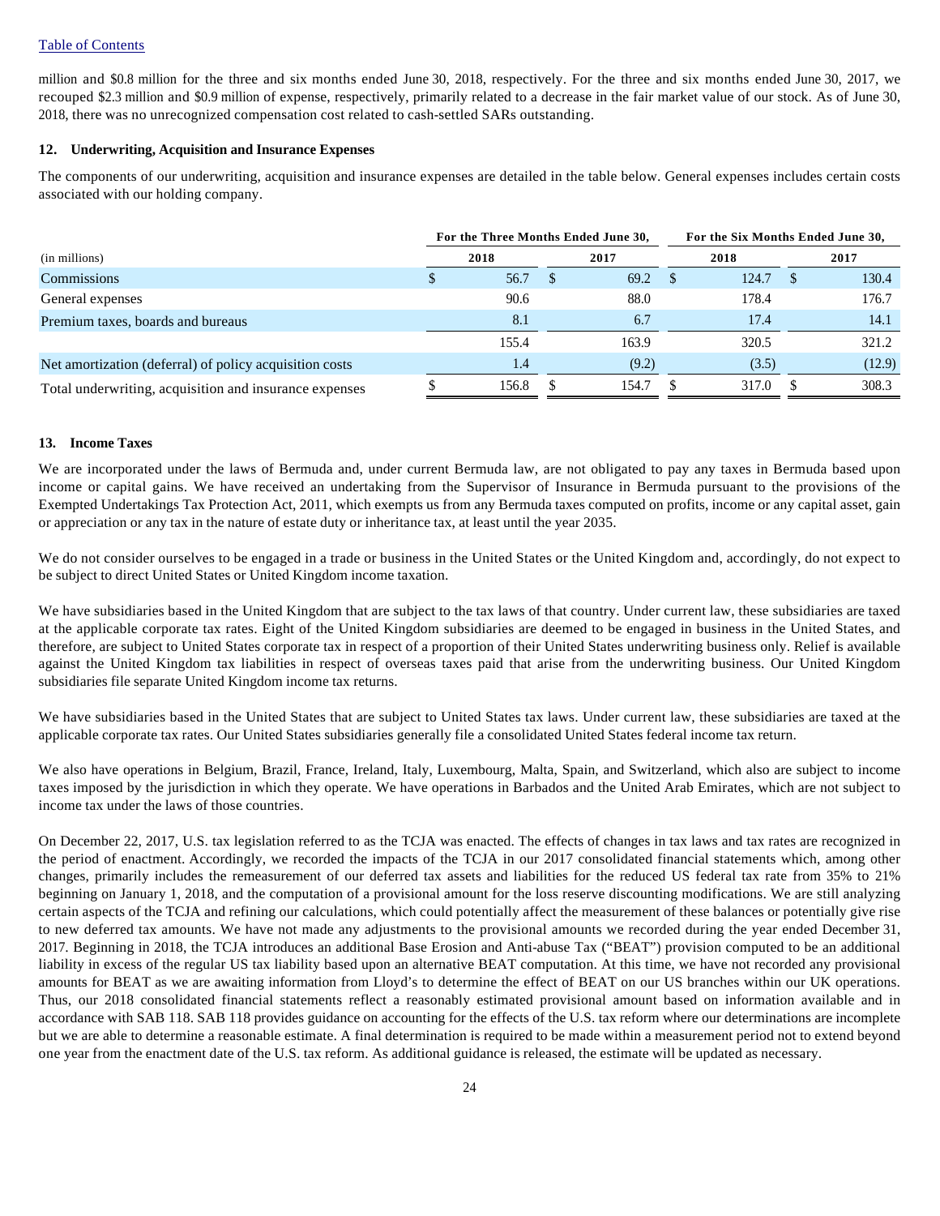million and $0.8 million for the three and six months ended June 30, 2018, respectively. For the three and six months ended June 30, 2017, we recouped $2.3 million and $0.9 million of expense, respectively, primarily related to a decrease in the fair market value of our stock. As of June 30, 2018, there was no unrecognized compensation cost related to cash-settled SARs outstanding.

## 12. Underwriting, Acquisition and Insurance Expenses

The components of our underwriting, acquisition and insurance expenses are detailed in the table below. General expenses includes certain costs associated with our holding company.

| | For the Three Months Ended June 30, | | For the Six Months Ended June 30, | |
|---|---|---|---|---|
| (in millions) | 2018 | 2017 | 2018 | 2017 |
| Commissions | $ 56.7 | $ 69.2 | $ 124.7 | $ 130.4 |
| General expenses | 90.6 | 88.0 | 178.4 | 176.7 |
| Premium taxes, boards and bureaus | 8.1 | 6.7 | 17.4 | 14.1 |
| | 155.4 | 163.9 | 320.5 | 321.2 |
| Net amortization (deferral) of policy acquisition costs | 1.4 | (9.2) | (3.5) | (12.9) |
| Total underwriting, acquisition and insurance expenses | $ 156.8 | $ 154.7 | $ 317.0 | $ 308.3 |

## 13. Income Taxes

We are incorporated under the laws of Bermuda and, under current Bermuda law, are not obligated to pay any taxes in Bermuda based upon income or capital gains. We have received an undertaking from the Supervisor of Insurance in Bermuda pursuant to the provisions of the Exempted Undertakings Tax Protection Act, 2011, which exempts us from any Bermuda taxes computed on profits, income or any capital asset, gain or appreciation or any tax in the nature of estate duty or inheritance tax, at least until the year 2035.

We do not consider ourselves to be engaged in a trade or business in the United States or the United Kingdom and, accordingly, do not expect to be subject to direct United States or United Kingdom income taxation.

We have subsidiaries based in the United Kingdom that are subject to the tax laws of that country. Under current law, these subsidiaries are taxed at the applicable corporate tax rates. Eight of the United Kingdom subsidiaries are deemed to be engaged in business in the United States, and therefore, are subject to United States corporate tax in respect of a proportion of their United States underwriting business only. Relief is available against the United Kingdom tax liabilities in respect of overseas taxes paid that arise from the underwriting business. Our United Kingdom subsidiaries file separate United Kingdom income tax returns.

We have subsidiaries based in the United States that are subject to United States tax laws. Under current law, these subsidiaries are taxed at the applicable corporate tax rates. Our United States subsidiaries generally file a consolidated United States federal income tax return.

We also have operations in Belgium, Brazil, France, Ireland, Italy, Luxembourg, Malta, Spain, and Switzerland, which also are subject to income taxes imposed by the jurisdiction in which they operate. We have operations in Barbados and the United Arab Emirates, which are not subject to income tax under the laws of those countries.

On December 22, 2017, U.S. tax legislation referred to as the TCJA was enacted. The effects of changes in tax laws and tax rates are recognized in the period of enactment. Accordingly, we recorded the impacts of the TCJA in our 2017 consolidated financial statements which, among other changes, primarily includes the remeasurement of our deferred tax assets and liabilities for the reduced US federal tax rate from 35% to 21% beginning on January 1, 2018, and the computation of a provisional amount for the loss reserve discounting modifications. We are still analyzing certain aspects of the TCJA and refining our calculations, which could potentially affect the measurement of these balances or potentially give rise to new deferred tax amounts. We have not made any adjustments to the provisional amounts we recorded during the year ended December 31, 2017. Beginning in 2018, the TCJA introduces an additional Base Erosion and Anti-abuse Tax ("BEAT") provision computed to be an additional liability in excess of the regular US tax liability based upon an alternative BEAT computation. At this time, we have not recorded any provisional amounts for BEAT as we are awaiting information from Lloyd's to determine the effect of BEAT on our US branches within our UK operations. Thus, our 2018 consolidated financial statements reflect a reasonably estimated provisional amount based on information available and in accordance with SAB 118. SAB 118 provides guidance on accounting for the effects of the U.S. tax reform where our determinations are incomplete but we are able to determine a reasonable estimate. A final determination is required to be made within a measurement period not to extend beyond one year from the enactment date of the U.S. tax reform. As additional guidance is released, the estimate will be updated as necessary.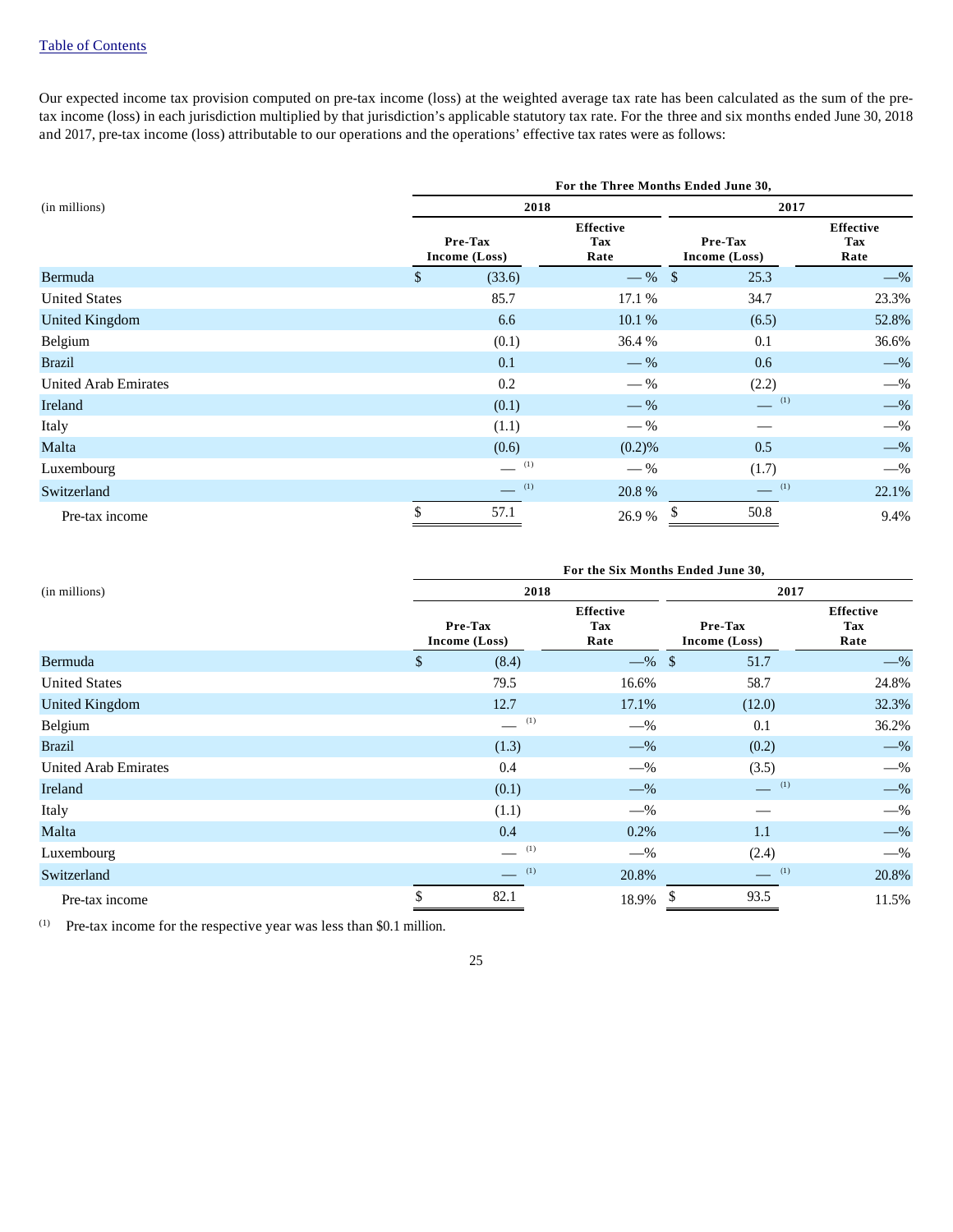Our expected income tax provision computed on pre-tax income (loss) at the weighted average tax rate has been calculated as the sum of the pre-tax income (loss) in each jurisdiction multiplied by that jurisdiction's applicable statutory tax rate. For the three and six months ended June 30, 2018 and 2017, pre-tax income (loss) attributable to our operations and the operations' effective tax rates were as follows:

| (in millions) | For the Three Months Ended June 30, | | | |
|---|---|---|---|---|
| | 2018 | | 2017 | |
| | Pre-Tax Income (Loss) | Effective Tax Rate | Pre-Tax Income (Loss) | Effective Tax Rate |
| Bermuda | $ (33.6) | —% | $ 25.3 | —% |
| United States | 85.7 | 17.1% | 34.7 | 23.3% |
| United Kingdom | 6.6 | 10.1% | (6.5) | 52.8% |
| Belgium | (0.1) | 36.4% | 0.1 | 36.6% |
| Brazil | 0.1 | —% | 0.6 | —% |
| United Arab Emirates | 0.2 | —% | (2.2) | —% |
| Ireland | (0.1) | —% | — (1) | —% |
| Italy | (1.1) | —% | — | —% |
| Malta | (0.6) | (0.2)% | 0.5 | —% |
| Luxembourg | — (1) | —% | (1.7) | —% |
| Switzerland | — (1) | 20.8% | — (1) | 22.1% |
| Pre-tax income | $ 57.1 | 26.9% | $ 50.8 | 9.4% |

| (in millions) | For the Six Months Ended June 30, | | | |
|---|---|---|---|---|
| | 2018 | | 2017 | |
| | Pre-Tax Income (Loss) | Effective Tax Rate | Pre-Tax Income (Loss) | Effective Tax Rate |
| Bermuda | $ (8.4) | —% | $ 51.7 | —% |
| United States | 79.5 | 16.6% | 58.7 | 24.8% |
| United Kingdom | 12.7 | 17.1% | (12.0) | 32.3% |
| Belgium | — (1) | —% | 0.1 | 36.2% |
| Brazil | (1.3) | —% | (0.2) | —% |
| United Arab Emirates | 0.4 | —% | (3.5) | —% |
| Ireland | (0.1) | —% | — (1) | —% |
| Italy | (1.1) | —% | — | —% |
| Malta | 0.4 | 0.2% | 1.1 | —% |
| Luxembourg | — (1) | —% | (2.4) | —% |
| Switzerland | — (1) | 20.8% | — (1) | 20.8% |
| Pre-tax income | $ 82.1 | 18.9% | $ 93.5 | 11.5% |

(1) Pre-tax income for the respective year was less than $0.1 million.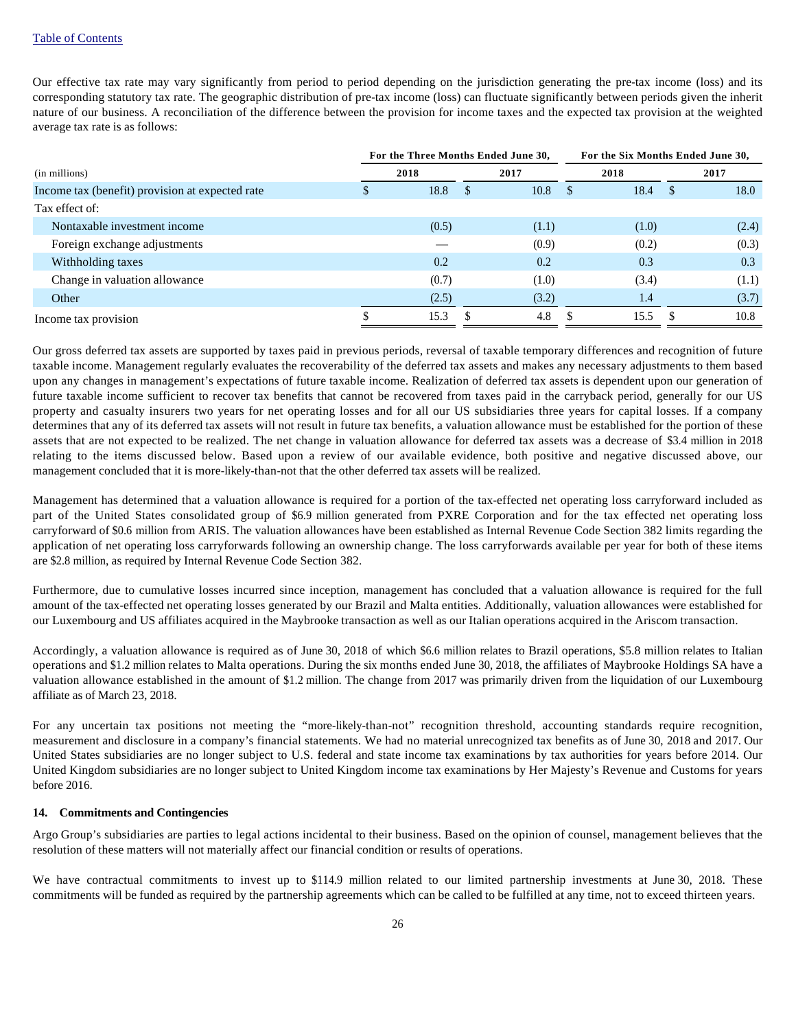Our effective tax rate may vary significantly from period to period depending on the jurisdiction generating the pre-tax income (loss) and its corresponding statutory tax rate. The geographic distribution of pre-tax income (loss) can fluctuate significantly between periods given the inherit nature of our business. A reconciliation of the difference between the provision for income taxes and the expected tax provision at the weighted average tax rate is as follows:

| (in millions) | For the Three Months Ended June 30, 2018 | For the Three Months Ended June 30, 2017 | For the Six Months Ended June 30, 2018 | For the Six Months Ended June 30, 2017 |
|---|---|---|---|---|
| Income tax (benefit) provision at expected rate | $ 18.8 | $ 10.8 | $ 18.4 | $ 18.0 |
| Tax effect of: | | | | |
| Nontaxable investment income | (0.5) | (1.1) | (1.0) | (2.4) |
| Foreign exchange adjustments | — | (0.9) | (0.2) | (0.3) |
| Withholding taxes | 0.2 | 0.2 | 0.3 | 0.3 |
| Change in valuation allowance | (0.7) | (1.0) | (3.4) | (1.1) |
| Other | (2.5) | (3.2) | 1.4 | (3.7) |
| Income tax provision | $ 15.3 | $ 4.8 | $ 15.5 | $ 10.8 |

Our gross deferred tax assets are supported by taxes paid in previous periods, reversal of taxable temporary differences and recognition of future taxable income. Management regularly evaluates the recoverability of the deferred tax assets and makes any necessary adjustments to them based upon any changes in management's expectations of future taxable income. Realization of deferred tax assets is dependent upon our generation of future taxable income sufficient to recover tax benefits that cannot be recovered from taxes paid in the carryback period, generally for our US property and casualty insurers two years for net operating losses and for all our US subsidiaries three years for capital losses. If a company determines that any of its deferred tax assets will not result in future tax benefits, a valuation allowance must be established for the portion of these assets that are not expected to be realized. The net change in valuation allowance for deferred tax assets was a decrease of $3.4 million in 2018 relating to the items discussed below. Based upon a review of our available evidence, both positive and negative discussed above, our management concluded that it is more-likely-than-not that the other deferred tax assets will be realized.

Management has determined that a valuation allowance is required for a portion of the tax-effected net operating loss carryforward included as part of the United States consolidated group of $6.9 million generated from PXRE Corporation and for the tax effected net operating loss carryforward of $0.6 million from ARIS. The valuation allowances have been established as Internal Revenue Code Section 382 limits regarding the application of net operating loss carryforwards following an ownership change. The loss carryforwards available per year for both of these items are $2.8 million, as required by Internal Revenue Code Section 382.

Furthermore, due to cumulative losses incurred since inception, management has concluded that a valuation allowance is required for the full amount of the tax-effected net operating losses generated by our Brazil and Malta entities. Additionally, valuation allowances were established for our Luxembourg and US affiliates acquired in the Maybrooke transaction as well as our Italian operations acquired in the Ariscom transaction.

Accordingly, a valuation allowance is required as of June 30, 2018 of which $6.6 million relates to Brazil operations, $5.8 million relates to Italian operations and $1.2 million relates to Malta operations. During the six months ended June 30, 2018, the affiliates of Maybrooke Holdings SA have a valuation allowance established in the amount of $1.2 million. The change from 2017 was primarily driven from the liquidation of our Luxembourg affiliate as of March 23, 2018.

For any uncertain tax positions not meeting the "more-likely-than-not" recognition threshold, accounting standards require recognition, measurement and disclosure in a company's financial statements. We had no material unrecognized tax benefits as of June 30, 2018 and 2017. Our United States subsidiaries are no longer subject to U.S. federal and state income tax examinations by tax authorities for years before 2014. Our United Kingdom subsidiaries are no longer subject to United Kingdom income tax examinations by Her Majesty's Revenue and Customs for years before 2016.

### 14. Commitments and Contingencies

Argo Group's subsidiaries are parties to legal actions incidental to their business. Based on the opinion of counsel, management believes that the resolution of these matters will not materially affect our financial condition or results of operations.

We have contractual commitments to invest up to $114.9 million related to our limited partnership investments at June 30, 2018. These commitments will be funded as required by the partnership agreements which can be called to be fulfilled at any time, not to exceed thirteen years.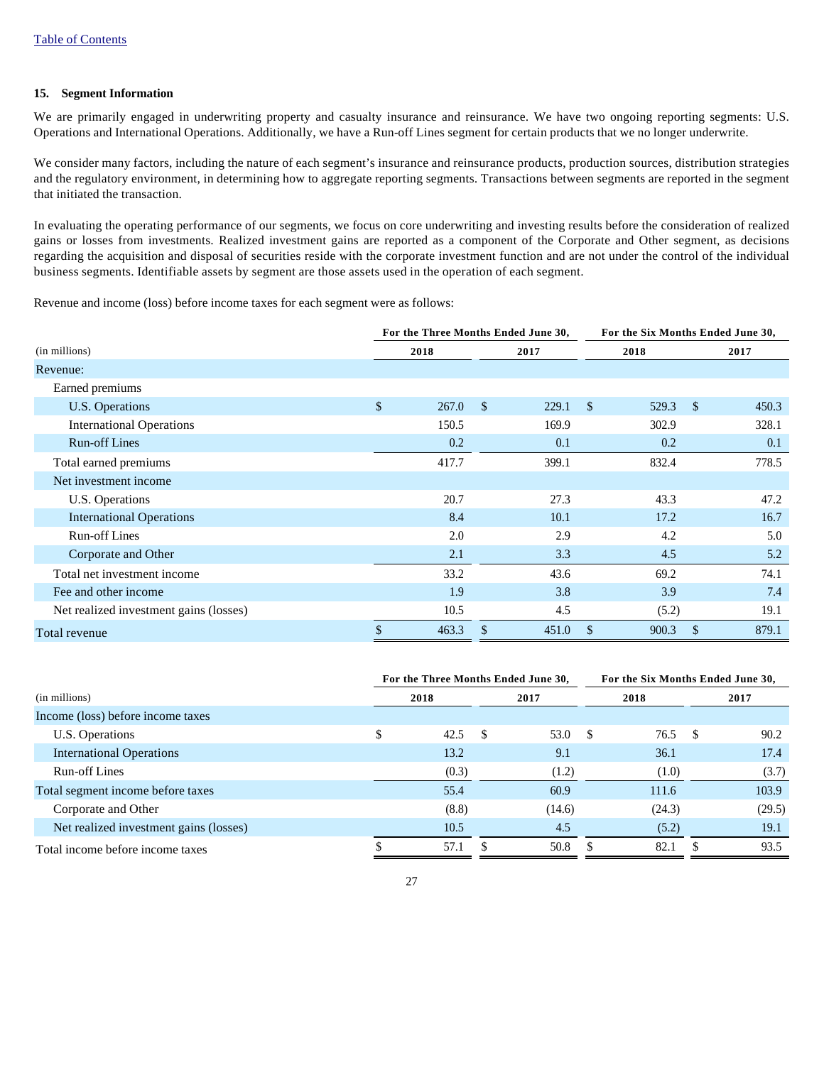[Table of Contents](#)

### 15. Segment Information

We are primarily engaged in underwriting property and casualty insurance and reinsurance. We have two ongoing reporting segments: U.S. Operations and International Operations. Additionally, we have a Run-off Lines segment for certain products that we no longer underwrite.

We consider many factors, including the nature of each segment's insurance and reinsurance products, production sources, distribution strategies and the regulatory environment, in determining how to aggregate reporting segments. Transactions between segments are reported in the segment that initiated the transaction.

In evaluating the operating performance of our segments, we focus on core underwriting and investing results before the consideration of realized gains or losses from investments. Realized investment gains are reported as a component of the Corporate and Other segment, as decisions regarding the acquisition and disposal of securities reside with the corporate investment function and are not under the control of the individual business segments. Identifiable assets by segment are those assets used in the operation of each segment.

Revenue and income (loss) before income taxes for each segment were as follows:

| (in millions) | For the Three Months Ended June 30, 2018 | For the Three Months Ended June 30, 2017 | For the Six Months Ended June 30, 2018 | For the Six Months Ended June 30, 2017 |
|---|---|---|---|---|
| Revenue: | | | | |
| Earned premiums | | | | |
| U.S. Operations | $ 267.0 | $ 229.1 | $ 529.3 | $ 450.3 |
| International Operations | 150.5 | 169.9 | 302.9 | 328.1 |
| Run-off Lines | 0.2 | 0.1 | 0.2 | 0.1 |
| Total earned premiums | 417.7 | 399.1 | 832.4 | 778.5 |
| Net investment income | | | | |
| U.S. Operations | 20.7 | 27.3 | 43.3 | 47.2 |
| International Operations | 8.4 | 10.1 | 17.2 | 16.7 |
| Run-off Lines | 2.0 | 2.9 | 4.2 | 5.0 |
| Corporate and Other | 2.1 | 3.3 | 4.5 | 5.2 |
| Total net investment income | 33.2 | 43.6 | 69.2 | 74.1 |
| Fee and other income | 1.9 | 3.8 | 3.9 | 7.4 |
| Net realized investment gains (losses) | 10.5 | 4.5 | (5.2) | 19.1 |
| Total revenue | $ 463.3 | $ 451.0 | $ 900.3 | $ 879.1 |

| (in millions) | For the Three Months Ended June 30, 2018 | For the Three Months Ended June 30, 2017 | For the Six Months Ended June 30, 2018 | For the Six Months Ended June 30, 2017 |
|---|---|---|---|---|
| Income (loss) before income taxes | | | | |
| U.S. Operations | $ 42.5 | $ 53.0 | $ 76.5 | $ 90.2 |
| International Operations | 13.2 | 9.1 | 36.1 | 17.4 |
| Run-off Lines | (0.3) | (1.2) | (1.0) | (3.7) |
| Total segment income before taxes | 55.4 | 60.9 | 111.6 | 103.9 |
| Corporate and Other | (8.8) | (14.6) | (24.3) | (29.5) |
| Net realized investment gains (losses) | 10.5 | 4.5 | (5.2) | 19.1 |
| Total income before income taxes | $ 57.1 | $ 50.8 | $ 82.1 | $ 93.5 |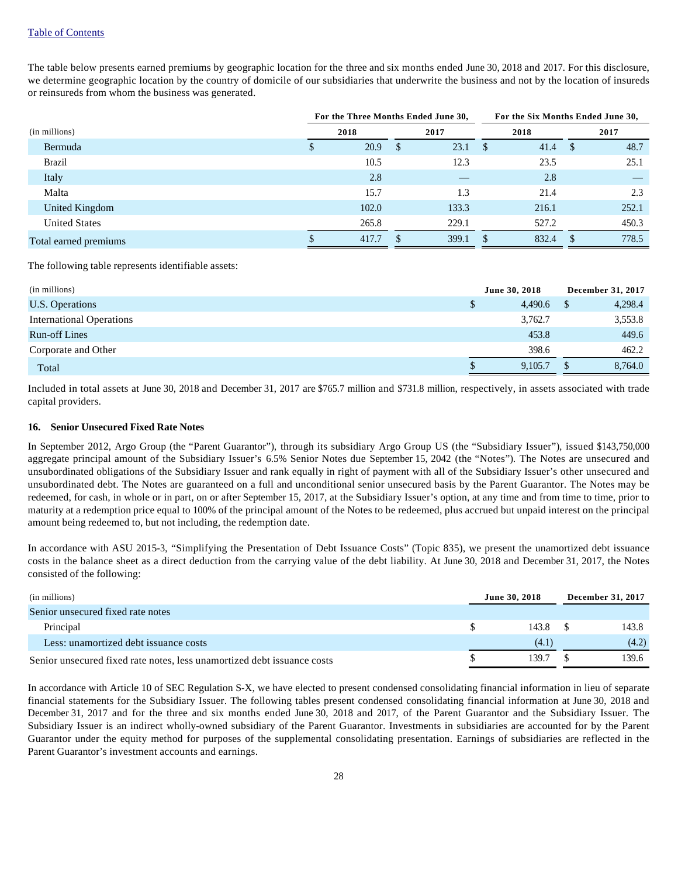The table below presents earned premiums by geographic location for the three and six months ended June 30, 2018 and 2017. For this disclosure, we determine geographic location by the country of domicile of our subsidiaries that underwrite the business and not by the location of insureds or reinsureds from whom the business was generated.

| (in millions) | For the Three Months Ended June 30, 2018 | For the Three Months Ended June 30, 2017 | For the Six Months Ended June 30, 2018 | For the Six Months Ended June 30, 2017 |
|---|---|---|---|---|
| Bermuda | $ 20.9 | $ 23.1 | $ 41.4 | $ 48.7 |
| Brazil | 10.5 | 12.3 | 23.5 | 25.1 |
| Italy | 2.8 | — | 2.8 | — |
| Malta | 15.7 | 1.3 | 21.4 | 2.3 |
| United Kingdom | 102.0 | 133.3 | 216.1 | 252.1 |
| United States | 265.8 | 229.1 | 527.2 | 450.3 |
| Total earned premiums | $ 417.7 | $ 399.1 | $ 832.4 | $ 778.5 |

The following table represents identifiable assets:

| (in millions) | June 30, 2018 | December 31, 2017 |
|---|---|---|
| U.S. Operations | $ 4,490.6 | $ 4,298.4 |
| International Operations | 3,762.7 | 3,553.8 |
| Run-off Lines | 453.8 | 449.6 |
| Corporate and Other | 398.6 | 462.2 |
| Total | $ 9,105.7 | $ 8,764.0 |

Included in total assets at June 30, 2018 and December 31, 2017 are $765.7 million and $731.8 million, respectively, in assets associated with trade capital providers.

**16. Senior Unsecured Fixed Rate Notes**

In September 2012, Argo Group (the "Parent Guarantor"), through its subsidiary Argo Group US (the "Subsidiary Issuer"), issued $143,750,000 aggregate principal amount of the Subsidiary Issuer's 6.5% Senior Notes due September 15, 2042 (the "Notes"). The Notes are unsecured and unsubordinated obligations of the Subsidiary Issuer and rank equally in right of payment with all of the Subsidiary Issuer's other unsecured and unsubordinated debt. The Notes are guaranteed on a full and unconditional senior unsecured basis by the Parent Guarantor. The Notes may be redeemed, for cash, in whole or in part, on or after September 15, 2017, at the Subsidiary Issuer's option, at any time and from time to time, prior to maturity at a redemption price equal to 100% of the principal amount of the Notes to be redeemed, plus accrued but unpaid interest on the principal amount being redeemed to, but not including, the redemption date.

In accordance with ASU 2015-3, "Simplifying the Presentation of Debt Issuance Costs" (Topic 835), we present the unamortized debt issuance costs in the balance sheet as a direct deduction from the carrying value of the debt liability. At June 30, 2018 and December 31, 2017, the Notes consisted of the following:

| (in millions) | June 30, 2018 | December 31, 2017 |
|---|---|---|
| Senior unsecured fixed rate notes | | |
| Principal | $ 143.8 | $ 143.8 |
| Less: unamortized debt issuance costs | (4.1) | (4.2) |
| Senior unsecured fixed rate notes, less unamortized debt issuance costs | $ 139.7 | $ 139.6 |

In accordance with Article 10 of SEC Regulation S-X, we have elected to present condensed consolidating financial information in lieu of separate financial statements for the Subsidiary Issuer. The following tables present condensed consolidating financial information at June 30, 2018 and December 31, 2017 and for the three and six months ended June 30, 2018 and 2017, of the Parent Guarantor and the Subsidiary Issuer. The Subsidiary Issuer is an indirect wholly-owned subsidiary of the Parent Guarantor. Investments in subsidiaries are accounted for by the Parent Guarantor under the equity method for purposes of the supplemental consolidating presentation. Earnings of subsidiaries are reflected in the Parent Guarantor's investment accounts and earnings.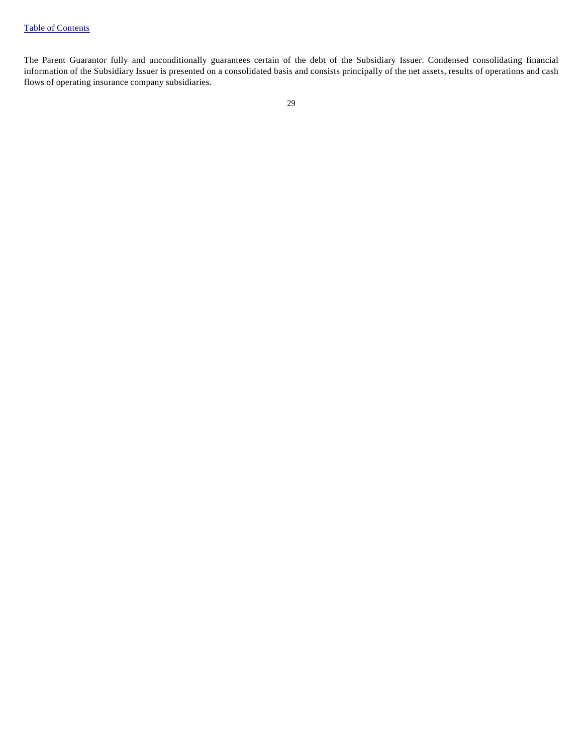The Parent Guarantor fully and unconditionally guarantees certain of the debt of the Subsidiary Issuer. Condensed consolidating financial information of the Subsidiary Issuer is presented on a consolidated basis and consists principally of the net assets, results of operations and cash flows of operating insurance company subsidiaries.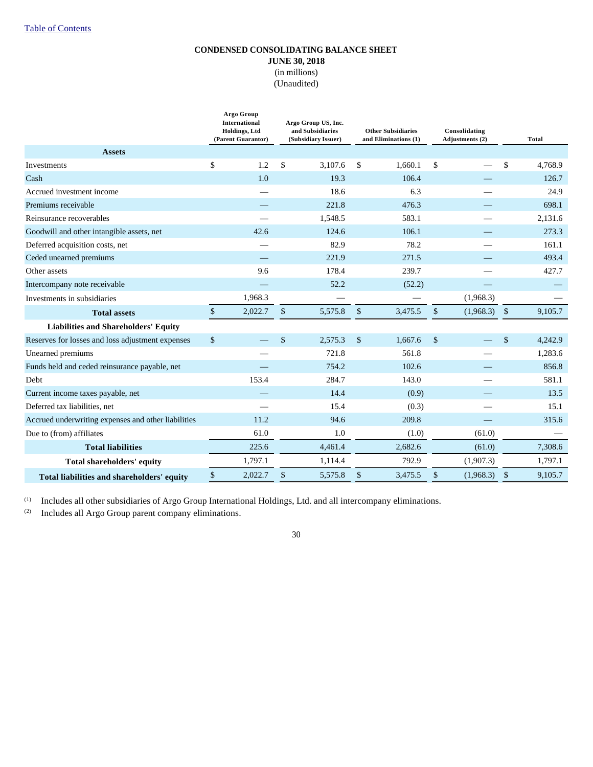[Table of Contents](#)

**CONDENSED CONSOLIDATING BALANCE SHEET**
**JUNE 30, 2018**
(in millions)
(Unaudited)

| | Argo Group International Holdings, Ltd (Parent Guarantor) | Argo Group US, Inc. and Subsidiaries (Subsidiary Issuer) | Other Subsidiaries and Eliminations (1) | Consolidating Adjustments (2) | Total |
|---|---|---|---|---|---|
| **Assets** | | | | | |
| Investments | $ 1.2 | $ 3,107.6 | $ 1,660.1 | $ — | $ 4,768.9 |
| Cash | 1.0 | 19.3 | 106.4 | — | 126.7 |
| Accrued investment income | — | 18.6 | 6.3 | — | 24.9 |
| Premiums receivable | — | 221.8 | 476.3 | — | 698.1 |
| Reinsurance recoverables | — | 1,548.5 | 583.1 | — | 2,131.6 |
| Goodwill and other intangible assets, net | 42.6 | 124.6 | 106.1 | — | 273.3 |
| Deferred acquisition costs, net | — | 82.9 | 78.2 | — | 161.1 |
| Ceded unearned premiums | — | 221.9 | 271.5 | — | 493.4 |
| Other assets | 9.6 | 178.4 | 239.7 | — | 427.7 |
| Intercompany note receivable | — | 52.2 | (52.2) | — | — |
| Investments in subsidiaries | 1,968.3 | — | — | (1,968.3) | — |
| **Total assets** | $ 2,022.7 | $ 5,575.8 | $ 3,475.5 | $ (1,968.3) | $ 9,105.7 |
| **Liabilities and Shareholders' Equity** | | | | | |
| Reserves for losses and loss adjustment expenses | $ — | $ 2,575.3 | $ 1,667.6 | $ — | $ 4,242.9 |
| Unearned premiums | — | 721.8 | 561.8 | — | 1,283.6 |
| Funds held and ceded reinsurance payable, net | — | 754.2 | 102.6 | — | 856.8 |
| Debt | 153.4 | 284.7 | 143.0 | — | 581.1 |
| Current income taxes payable, net | — | 14.4 | (0.9) | — | 13.5 |
| Deferred tax liabilities, net | — | 15.4 | (0.3) | — | 15.1 |
| Accrued underwriting expenses and other liabilities | 11.2 | 94.6 | 209.8 | — | 315.6 |
| Due to (from) affiliates | 61.0 | 1.0 | (1.0) | (61.0) | — |
| **Total liabilities** | 225.6 | 4,461.4 | 2,682.6 | (61.0) | 7,308.6 |
| **Total shareholders' equity** | 1,797.1 | 1,114.4 | 792.9 | (1,907.3) | 1,797.1 |
| **Total liabilities and shareholders' equity** | $ 2,022.7 | $ 5,575.8 | $ 3,475.5 | $ (1,968.3) | $ 9,105.7 |

(1) Includes all other subsidiaries of Argo Group International Holdings, Ltd. and all intercompany eliminations.

(2) Includes all Argo Group parent company eliminations.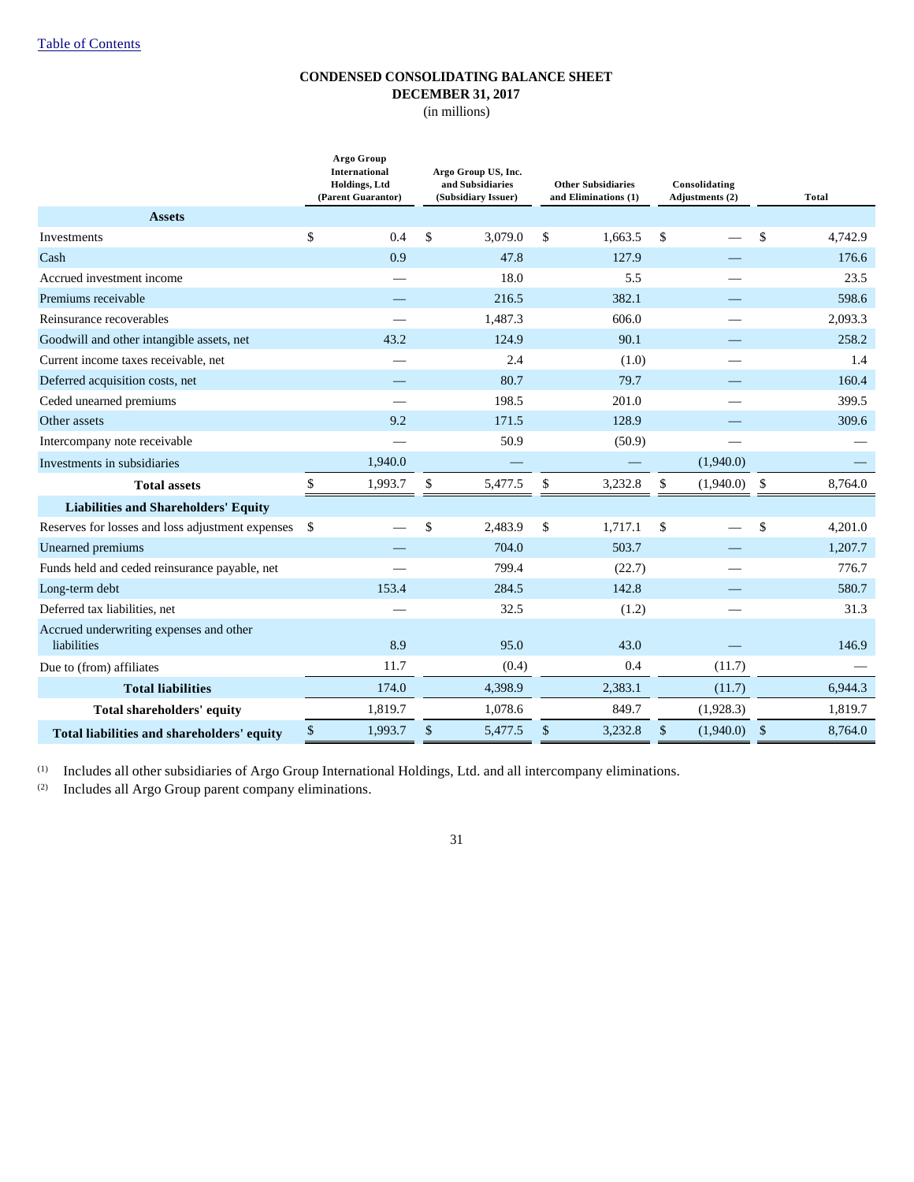[Table of Contents](#)

# CONDENSED CONSOLIDATING BALANCE SHEET
## DECEMBER 31, 2017
(in millions)

| | Argo Group International Holdings, Ltd (Parent Guarantor) | Argo Group US, Inc. and Subsidiaries (Subsidiary Issuer) | Other Subsidiaries and Eliminations (1) | Consolidating Adjustments (2) | Total |
|---|---|---|---|---|---|
| **Assets** | | | | | |
| Investments | $ 0.4 | $ 3,079.0 | $ 1,663.5 | $ — | $ 4,742.9 |
| Cash | 0.9 | 47.8 | 127.9 | — | 176.6 |
| Accrued investment income | — | 18.0 | 5.5 | — | 23.5 |
| Premiums receivable | — | 216.5 | 382.1 | — | 598.6 |
| Reinsurance recoverables | — | 1,487.3 | 606.0 | — | 2,093.3 |
| Goodwill and other intangible assets, net | 43.2 | 124.9 | 90.1 | — | 258.2 |
| Current income taxes receivable, net | — | 2.4 | (1.0) | — | 1.4 |
| Deferred acquisition costs, net | — | 80.7 | 79.7 | — | 160.4 |
| Ceded unearned premiums | — | 198.5 | 201.0 | — | 399.5 |
| Other assets | 9.2 | 171.5 | 128.9 | — | 309.6 |
| Intercompany note receivable | — | 50.9 | (50.9) | — | — |
| Investments in subsidiaries | 1,940.0 | — | — | (1,940.0) | — |
| **Total assets** | $ 1,993.7 | $ 5,477.5 | $ 3,232.8 | $ (1,940.0) | $ 8,764.0 |
| **Liabilities and Shareholders' Equity** | | | | | |
| Reserves for losses and loss adjustment expenses | $ — | $ 2,483.9 | $ 1,717.1 | $ — | $ 4,201.0 |
| Unearned premiums | — | 704.0 | 503.7 | — | 1,207.7 |
| Funds held and ceded reinsurance payable, net | — | 799.4 | (22.7) | — | 776.7 |
| Long-term debt | 153.4 | 284.5 | 142.8 | — | 580.7 |
| Deferred tax liabilities, net | — | 32.5 | (1.2) | — | 31.3 |
| Accrued underwriting expenses and other liabilities | 8.9 | 95.0 | 43.0 | — | 146.9 |
| Due to (from) affiliates | 11.7 | (0.4) | 0.4 | (11.7) | — |
| **Total liabilities** | 174.0 | 4,398.9 | 2,383.1 | (11.7) | 6,944.3 |
| **Total shareholders' equity** | 1,819.7 | 1,078.6 | 849.7 | (1,928.3) | 1,819.7 |
| **Total liabilities and shareholders' equity** | $ 1,993.7 | $ 5,477.5 | $ 3,232.8 | $ (1,940.0) | $ 8,764.0 |

(1) Includes all other subsidiaries of Argo Group International Holdings, Ltd. and all intercompany eliminations.

(2) Includes all Argo Group parent company eliminations.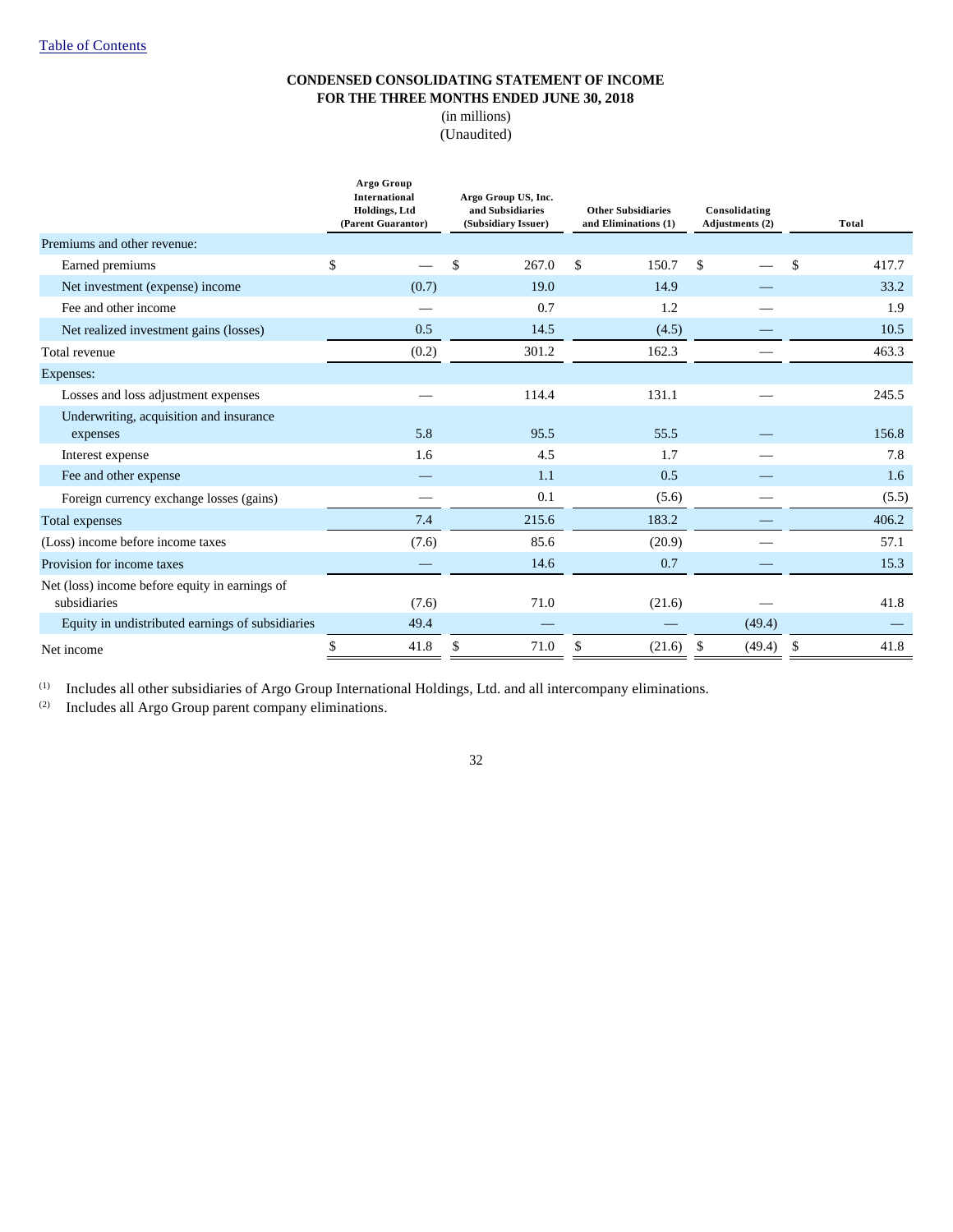[Table of Contents](#)

## CONDENSED CONSOLIDATING STATEMENT OF INCOME
## FOR THE THREE MONTHS ENDED JUNE 30, 2018
(in millions)
(Unaudited)

| | Argo Group International Holdings, Ltd (Parent Guarantor) | Argo Group US, Inc. and Subsidiaries (Subsidiary Issuer) | Other Subsidiaries and Eliminations (1) | Consolidating Adjustments (2) | Total |
|---|---|---|---|---|---|
| Premiums and other revenue: | | | | | |
| Earned premiums | $ — | $ 267.0 | $ 150.7 | $ — | $ 417.7 |
| Net investment (expense) income | (0.7) | 19.0 | 14.9 | — | 33.2 |
| Fee and other income | — | 0.7 | 1.2 | — | 1.9 |
| Net realized investment gains (losses) | 0.5 | 14.5 | (4.5) | — | 10.5 |
| Total revenue | (0.2) | 301.2 | 162.3 | — | 463.3 |
| Expenses: | | | | | |
| Losses and loss adjustment expenses | — | 114.4 | 131.1 | — | 245.5 |
| Underwriting, acquisition and insurance expenses | 5.8 | 95.5 | 55.5 | — | 156.8 |
| Interest expense | 1.6 | 4.5 | 1.7 | — | 7.8 |
| Fee and other expense | — | 1.1 | 0.5 | — | 1.6 |
| Foreign currency exchange losses (gains) | — | 0.1 | (5.6) | — | (5.5) |
| Total expenses | 7.4 | 215.6 | 183.2 | — | 406.2 |
| (Loss) income before income taxes | (7.6) | 85.6 | (20.9) | — | 57.1 |
| Provision for income taxes | — | 14.6 | 0.7 | — | 15.3 |
| Net (loss) income before equity in earnings of subsidiaries | (7.6) | 71.0 | (21.6) | — | 41.8 |
| Equity in undistributed earnings of subsidiaries | 49.4 | — | — | (49.4) | — |
| Net income | $ 41.8 | $ 71.0 | $ (21.6) | $ (49.4) | $ 41.8 |

(1) Includes all other subsidiaries of Argo Group International Holdings, Ltd. and all intercompany eliminations.

(2) Includes all Argo Group parent company eliminations.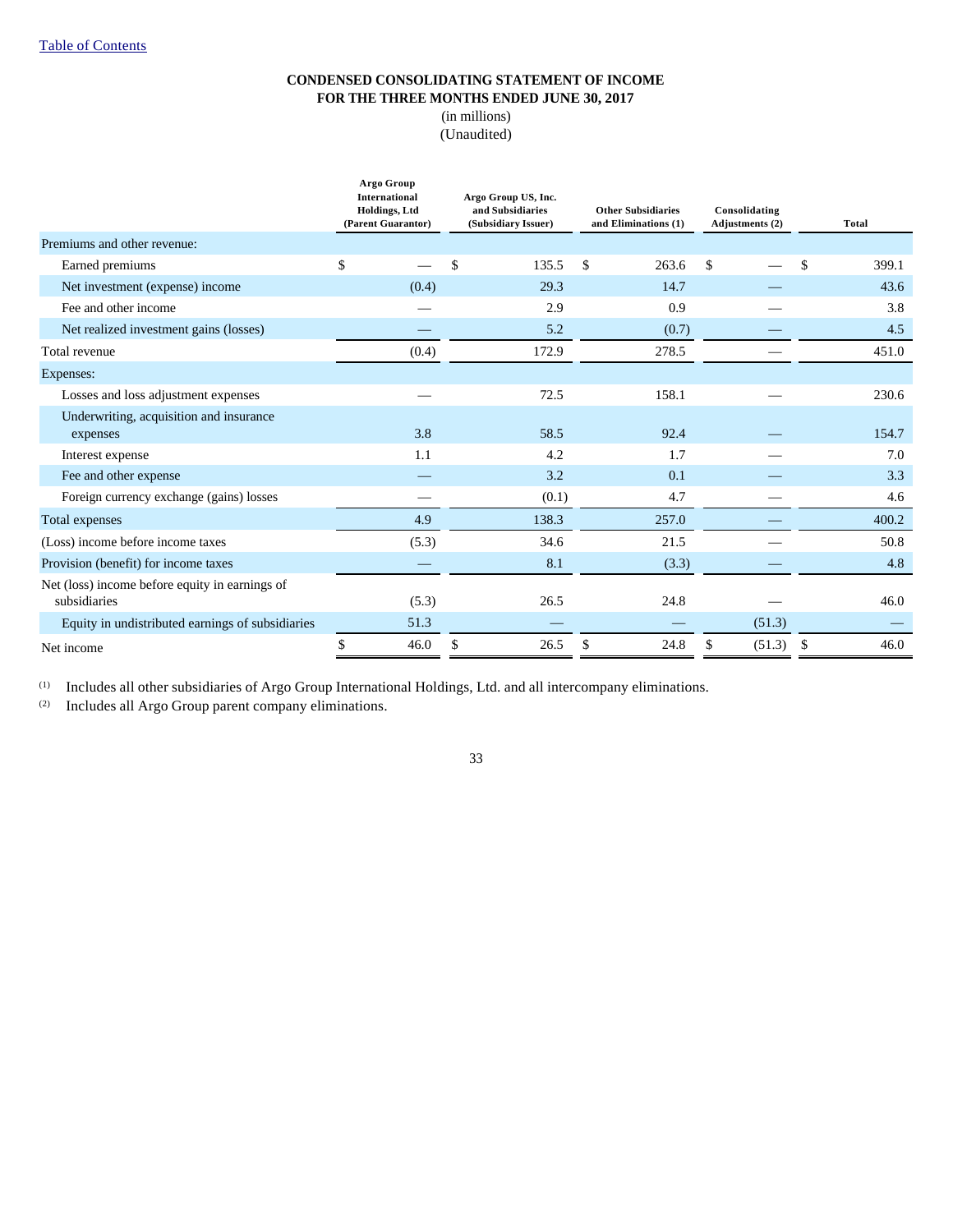[Table of Contents](#)

## CONDENSED CONSOLIDATING STATEMENT OF INCOME
## FOR THE THREE MONTHS ENDED JUNE 30, 2017

(in millions)
(Unaudited)

| | Argo Group International Holdings, Ltd (Parent Guarantor) | Argo Group US, Inc. and Subsidiaries (Subsidiary Issuer) | Other Subsidiaries and Eliminations (1) | Consolidating Adjustments (2) | Total |
|---|---|---|---|---|---|
| Premiums and other revenue: | | | | | |
| Earned premiums | $ — | $ 135.5 | $ 263.6 | $ — | $ 399.1 |
| Net investment (expense) income | (0.4) | 29.3 | 14.7 | — | 43.6 |
| Fee and other income | — | 2.9 | 0.9 | — | 3.8 |
| Net realized investment gains (losses) | — | 5.2 | (0.7) | — | 4.5 |
| Total revenue | (0.4) | 172.9 | 278.5 | — | 451.0 |
| Expenses: | | | | | |
| Losses and loss adjustment expenses | — | 72.5 | 158.1 | — | 230.6 |
| Underwriting, acquisition and insurance expenses | 3.8 | 58.5 | 92.4 | — | 154.7 |
| Interest expense | 1.1 | 4.2 | 1.7 | — | 7.0 |
| Fee and other expense | — | 3.2 | 0.1 | — | 3.3 |
| Foreign currency exchange (gains) losses | — | (0.1) | 4.7 | — | 4.6 |
| Total expenses | 4.9 | 138.3 | 257.0 | — | 400.2 |
| (Loss) income before income taxes | (5.3) | 34.6 | 21.5 | — | 50.8 |
| Provision (benefit) for income taxes | — | 8.1 | (3.3) | — | 4.8 |
| Net (loss) income before equity in earnings of subsidiaries | (5.3) | 26.5 | 24.8 | — | 46.0 |
| Equity in undistributed earnings of subsidiaries | 51.3 | — | — | (51.3) | — |
| Net income | $ 46.0 | $ 26.5 | $ 24.8 | $ (51.3) | $ 46.0 |

(1) Includes all other subsidiaries of Argo Group International Holdings, Ltd. and all intercompany eliminations.

(2) Includes all Argo Group parent company eliminations.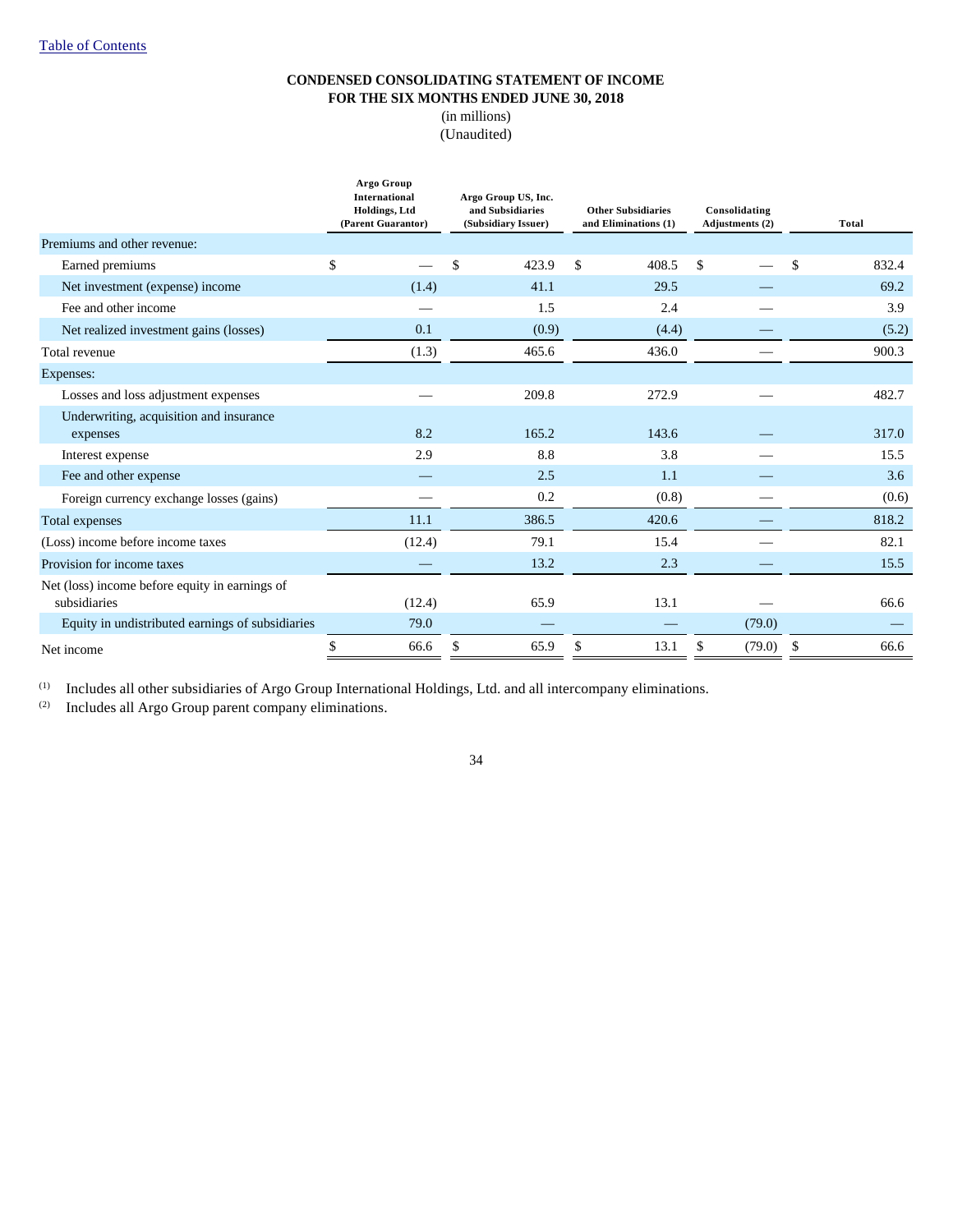Table of Contents

# CONDENSED CONSOLIDATING STATEMENT OF INCOME
## FOR THE SIX MONTHS ENDED JUNE 30, 2018

(in millions)
(Unaudited)

| | Argo Group International Holdings, Ltd (Parent Guarantor) | Argo Group US, Inc. and Subsidiaries (Subsidiary Issuer) | Other Subsidiaries and Eliminations (1) | Consolidating Adjustments (2) | Total |
|---|---|---|---|---|---|
| Premiums and other revenue: | | | | | |
| Earned premiums | $ — | $ 423.9 | $ 408.5 | $ — | $ 832.4 |
| Net investment (expense) income | (1.4) | 41.1 | 29.5 | — | 69.2 |
| Fee and other income | — | 1.5 | 2.4 | — | 3.9 |
| Net realized investment gains (losses) | 0.1 | (0.9) | (4.4) | — | (5.2) |
| Total revenue | (1.3) | 465.6 | 436.0 | — | 900.3 |
| Expenses: | | | | | |
| Losses and loss adjustment expenses | — | 209.8 | 272.9 | — | 482.7 |
| Underwriting, acquisition and insurance expenses | 8.2 | 165.2 | 143.6 | — | 317.0 |
| Interest expense | 2.9 | 8.8 | 3.8 | — | 15.5 |
| Fee and other expense | — | 2.5 | 1.1 | — | 3.6 |
| Foreign currency exchange losses (gains) | — | 0.2 | (0.8) | — | (0.6) |
| Total expenses | 11.1 | 386.5 | 420.6 | — | 818.2 |
| (Loss) income before income taxes | (12.4) | 79.1 | 15.4 | — | 82.1 |
| Provision for income taxes | — | 13.2 | 2.3 | — | 15.5 |
| Net (loss) income before equity in earnings of subsidiaries | (12.4) | 65.9 | 13.1 | — | 66.6 |
| Equity in undistributed earnings of subsidiaries | 79.0 | — | — | (79.0) | — |
| Net income | $ 66.6 | $ 65.9 | $ 13.1 | $ (79.0) | $ 66.6 |

(1) Includes all other subsidiaries of Argo Group International Holdings, Ltd. and all intercompany eliminations.

(2) Includes all Argo Group parent company eliminations.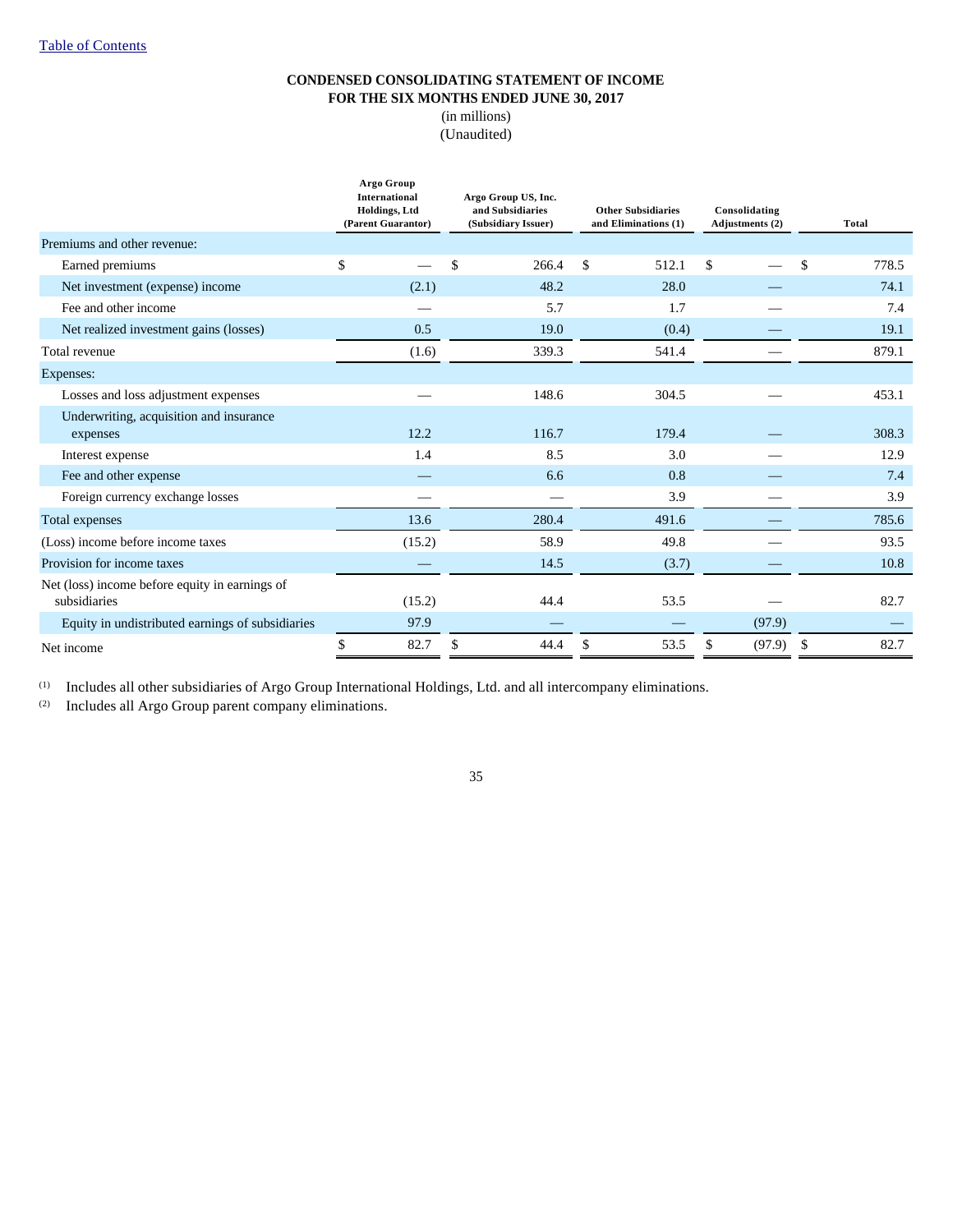# CONDENSED CONSOLIDATING STATEMENT OF INCOME
## FOR THE SIX MONTHS ENDED JUNE 30, 2017

(in millions)
(Unaudited)

| | Argo Group International Holdings, Ltd (Parent Guarantor) | Argo Group US, Inc. and Subsidiaries (Subsidiary Issuer) | Other Subsidiaries and Eliminations (1) | Consolidating Adjustments (2) | Total |
|---|---|---|---|---|---|
| Premiums and other revenue: | | | | | |
| Earned premiums | $ — | $ 266.4 | $ 512.1 | $ — | $ 778.5 |
| Net investment (expense) income | (2.1) | 48.2 | 28.0 | — | 74.1 |
| Fee and other income | — | 5.7 | 1.7 | — | 7.4 |
| Net realized investment gains (losses) | 0.5 | 19.0 | (0.4) | — | 19.1 |
| Total revenue | (1.6) | 339.3 | 541.4 | — | 879.1 |
| Expenses: | | | | | |
| Losses and loss adjustment expenses | — | 148.6 | 304.5 | — | 453.1 |
| Underwriting, acquisition and insurance expenses | 12.2 | 116.7 | 179.4 | — | 308.3 |
| Interest expense | 1.4 | 8.5 | 3.0 | — | 12.9 |
| Fee and other expense | — | 6.6 | 0.8 | — | 7.4 |
| Foreign currency exchange losses | — | — | 3.9 | — | 3.9 |
| Total expenses | 13.6 | 280.4 | 491.6 | — | 785.6 |
| (Loss) income before income taxes | (15.2) | 58.9 | 49.8 | — | 93.5 |
| Provision for income taxes | — | 14.5 | (3.7) | — | 10.8 |
| Net (loss) income before equity in earnings of subsidiaries | (15.2) | 44.4 | 53.5 | — | 82.7 |
| Equity in undistributed earnings of subsidiaries | 97.9 | — | — | (97.9) | — |
| Net income | $ 82.7 | $ 44.4 | $ 53.5 | $ (97.9) | $ 82.7 |

(1) Includes all other subsidiaries of Argo Group International Holdings, Ltd. and all intercompany eliminations.

(2) Includes all Argo Group parent company eliminations.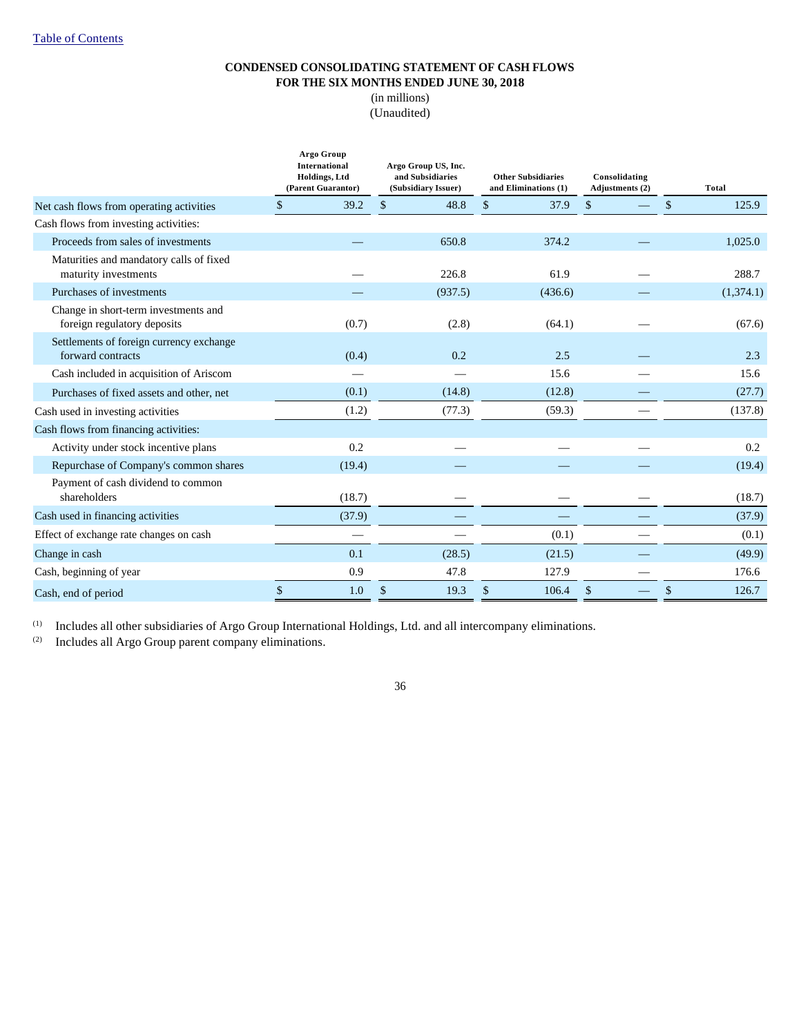**CONDENSED CONSOLIDATING STATEMENT OF CASH FLOWS**
**FOR THE SIX MONTHS ENDED JUNE 30, 2018**
(in millions)
(Unaudited)

| | Argo Group International Holdings, Ltd (Parent Guarantor) | Argo Group US, Inc. and Subsidiaries (Subsidiary Issuer) | Other Subsidiaries and Eliminations (1) | Consolidating Adjustments (2) | Total |
|---|---|---|---|---|---|
| Net cash flows from operating activities | $ 39.2 | $ 48.8 | $ 37.9 | $ — | $ 125.9 |
| Cash flows from investing activities: | | | | | |
| Proceeds from sales of investments | — | 650.8 | 374.2 | — | 1,025.0 |
| Maturities and mandatory calls of fixed maturity investments | — | 226.8 | 61.9 | — | 288.7 |
| Purchases of investments | — | (937.5) | (436.6) | — | (1,374.1) |
| Change in short-term investments and foreign regulatory deposits | (0.7) | (2.8) | (64.1) | — | (67.6) |
| Settlements of foreign currency exchange forward contracts | (0.4) | 0.2 | 2.5 | — | 2.3 |
| Cash included in acquisition of Ariscom | — | — | 15.6 | — | 15.6 |
| Purchases of fixed assets and other, net | (0.1) | (14.8) | (12.8) | — | (27.7) |
| Cash used in investing activities | (1.2) | (77.3) | (59.3) | — | (137.8) |
| Cash flows from financing activities: | | | | | |
| Activity under stock incentive plans | 0.2 | — | — | — | 0.2 |
| Repurchase of Company's common shares | (19.4) | — | — | — | (19.4) |
| Payment of cash dividend to common shareholders | (18.7) | — | — | — | (18.7) |
| Cash used in financing activities | (37.9) | — | — | — | (37.9) |
| Effect of exchange rate changes on cash | — | — | (0.1) | — | (0.1) |
| Change in cash | 0.1 | (28.5) | (21.5) | — | (49.9) |
| Cash, beginning of year | 0.9 | 47.8 | 127.9 | — | 176.6 |
| Cash, end of period | $ 1.0 | $ 19.3 | $ 106.4 | $ — | $ 126.7 |

(1) Includes all other subsidiaries of Argo Group International Holdings, Ltd. and all intercompany eliminations.
(2) Includes all Argo Group parent company eliminations.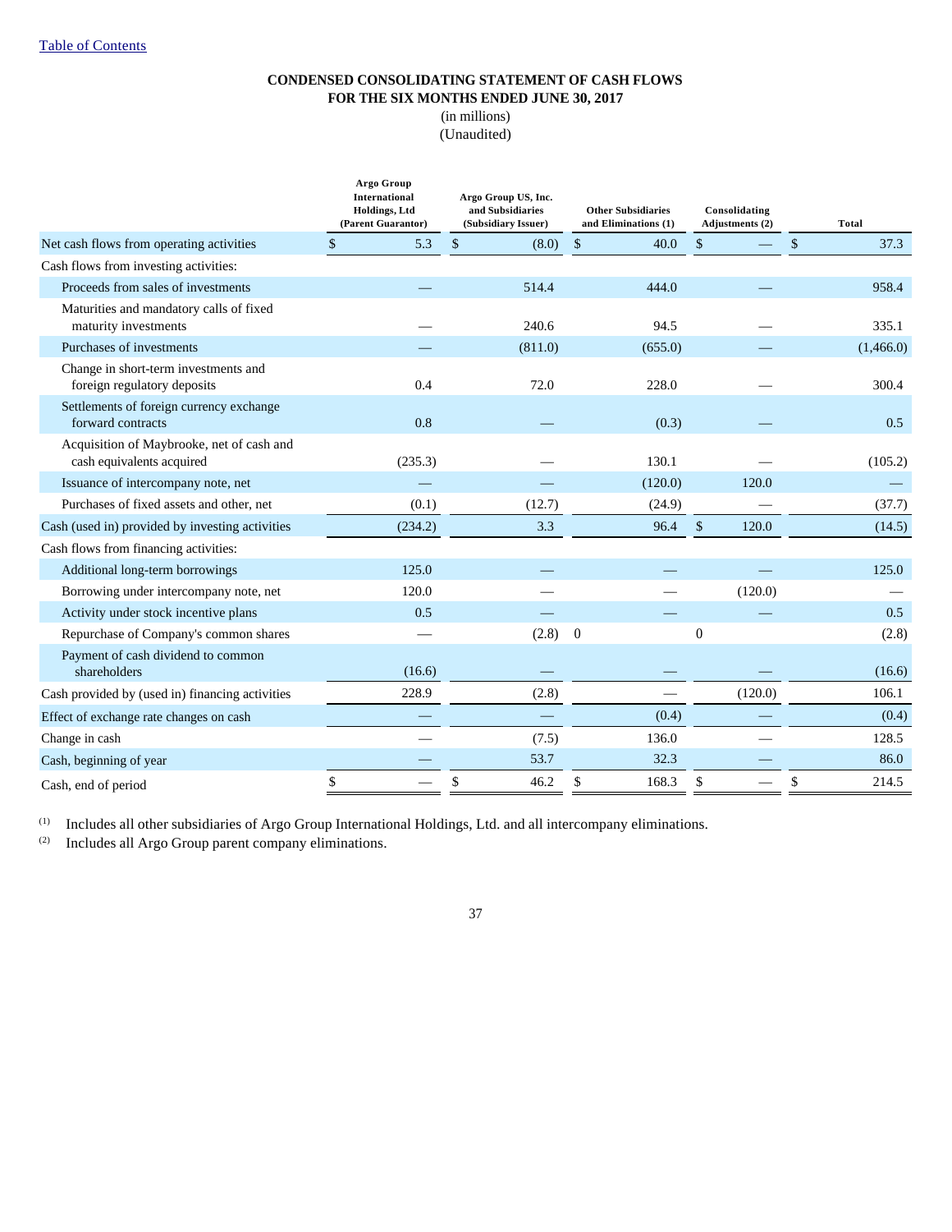[Table of Contents](#)

# CONDENSED CONSOLIDATING STATEMENT OF CASH FLOWS
## FOR THE SIX MONTHS ENDED JUNE 30, 2017
(in millions)
(Unaudited)

| | Argo Group International Holdings, Ltd (Parent Guarantor) | Argo Group US, Inc. and Subsidiaries (Subsidiary Issuer) | Other Subsidiaries and Eliminations (1) | Consolidating Adjustments (2) | Total |
|---|---|---|---|---|---|
| Net cash flows from operating activities | $ 5.3 | $ (8.0) | $ 40.0 | $ — | $ 37.3 |
| Cash flows from investing activities: | | | | | |
| Proceeds from sales of investments | — | 514.4 | 444.0 | — | 958.4 |
| Maturities and mandatory calls of fixed maturity investments | — | 240.6 | 94.5 | — | 335.1 |
| Purchases of investments | — | (811.0) | (655.0) | — | (1,466.0) |
| Change in short-term investments and foreign regulatory deposits | 0.4 | 72.0 | 228.0 | — | 300.4 |
| Settlements of foreign currency exchange forward contracts | 0.8 | — | (0.3) | — | 0.5 |
| Acquisition of Maybrooke, net of cash and cash equivalents acquired | (235.3) | — | 130.1 | — | (105.2) |
| Issuance of intercompany note, net | — | — | (120.0) | 120.0 | — |
| Purchases of fixed assets and other, net | (0.1) | (12.7) | (24.9) | — | (37.7) |
| Cash (used in) provided by investing activities | (234.2) | 3.3 | 96.4 | $ 120.0 | (14.5) |
| Cash flows from financing activities: | | | | | |
| Additional long-term borrowings | 125.0 | — | — | — | 125.0 |
| Borrowing under intercompany note, net | 120.0 | — | — | (120.0) | — |
| Activity under stock incentive plans | 0.5 | — | — | — | 0.5 |
| Repurchase of Company's common shares | — | (2.8) | 0 | 0 | (2.8) |
| Payment of cash dividend to common shareholders | (16.6) | — | — | — | (16.6) |
| Cash provided by (used in) financing activities | 228.9 | (2.8) | — | (120.0) | 106.1 |
| Effect of exchange rate changes on cash | — | — | (0.4) | — | (0.4) |
| Change in cash | — | (7.5) | 136.0 | — | 128.5 |
| Cash, beginning of year | — | 53.7 | 32.3 | — | 86.0 |
| Cash, end of period | $ — | $ 46.2 | $ 168.3 | $ — | $ 214.5 |

(1) Includes all other subsidiaries of Argo Group International Holdings, Ltd. and all intercompany eliminations.

(2) Includes all Argo Group parent company eliminations.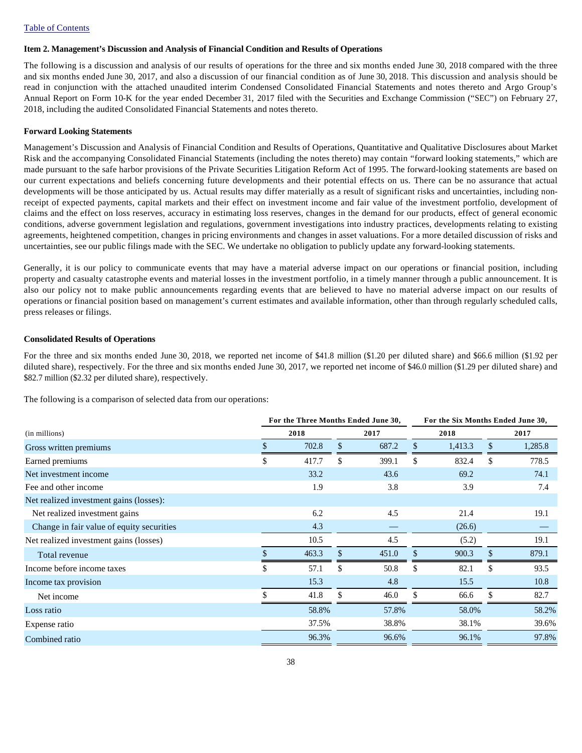[Table of Contents](#)

### Item 2. Management's Discussion and Analysis of Financial Condition and Results of Operations

The following is a discussion and analysis of our results of operations for the three and six months ended June 30, 2018 compared with the three and six months ended June 30, 2017, and also a discussion of our financial condition as of June 30, 2018. This discussion and analysis should be read in conjunction with the attached unaudited interim Condensed Consolidated Financial Statements and notes thereto and Argo Group's Annual Report on Form 10-K for the year ended December 31, 2017 filed with the Securities and Exchange Commission ("SEC") on February 27, 2018, including the audited Consolidated Financial Statements and notes thereto.

### Forward Looking Statements

Management's Discussion and Analysis of Financial Condition and Results of Operations, Quantitative and Qualitative Disclosures about Market Risk and the accompanying Consolidated Financial Statements (including the notes thereto) may contain "forward looking statements," which are made pursuant to the safe harbor provisions of the Private Securities Litigation Reform Act of 1995. The forward-looking statements are based on our current expectations and beliefs concerning future developments and their potential effects on us. There can be no assurance that actual developments will be those anticipated by us. Actual results may differ materially as a result of significant risks and uncertainties, including non-receipt of expected payments, capital markets and their effect on investment income and fair value of the investment portfolio, development of claims and the effect on loss reserves, accuracy in estimating loss reserves, changes in the demand for our products, effect of general economic conditions, adverse government legislation and regulations, government investigations into industry practices, developments relating to existing agreements, heightened competition, changes in pricing environments and changes in asset valuations. For a more detailed discussion of risks and uncertainties, see our public filings made with the SEC. We undertake no obligation to publicly update any forward-looking statements.

Generally, it is our policy to communicate events that may have a material adverse impact on our operations or financial position, including property and casualty catastrophe events and material losses in the investment portfolio, in a timely manner through a public announcement. It is also our policy not to make public announcements regarding events that are believed to have no material adverse impact on our results of operations or financial position based on management's current estimates and available information, other than through regularly scheduled calls, press releases or filings.

### Consolidated Results of Operations

For the three and six months ended June 30, 2018, we reported net income of $41.8 million ($1.20 per diluted share) and $66.6 million ($1.92 per diluted share), respectively. For the three and six months ended June 30, 2017, we reported net income of $46.0 million ($1.29 per diluted share) and $82.7 million ($2.32 per diluted share), respectively.

The following is a comparison of selected data from our operations:

| (in millions) | For the Three Months Ended June 30, 2018 | For the Three Months Ended June 30, 2017 | For the Six Months Ended June 30, 2018 | For the Six Months Ended June 30, 2017 |
|---|---|---|---|---|
| Gross written premiums | $ 702.8 | $ 687.2 | $ 1,413.3 | $ 1,285.8 |
| Earned premiums | $ 417.7 | $ 399.1 | $ 832.4 | $ 778.5 |
| Net investment income | 33.2 | 43.6 | 69.2 | 74.1 |
| Fee and other income | 1.9 | 3.8 | 3.9 | 7.4 |
| Net realized investment gains (losses): | | | | |
| Net realized investment gains | 6.2 | 4.5 | 21.4 | 19.1 |
| Change in fair value of equity securities | 4.3 | — | (26.6) | — |
| Net realized investment gains (losses) | 10.5 | 4.5 | (5.2) | 19.1 |
| Total revenue | $ 463.3 | $ 451.0 | $ 900.3 | $ 879.1 |
| Income before income taxes | $ 57.1 | $ 50.8 | $ 82.1 | $ 93.5 |
| Income tax provision | 15.3 | 4.8 | 15.5 | 10.8 |
| Net income | $ 41.8 | $ 46.0 | $ 66.6 | $ 82.7 |
| Loss ratio | 58.8% | 57.8% | 58.0% | 58.2% |
| Expense ratio | 37.5% | 38.8% | 38.1% | 39.6% |
| Combined ratio | 96.3% | 96.6% | 96.1% | 97.8% |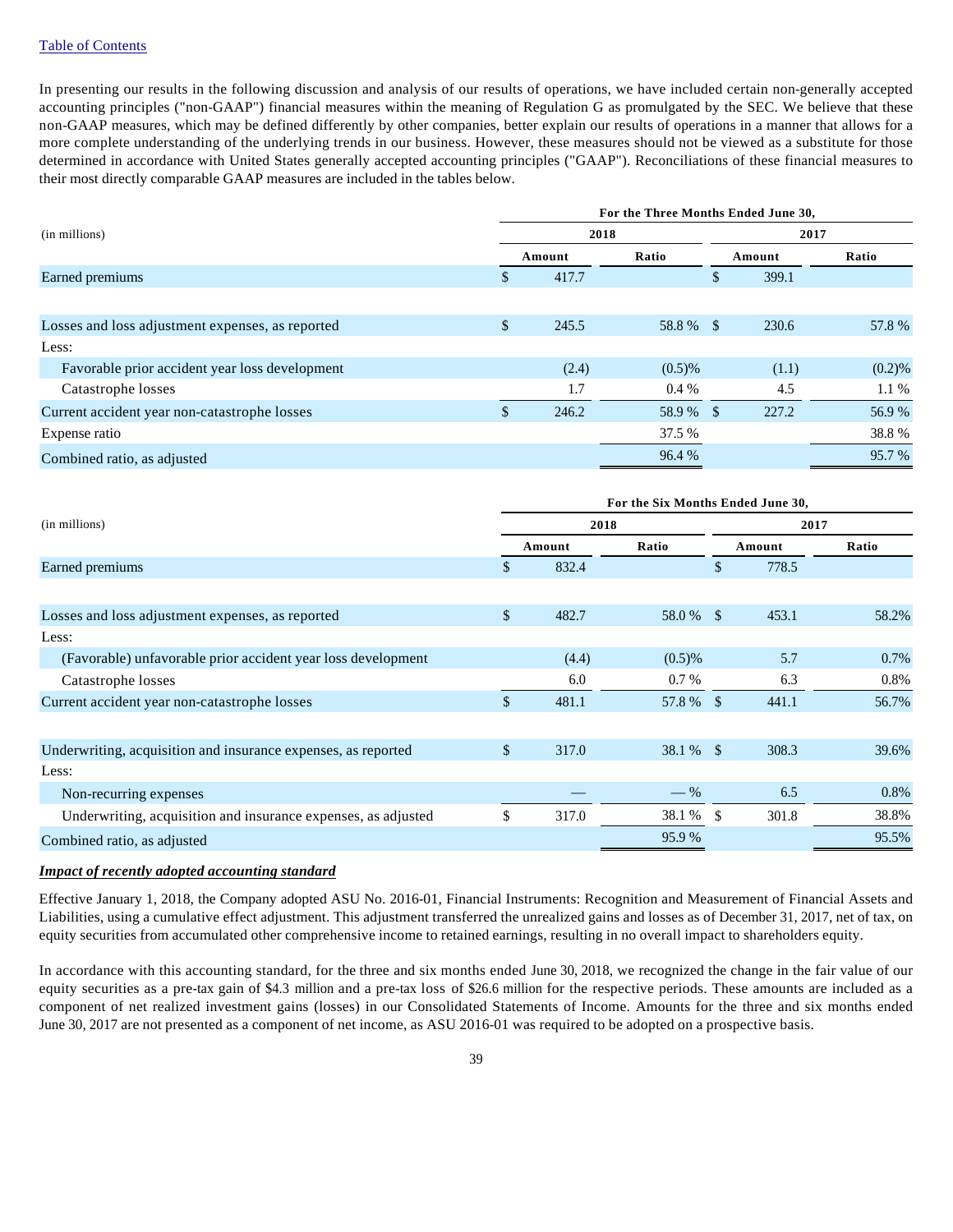[Table of Contents]

In presenting our results in the following discussion and analysis of our results of operations, we have included certain non-generally accepted accounting principles ("non-GAAP") financial measures within the meaning of Regulation G as promulgated by the SEC. We believe that these non-GAAP measures, which may be defined differently by other companies, better explain our results of operations in a manner that allows for a more complete understanding of the underlying trends in our business. However, these measures should not be viewed as a substitute for those determined in accordance with United States generally accepted accounting principles ("GAAP"). Reconciliations of these financial measures to their most directly comparable GAAP measures are included in the tables below.

| (in millions) | For the Three Months Ended June 30, | | | |
|---|---|---|---|---|
| | 2018 | | 2017 | |
| | Amount | Ratio | Amount | Ratio |
| Earned premiums | $ 417.7 | | $ 399.1 | |
| | | | | |
| Losses and loss adjustment expenses, as reported | $ 245.5 | 58.8 % | $ 230.6 | 57.8 % |
| Less: | | | | |
| Favorable prior accident year loss development | (2.4) | (0.5)% | (1.1) | (0.2)% |
| Catastrophe losses | 1.7 | 0.4 % | 4.5 | 1.1 % |
| Current accident year non-catastrophe losses | $ 246.2 | 58.9 % | $ 227.2 | 56.9 % |
| Expense ratio | | 37.5 % | | 38.8 % |
| Combined ratio, as adjusted | | 96.4 % | | 95.7 % |

| (in millions) | For the Six Months Ended June 30, | | | |
|---|---|---|---|---|
| | 2018 | | 2017 | |
| | Amount | Ratio | Amount | Ratio |
| Earned premiums | $ 832.4 | | $ 778.5 | |
| | | | | |
| Losses and loss adjustment expenses, as reported | $ 482.7 | 58.0 % | $ 453.1 | 58.2% |
| Less: | | | | |
| (Favorable) unfavorable prior accident year loss development | (4.4) | (0.5)% | 5.7 | 0.7% |
| Catastrophe losses | 6.0 | 0.7 % | 6.3 | 0.8% |
| Current accident year non-catastrophe losses | $ 481.1 | 57.8 % | $ 441.1 | 56.7% |
| | | | | |
| Underwriting, acquisition and insurance expenses, as reported | $ 317.0 | 38.1 % | $ 308.3 | 39.6% |
| Less: | | | | |
| Non-recurring expenses | — | — % | 6.5 | 0.8% |
| Underwriting, acquisition and insurance expenses, as adjusted | $ 317.0 | 38.1 % | $ 301.8 | 38.8% |
| Combined ratio, as adjusted | | 95.9 % | | 95.5% |

***Impact of recently adopted accounting standard***

Effective January 1, 2018, the Company adopted ASU No. 2016-01, Financial Instruments: Recognition and Measurement of Financial Assets and Liabilities, using a cumulative effect adjustment. This adjustment transferred the unrealized gains and losses as of December 31, 2017, net of tax, on equity securities from accumulated other comprehensive income to retained earnings, resulting in no overall impact to shareholders equity.

In accordance with this accounting standard, for the three and six months ended June 30, 2018, we recognized the change in the fair value of our equity securities as a pre-tax gain of $4.3 million and a pre-tax loss of $26.6 million for the respective periods. These amounts are included as a component of net realized investment gains (losses) in our Consolidated Statements of Income. Amounts for the three and six months ended June 30, 2017 are not presented as a component of net income, as ASU 2016-01 was required to be adopted on a prospective basis.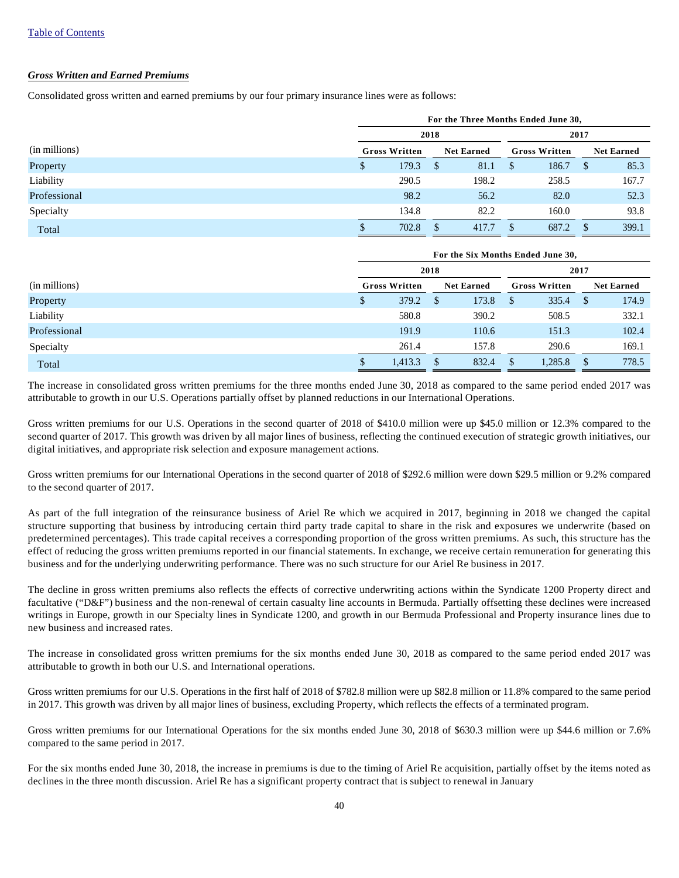### ***Gross Written and Earned Premiums***

Consolidated gross written and earned premiums by our four primary insurance lines were as follows:

| | For the Three Months Ended June 30, | | | |
|---|---|---|---|---|
| | 2018 | | 2017 | |
| (in millions) | Gross Written | Net Earned | Gross Written | Net Earned |
| Property | $ 179.3 | $ 81.1 | $ 186.7 | $ 85.3 |
| Liability | 290.5 | 198.2 | 258.5 | 167.7 |
| Professional | 98.2 | 56.2 | 82.0 | 52.3 |
| Specialty | 134.8 | 82.2 | 160.0 | 93.8 |
| Total | $ 702.8 | $ 417.7 | $ 687.2 | $ 399.1 |

| | For the Six Months Ended June 30, | | | |
|---|---|---|---|---|
| | 2018 | | 2017 | |
| (in millions) | Gross Written | Net Earned | Gross Written | Net Earned |
| Property | $ 379.2 | $ 173.8 | $ 335.4 | $ 174.9 |
| Liability | 580.8 | 390.2 | 508.5 | 332.1 |
| Professional | 191.9 | 110.6 | 151.3 | 102.4 |
| Specialty | 261.4 | 157.8 | 290.6 | 169.1 |
| Total | $ 1,413.3 | $ 832.4 | $ 1,285.8 | $ 778.5 |

The increase in consolidated gross written premiums for the three months ended June 30, 2018 as compared to the same period ended 2017 was attributable to growth in our U.S. Operations partially offset by planned reductions in our International Operations.

Gross written premiums for our U.S. Operations in the second quarter of 2018 of $410.0 million were up $45.0 million or 12.3% compared to the second quarter of 2017. This growth was driven by all major lines of business, reflecting the continued execution of strategic growth initiatives, our digital initiatives, and appropriate risk selection and exposure management actions.

Gross written premiums for our International Operations in the second quarter of 2018 of $292.6 million were down $29.5 million or 9.2% compared to the second quarter of 2017.

As part of the full integration of the reinsurance business of Ariel Re which we acquired in 2017, beginning in 2018 we changed the capital structure supporting that business by introducing certain third party trade capital to share in the risk and exposures we underwrite (based on predetermined percentages). This trade capital receives a corresponding proportion of the gross written premiums. As such, this structure has the effect of reducing the gross written premiums reported in our financial statements. In exchange, we receive certain remuneration for generating this business and for the underlying underwriting performance. There was no such structure for our Ariel Re business in 2017.

The decline in gross written premiums also reflects the effects of corrective underwriting actions within the Syndicate 1200 Property direct and facultative ("D&F") business and the non-renewal of certain casualty line accounts in Bermuda. Partially offsetting these declines were increased writings in Europe, growth in our Specialty lines in Syndicate 1200, and growth in our Bermuda Professional and Property insurance lines due to new business and increased rates.

The increase in consolidated gross written premiums for the six months ended June 30, 2018 as compared to the same period ended 2017 was attributable to growth in both our U.S. and International operations.

Gross written premiums for our U.S. Operations in the first half of 2018 of $782.8 million were up $82.8 million or 11.8% compared to the same period in 2017. This growth was driven by all major lines of business, excluding Property, which reflects the effects of a terminated program.

Gross written premiums for our International Operations for the six months ended June 30, 2018 of $630.3 million were up $44.6 million or 7.6% compared to the same period in 2017.

For the six months ended June 30, 2018, the increase in premiums is due to the timing of Ariel Re acquisition, partially offset by the items noted as declines in the three month discussion. Ariel Re has a significant property contract that is subject to renewal in January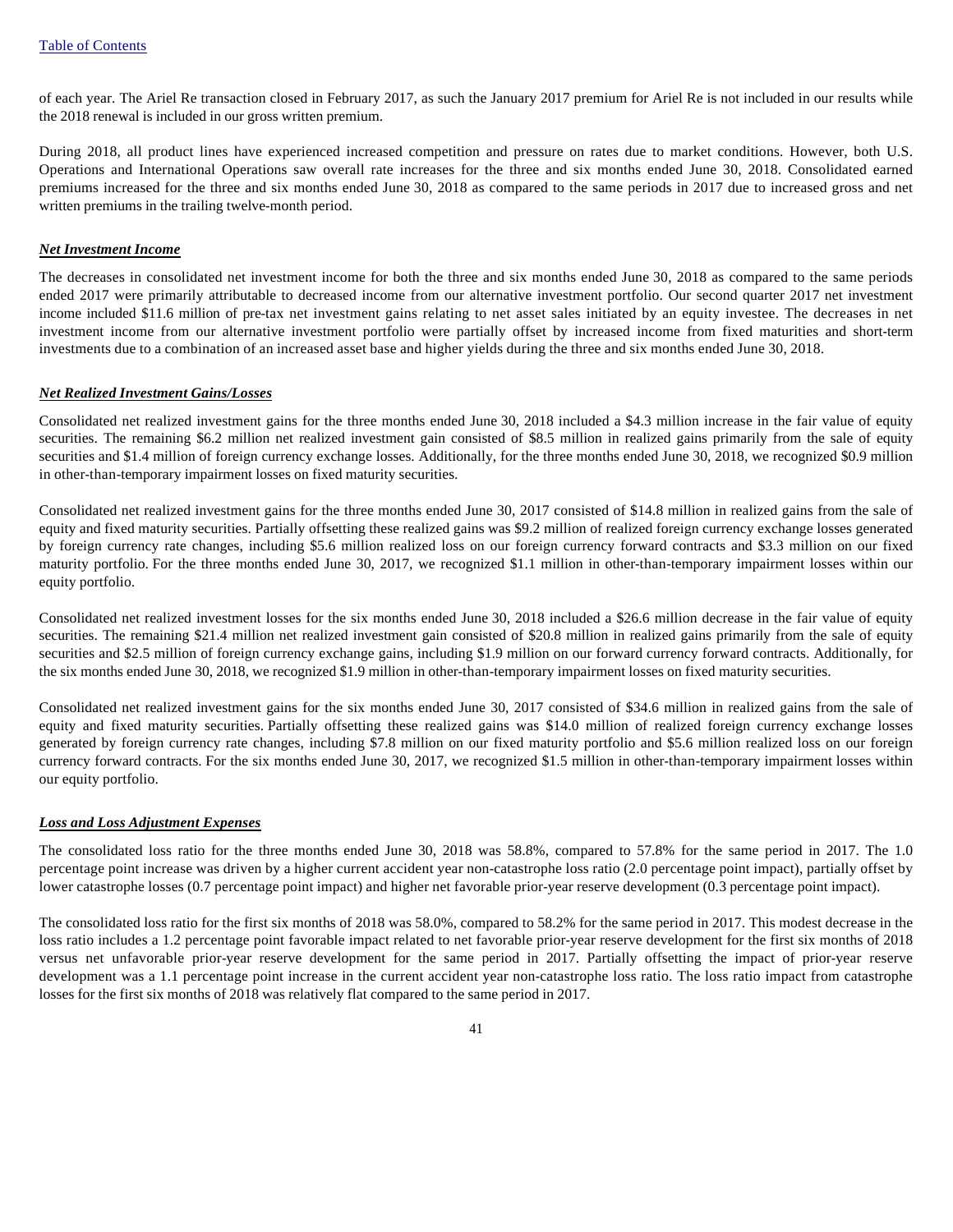of each year. The Ariel Re transaction closed in February 2017, as such the January 2017 premium for Ariel Re is not included in our results while the 2018 renewal is included in our gross written premium.

During 2018, all product lines have experienced increased competition and pressure on rates due to market conditions. However, both U.S. Operations and International Operations saw overall rate increases for the three and six months ended June 30, 2018. Consolidated earned premiums increased for the three and six months ended June 30, 2018 as compared to the same periods in 2017 due to increased gross and net written premiums in the trailing twelve-month period.

***Net Investment Income***

The decreases in consolidated net investment income for both the three and six months ended June 30, 2018 as compared to the same periods ended 2017 were primarily attributable to decreased income from our alternative investment portfolio. Our second quarter 2017 net investment income included $11.6 million of pre-tax net investment gains relating to net asset sales initiated by an equity investee. The decreases in net investment income from our alternative investment portfolio were partially offset by increased income from fixed maturities and short-term investments due to a combination of an increased asset base and higher yields during the three and six months ended June 30, 2018.

***Net Realized Investment Gains/Losses***

Consolidated net realized investment gains for the three months ended June 30, 2018 included a $4.3 million increase in the fair value of equity securities. The remaining $6.2 million net realized investment gain consisted of $8.5 million in realized gains primarily from the sale of equity securities and $1.4 million of foreign currency exchange losses. Additionally, for the three months ended June 30, 2018, we recognized $0.9 million in other-than-temporary impairment losses on fixed maturity securities.

Consolidated net realized investment gains for the three months ended June 30, 2017 consisted of $14.8 million in realized gains from the sale of equity and fixed maturity securities. Partially offsetting these realized gains was $9.2 million of realized foreign currency exchange losses generated by foreign currency rate changes, including $5.6 million realized loss on our foreign currency forward contracts and $3.3 million on our fixed maturity portfolio. For the three months ended June 30, 2017, we recognized $1.1 million in other-than-temporary impairment losses within our equity portfolio.

Consolidated net realized investment losses for the six months ended June 30, 2018 included a $26.6 million decrease in the fair value of equity securities. The remaining $21.4 million net realized investment gain consisted of $20.8 million in realized gains primarily from the sale of equity securities and $2.5 million of foreign currency exchange gains, including $1.9 million on our forward currency forward contracts. Additionally, for the six months ended June 30, 2018, we recognized $1.9 million in other-than-temporary impairment losses on fixed maturity securities.

Consolidated net realized investment gains for the six months ended June 30, 2017 consisted of $34.6 million in realized gains from the sale of equity and fixed maturity securities. Partially offsetting these realized gains was $14.0 million of realized foreign currency exchange losses generated by foreign currency rate changes, including $7.8 million on our fixed maturity portfolio and $5.6 million realized loss on our foreign currency forward contracts. For the six months ended June 30, 2017, we recognized $1.5 million in other-than-temporary impairment losses within our equity portfolio.

***Loss and Loss Adjustment Expenses***

The consolidated loss ratio for the three months ended June 30, 2018 was 58.8%, compared to 57.8% for the same period in 2017. The 1.0 percentage point increase was driven by a higher current accident year non-catastrophe loss ratio (2.0 percentage point impact), partially offset by lower catastrophe losses (0.7 percentage point impact) and higher net favorable prior-year reserve development (0.3 percentage point impact).

The consolidated loss ratio for the first six months of 2018 was 58.0%, compared to 58.2% for the same period in 2017. This modest decrease in the loss ratio includes a 1.2 percentage point favorable impact related to net favorable prior-year reserve development for the first six months of 2018 versus net unfavorable prior-year reserve development for the same period in 2017. Partially offsetting the impact of prior-year reserve development was a 1.1 percentage point increase in the current accident year non-catastrophe loss ratio. The loss ratio impact from catastrophe losses for the first six months of 2018 was relatively flat compared to the same period in 2017.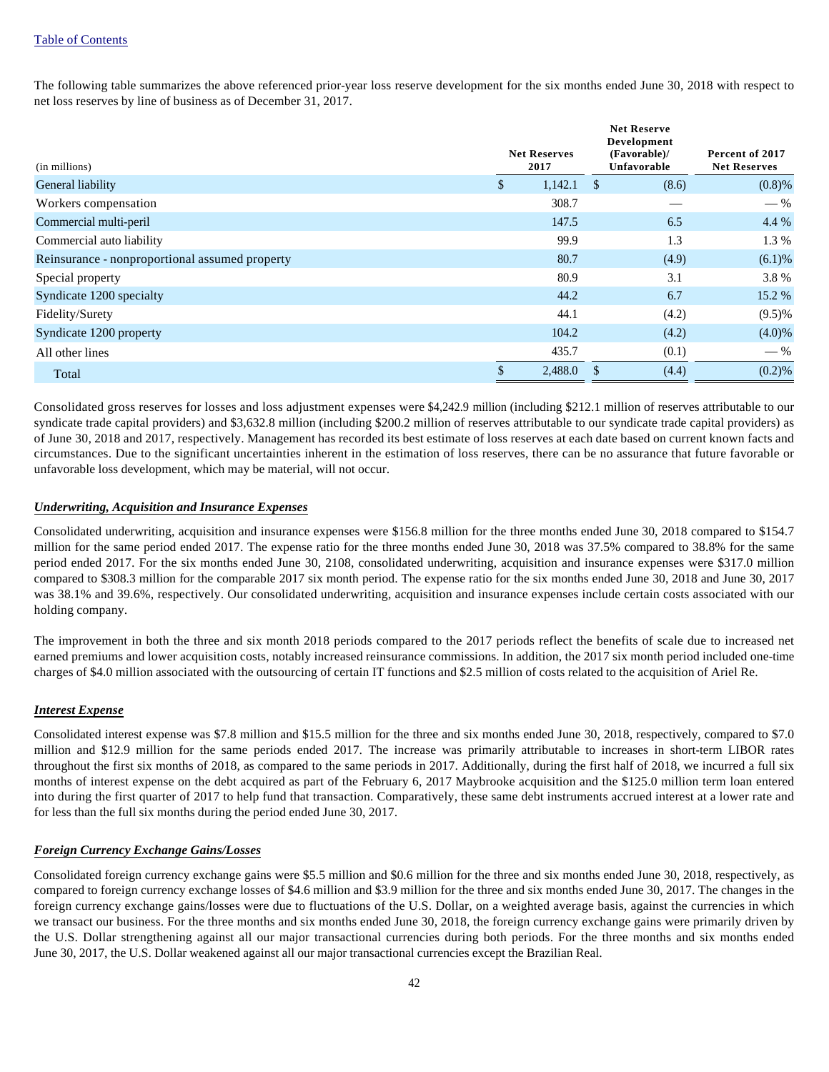The following table summarizes the above referenced prior-year loss reserve development for the six months ended June 30, 2018 with respect to net loss reserves by line of business as of December 31, 2017.

| (in millions) | Net Reserves 2017 | Net Reserve Development (Favorable)/ Unfavorable | Percent of 2017 Net Reserves |
|---|---|---|---|
| General liability | $ 1,142.1 | $ (8.6) | (0.8)% |
| Workers compensation | 308.7 | — | — % |
| Commercial multi-peril | 147.5 | 6.5 | 4.4 % |
| Commercial auto liability | 99.9 | 1.3 | 1.3 % |
| Reinsurance - nonproportional assumed property | 80.7 | (4.9) | (6.1)% |
| Special property | 80.9 | 3.1 | 3.8 % |
| Syndicate 1200 specialty | 44.2 | 6.7 | 15.2 % |
| Fidelity/Surety | 44.1 | (4.2) | (9.5)% |
| Syndicate 1200 property | 104.2 | (4.2) | (4.0)% |
| All other lines | 435.7 | (0.1) | — % |
| Total | $ 2,488.0 | $ (4.4) | (0.2)% |

Consolidated gross reserves for losses and loss adjustment expenses were $4,242.9 million (including $212.1 million of reserves attributable to our syndicate trade capital providers) and $3,632.8 million (including $200.2 million of reserves attributable to our syndicate trade capital providers) as of June 30, 2018 and 2017, respectively. Management has recorded its best estimate of loss reserves at each date based on current known facts and circumstances. Due to the significant uncertainties inherent in the estimation of loss reserves, there can be no assurance that future favorable or unfavorable loss development, which may be material, will not occur.

***Underwriting, Acquisition and Insurance Expenses***

Consolidated underwriting, acquisition and insurance expenses were $156.8 million for the three months ended June 30, 2018 compared to $154.7 million for the same period ended 2017. The expense ratio for the three months ended June 30, 2018 was 37.5% compared to 38.8% for the same period ended 2017. For the six months ended June 30, 2108, consolidated underwriting, acquisition and insurance expenses were $317.0 million compared to $308.3 million for the comparable 2017 six month period. The expense ratio for the six months ended June 30, 2018 and June 30, 2017 was 38.1% and 39.6%, respectively. Our consolidated underwriting, acquisition and insurance expenses include certain costs associated with our holding company.

The improvement in both the three and six month 2018 periods compared to the 2017 periods reflect the benefits of scale due to increased net earned premiums and lower acquisition costs, notably increased reinsurance commissions. In addition, the 2017 six month period included one-time charges of $4.0 million associated with the outsourcing of certain IT functions and $2.5 million of costs related to the acquisition of Ariel Re.

***Interest Expense***

Consolidated interest expense was $7.8 million and $15.5 million for the three and six months ended June 30, 2018, respectively, compared to $7.0 million and $12.9 million for the same periods ended 2017. The increase was primarily attributable to increases in short-term LIBOR rates throughout the first six months of 2018, as compared to the same periods in 2017. Additionally, during the first half of 2018, we incurred a full six months of interest expense on the debt acquired as part of the February 6, 2017 Maybrooke acquisition and the $125.0 million term loan entered into during the first quarter of 2017 to help fund that transaction. Comparatively, these same debt instruments accrued interest at a lower rate and for less than the full six months during the period ended June 30, 2017.

***Foreign Currency Exchange Gains/Losses***

Consolidated foreign currency exchange gains were $5.5 million and $0.6 million for the three and six months ended June 30, 2018, respectively, as compared to foreign currency exchange losses of $4.6 million and $3.9 million for the three and six months ended June 30, 2017. The changes in the foreign currency exchange gains/losses were due to fluctuations of the U.S. Dollar, on a weighted average basis, against the currencies in which we transact our business. For the three months and six months ended June 30, 2018, the foreign currency exchange gains were primarily driven by the U.S. Dollar strengthening against all our major transactional currencies during both periods. For the three months and six months ended June 30, 2017, the U.S. Dollar weakened against all our major transactional currencies except the Brazilian Real.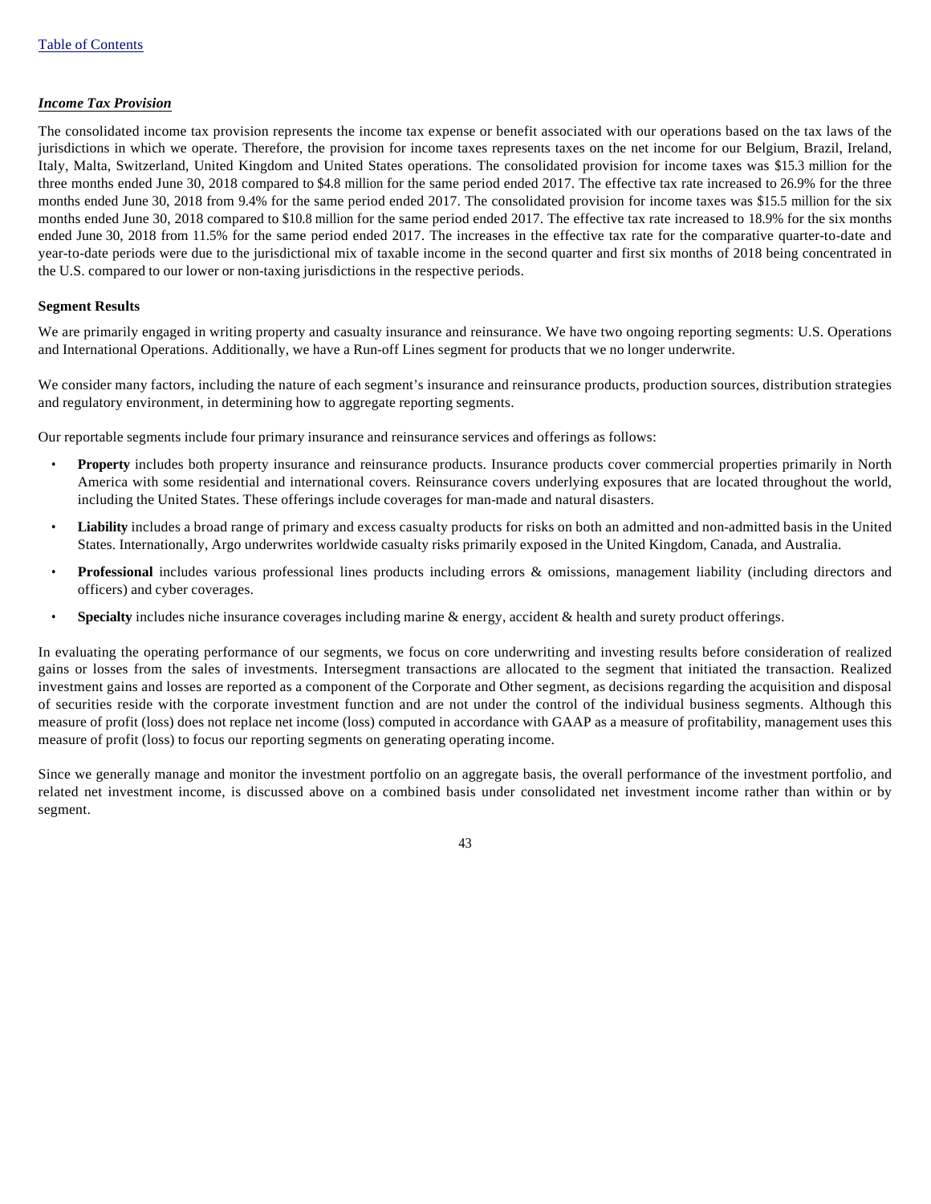***Income Tax Provision***

The consolidated income tax provision represents the income tax expense or benefit associated with our operations based on the tax laws of the jurisdictions in which we operate. Therefore, the provision for income taxes represents taxes on the net income for our Belgium, Brazil, Ireland, Italy, Malta, Switzerland, United Kingdom and United States operations. The consolidated provision for income taxes was $15.3 million for the three months ended June 30, 2018 compared to $4.8 million for the same period ended 2017. The effective tax rate increased to 26.9% for the three months ended June 30, 2018 from 9.4% for the same period ended 2017. The consolidated provision for income taxes was $15.5 million for the six months ended June 30, 2018 compared to $10.8 million for the same period ended 2017. The effective tax rate increased to 18.9% for the six months ended June 30, 2018 from 11.5% for the same period ended 2017. The increases in the effective tax rate for the comparative quarter-to-date and year-to-date periods were due to the jurisdictional mix of taxable income in the second quarter and first six months of 2018 being concentrated in the U.S. compared to our lower or non-taxing jurisdictions in the respective periods.

**Segment Results**

We are primarily engaged in writing property and casualty insurance and reinsurance. We have two ongoing reporting segments: U.S. Operations and International Operations. Additionally, we have a Run-off Lines segment for products that we no longer underwrite.

We consider many factors, including the nature of each segment's insurance and reinsurance products, production sources, distribution strategies and regulatory environment, in determining how to aggregate reporting segments.

Our reportable segments include four primary insurance and reinsurance services and offerings as follows:

- **Property** includes both property insurance and reinsurance products. Insurance products cover commercial properties primarily in North America with some residential and international covers. Reinsurance covers underlying exposures that are located throughout the world, including the United States. These offerings include coverages for man-made and natural disasters.
- **Liability** includes a broad range of primary and excess casualty products for risks on both an admitted and non-admitted basis in the United States. Internationally, Argo underwrites worldwide casualty risks primarily exposed in the United Kingdom, Canada, and Australia.
- **Professional** includes various professional lines products including errors & omissions, management liability (including directors and officers) and cyber coverages.
- **Specialty** includes niche insurance coverages including marine & energy, accident & health and surety product offerings.

In evaluating the operating performance of our segments, we focus on core underwriting and investing results before consideration of realized gains or losses from the sales of investments. Intersegment transactions are allocated to the segment that initiated the transaction. Realized investment gains and losses are reported as a component of the Corporate and Other segment, as decisions regarding the acquisition and disposal of securities reside with the corporate investment function and are not under the control of the individual business segments. Although this measure of profit (loss) does not replace net income (loss) computed in accordance with GAAP as a measure of profitability, management uses this measure of profit (loss) to focus our reporting segments on generating operating income.

Since we generally manage and monitor the investment portfolio on an aggregate basis, the overall performance of the investment portfolio, and related net investment income, is discussed above on a combined basis under consolidated net investment income rather than within or by segment.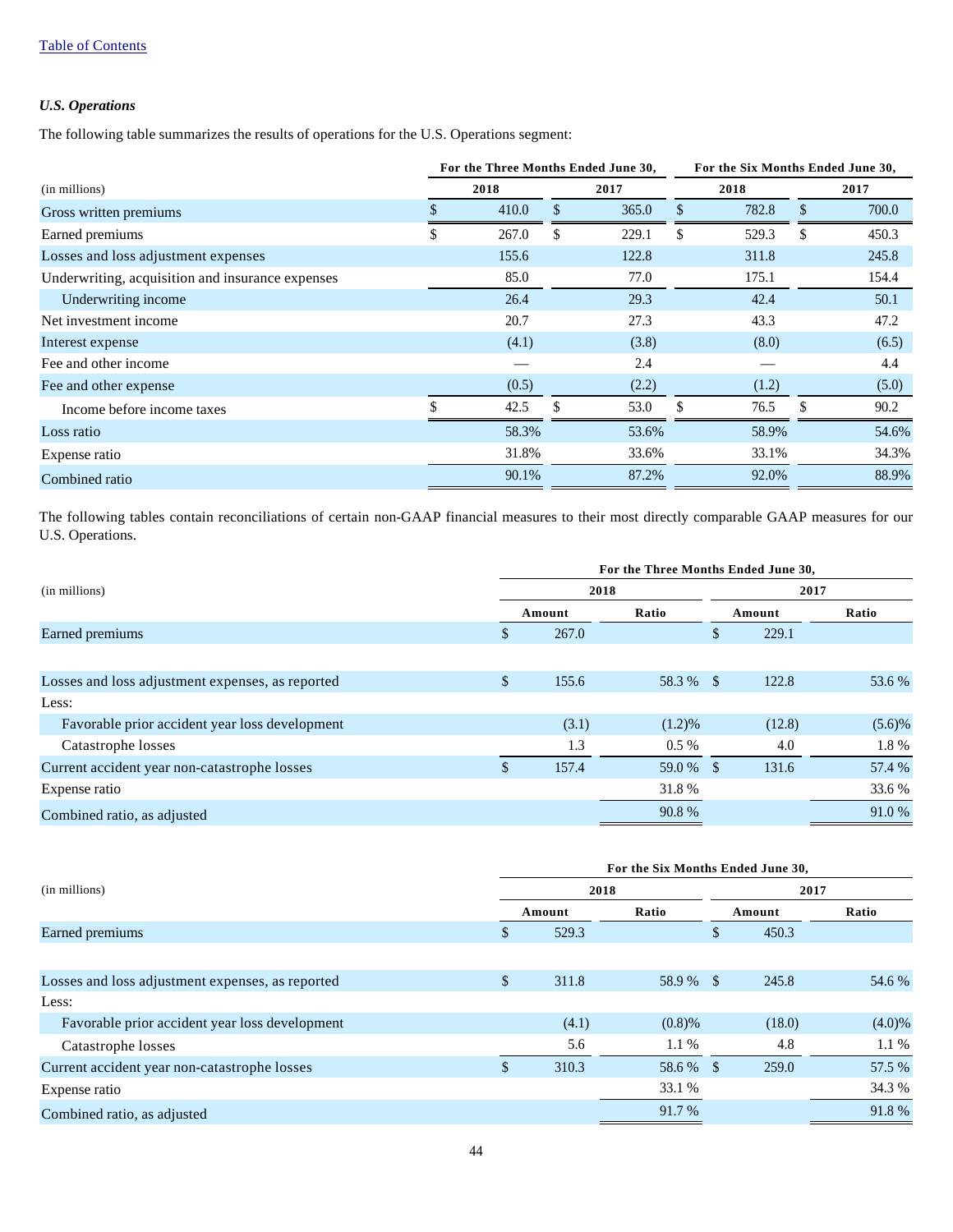### *U.S. Operations*

The following table summarizes the results of operations for the U.S. Operations segment:

| (in millions) | For the Three Months Ended June 30, 2018 | For the Three Months Ended June 30, 2017 | For the Six Months Ended June 30, 2018 | For the Six Months Ended June 30, 2017 |
|---|---|---|---|---|
| Gross written premiums | $ 410.0 | $ 365.0 | $ 782.8 | $ 700.0 |
| Earned premiums | $ 267.0 | $ 229.1 | $ 529.3 | $ 450.3 |
| Losses and loss adjustment expenses | 155.6 | 122.8 | 311.8 | 245.8 |
| Underwriting, acquisition and insurance expenses | 85.0 | 77.0 | 175.1 | 154.4 |
| Underwriting income | 26.4 | 29.3 | 42.4 | 50.1 |
| Net investment income | 20.7 | 27.3 | 43.3 | 47.2 |
| Interest expense | (4.1) | (3.8) | (8.0) | (6.5) |
| Fee and other income | — | 2.4 | — | 4.4 |
| Fee and other expense | (0.5) | (2.2) | (1.2) | (5.0) |
| Income before income taxes | $ 42.5 | $ 53.0 | $ 76.5 | $ 90.2 |
| Loss ratio | 58.3% | 53.6% | 58.9% | 54.6% |
| Expense ratio | 31.8% | 33.6% | 33.1% | 34.3% |
| Combined ratio | 90.1% | 87.2% | 92.0% | 88.9% |

The following tables contain reconciliations of certain non-GAAP financial measures to their most directly comparable GAAP measures for our U.S. Operations.

| (in millions) | For the Three Months Ended June 30, 2018 | | 2017 | |
|---|---|---|---|---|
| | Amount | Ratio | Amount | Ratio |
| Earned premiums | $ 267.0 | | $ 229.1 | |
| Losses and loss adjustment expenses, as reported | $ 155.6 | 58.3 % | $ 122.8 | 53.6 % |
| Less: | | | | |
| Favorable prior accident year loss development | (3.1) | (1.2)% | (12.8) | (5.6)% |
| Catastrophe losses | 1.3 | 0.5 % | 4.0 | 1.8 % |
| Current accident year non-catastrophe losses | $ 157.4 | 59.0 % | $ 131.6 | 57.4 % |
| Expense ratio | | 31.8 % | | 33.6 % |
| Combined ratio, as adjusted | | 90.8 % | | 91.0 % |

| (in millions) | For the Six Months Ended June 30, 2018 | | 2017 | |
|---|---|---|---|---|
| | Amount | Ratio | Amount | Ratio |
| Earned premiums | $ 529.3 | | $ 450.3 | |
| Losses and loss adjustment expenses, as reported | $ 311.8 | 58.9 % | $ 245.8 | 54.6 % |
| Less: | | | | |
| Favorable prior accident year loss development | (4.1) | (0.8)% | (18.0) | (4.0)% |
| Catastrophe losses | 5.6 | 1.1 % | 4.8 | 1.1 % |
| Current accident year non-catastrophe losses | $ 310.3 | 58.6 % | $ 259.0 | 57.5 % |
| Expense ratio | | 33.1 % | | 34.3 % |
| Combined ratio, as adjusted | | 91.7 % | | 91.8 % |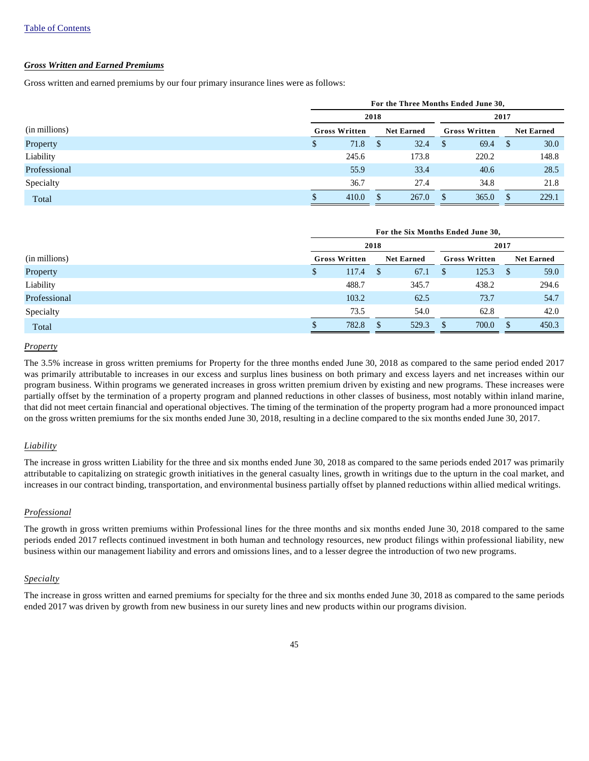***Gross Written and Earned Premiums***

Gross written and earned premiums by our four primary insurance lines were as follows:

| | For the Three Months Ended June 30, | | | |
|---|---|---|---|---|
| | 2018 | | 2017 | |
| (in millions) | Gross Written | Net Earned | Gross Written | Net Earned |
| Property | $ 71.8 | $ 32.4 | $ 69.4 | $ 30.0 |
| Liability | 245.6 | 173.8 | 220.2 | 148.8 |
| Professional | 55.9 | 33.4 | 40.6 | 28.5 |
| Specialty | 36.7 | 27.4 | 34.8 | 21.8 |
| Total | $ 410.0 | $ 267.0 | $ 365.0 | $ 229.1 |

| | For the Six Months Ended June 30, | | | |
|---|---|---|---|---|
| | 2018 | | 2017 | |
| (in millions) | Gross Written | Net Earned | Gross Written | Net Earned |
| Property | $ 117.4 | $ 67.1 | $ 125.3 | $ 59.0 |
| Liability | 488.7 | 345.7 | 438.2 | 294.6 |
| Professional | 103.2 | 62.5 | 73.7 | 54.7 |
| Specialty | 73.5 | 54.0 | 62.8 | 42.0 |
| Total | $ 782.8 | $ 529.3 | $ 700.0 | $ 450.3 |

*Property*

The 3.5% increase in gross written premiums for Property for the three months ended June 30, 2018 as compared to the same period ended 2017 was primarily attributable to increases in our excess and surplus lines business on both primary and excess layers and net increases within our program business. Within programs we generated increases in gross written premium driven by existing and new programs. These increases were partially offset by the termination of a property program and planned reductions in other classes of business, most notably within inland marine, that did not meet certain financial and operational objectives. The timing of the termination of the property program had a more pronounced impact on the gross written premiums for the six months ended June 30, 2018, resulting in a decline compared to the six months ended June 30, 2017.

*Liability*

The increase in gross written Liability for the three and six months ended June 30, 2018 as compared to the same periods ended 2017 was primarily attributable to capitalizing on strategic growth initiatives in the general casualty lines, growth in writings due to the upturn in the coal market, and increases in our contract binding, transportation, and environmental business partially offset by planned reductions within allied medical writings.

*Professional*

The growth in gross written premiums within Professional lines for the three months and six months ended June 30, 2018 compared to the same periods ended 2017 reflects continued investment in both human and technology resources, new product filings within professional liability, new business within our management liability and errors and omissions lines, and to a lesser degree the introduction of two new programs.

*Specialty*

The increase in gross written and earned premiums for specialty for the three and six months ended June 30, 2018 as compared to the same periods ended 2017 was driven by growth from new business in our surety lines and new products within our programs division.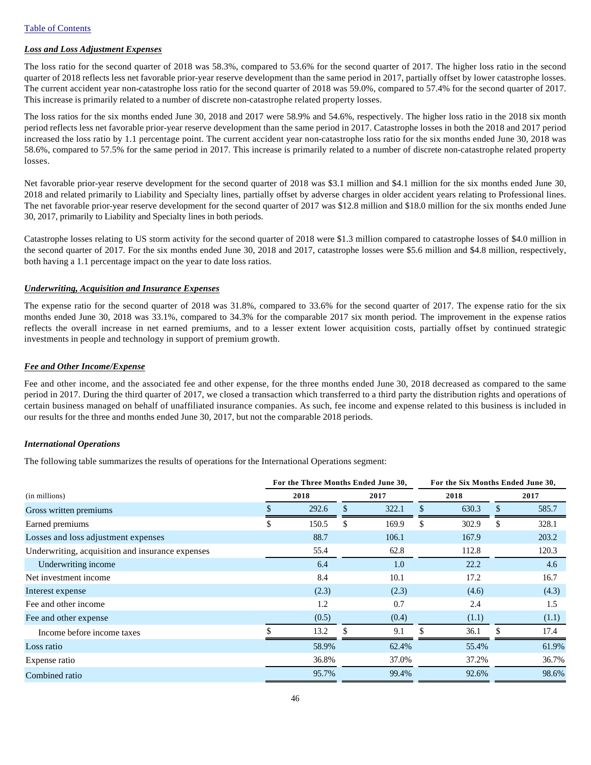[Table of Contents](#)

***Loss and Loss Adjustment Expenses***

The loss ratio for the second quarter of 2018 was 58.3%, compared to 53.6% for the second quarter of 2017. The higher loss ratio in the second quarter of 2018 reflects less net favorable prior-year reserve development than the same period in 2017, partially offset by lower catastrophe losses. The current accident year non-catastrophe loss ratio for the second quarter of 2018 was 59.0%, compared to 57.4% for the second quarter of 2017. This increase is primarily related to a number of discrete non-catastrophe related property losses.

The loss ratios for the six months ended June 30, 2018 and 2017 were 58.9% and 54.6%, respectively. The higher loss ratio in the 2018 six month period reflects less net favorable prior-year reserve development than the same period in 2017. Catastrophe losses in both the 2018 and 2017 period increased the loss ratio by 1.1 percentage point. The current accident year non-catastrophe loss ratio for the six months ended June 30, 2018 was 58.6%, compared to 57.5% for the same period in 2017. This increase is primarily related to a number of discrete non-catastrophe related property losses.

Net favorable prior-year reserve development for the second quarter of 2018 was $3.1 million and $4.1 million for the six months ended June 30, 2018 and related primarily to Liability and Specialty lines, partially offset by adverse charges in older accident years relating to Professional lines. The net favorable prior-year reserve development for the second quarter of 2017 was $12.8 million and $18.0 million for the six months ended June 30, 2017, primarily to Liability and Specialty lines in both periods.

Catastrophe losses relating to US storm activity for the second quarter of 2018 were $1.3 million compared to catastrophe losses of $4.0 million in the second quarter of 2017. For the six months ended June 30, 2018 and 2017, catastrophe losses were $5.6 million and $4.8 million, respectively, both having a 1.1 percentage impact on the year to date loss ratios.

***Underwriting, Acquisition and Insurance Expenses***

The expense ratio for the second quarter of 2018 was 31.8%, compared to 33.6% for the second quarter of 2017. The expense ratio for the six months ended June 30, 2018 was 33.1%, compared to 34.3% for the comparable 2017 six month period. The improvement in the expense ratios reflects the overall increase in net earned premiums, and to a lesser extent lower acquisition costs, partially offset by continued strategic investments in people and technology in support of premium growth.

***Fee and Other Income/Expense***

Fee and other income, and the associated fee and other expense, for the three months ended June 30, 2018 decreased as compared to the same period in 2017. During the third quarter of 2017, we closed a transaction which transferred to a third party the distribution rights and operations of certain business managed on behalf of unaffiliated insurance companies. As such, fee income and expense related to this business is included in our results for the three and months ended June 30, 2017, but not the comparable 2018 periods.

***International Operations***

The following table summarizes the results of operations for the International Operations segment:

| (in millions) | For the Three Months Ended June 30, 2018 | For the Three Months Ended June 30, 2017 | For the Six Months Ended June 30, 2018 | For the Six Months Ended June 30, 2017 |
|---|---|---|---|---|
| Gross written premiums | $ 292.6 | $ 322.1 | $ 630.3 | $ 585.7 |
| Earned premiums | $ 150.5 | $ 169.9 | $ 302.9 | $ 328.1 |
| Losses and loss adjustment expenses | 88.7 | 106.1 | 167.9 | 203.2 |
| Underwriting, acquisition and insurance expenses | 55.4 | 62.8 | 112.8 | 120.3 |
| Underwriting income | 6.4 | 1.0 | 22.2 | 4.6 |
| Net investment income | 8.4 | 10.1 | 17.2 | 16.7 |
| Interest expense | (2.3) | (2.3) | (4.6) | (4.3) |
| Fee and other income | 1.2 | 0.7 | 2.4 | 1.5 |
| Fee and other expense | (0.5) | (0.4) | (1.1) | (1.1) |
| Income before income taxes | $ 13.2 | $ 9.1 | $ 36.1 | $ 17.4 |
| Loss ratio | 58.9% | 62.4% | 55.4% | 61.9% |
| Expense ratio | 36.8% | 37.0% | 37.2% | 36.7% |
| Combined ratio | 95.7% | 99.4% | 92.6% | 98.6% |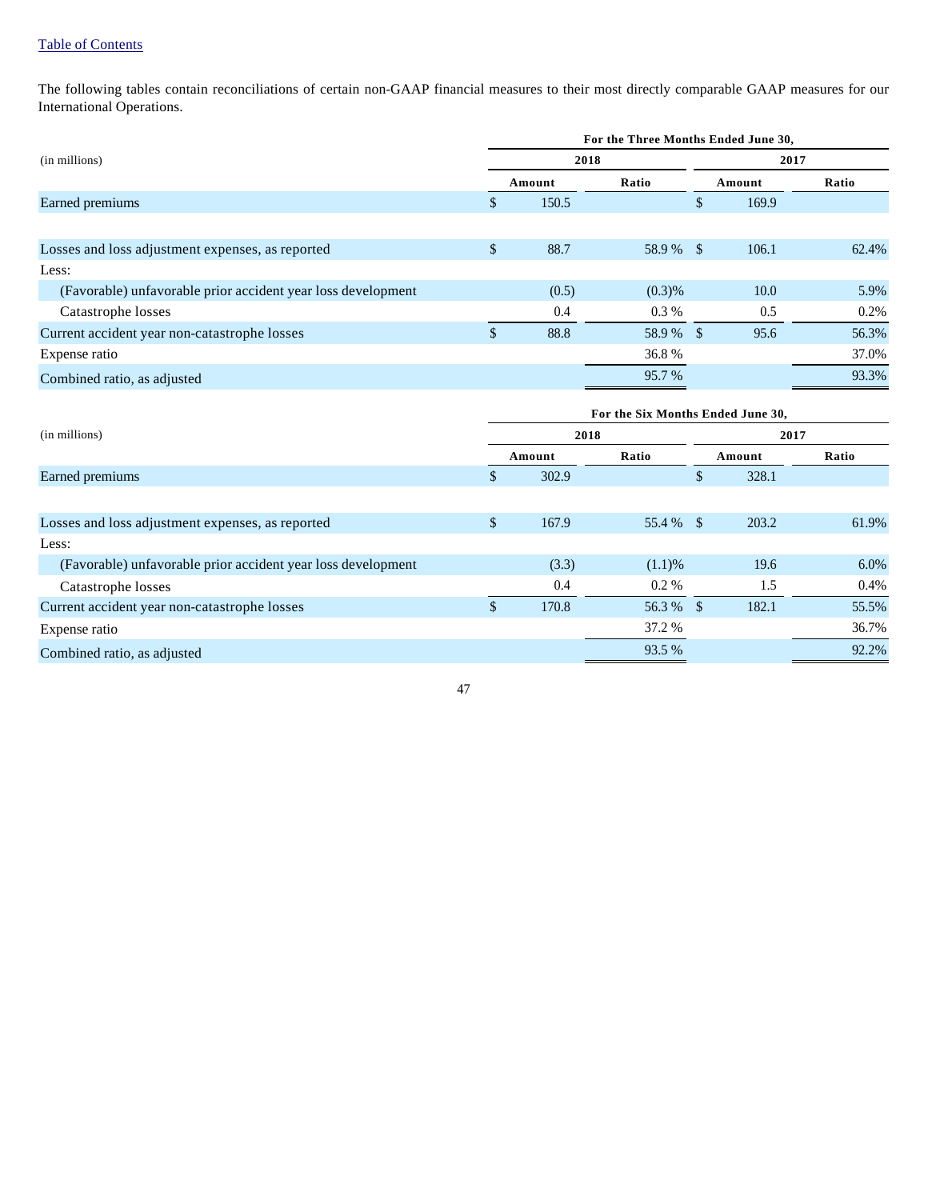The following tables contain reconciliations of certain non-GAAP financial measures to their most directly comparable GAAP measures for our International Operations.

| (in millions) | For the Three Months Ended June 30, | | | |
|---|---|---|---|---|
| | 2018 | | 2017 | |
| | Amount | Ratio | Amount | Ratio |
| Earned premiums | $ 150.5 | | $ 169.9 | |
| | | | | |
| Losses and loss adjustment expenses, as reported | $ 88.7 | 58.9 % | $ 106.1 | 62.4% |
| Less: | | | | |
| (Favorable) unfavorable prior accident year loss development | (0.5) | (0.3)% | 10.0 | 5.9% |
| Catastrophe losses | 0.4 | 0.3 % | 0.5 | 0.2% |
| Current accident year non-catastrophe losses | $ 88.8 | 58.9 % | $ 95.6 | 56.3% |
| Expense ratio | | 36.8 % | | 37.0% |
| Combined ratio, as adjusted | | 95.7 % | | 93.3% |

| (in millions) | For the Six Months Ended June 30, | | | |
|---|---|---|---|---|
| | 2018 | | 2017 | |
| | Amount | Ratio | Amount | Ratio |
| Earned premiums | $ 302.9 | | $ 328.1 | |
| | | | | |
| Losses and loss adjustment expenses, as reported | $ 167.9 | 55.4 % | $ 203.2 | 61.9% |
| Less: | | | | |
| (Favorable) unfavorable prior accident year loss development | (3.3) | (1.1)% | 19.6 | 6.0% |
| Catastrophe losses | 0.4 | 0.2 % | 1.5 | 0.4% |
| Current accident year non-catastrophe losses | $ 170.8 | 56.3 % | $ 182.1 | 55.5% |
| Expense ratio | | 37.2 % | | 36.7% |
| Combined ratio, as adjusted | | 93.5 % | | 92.2% |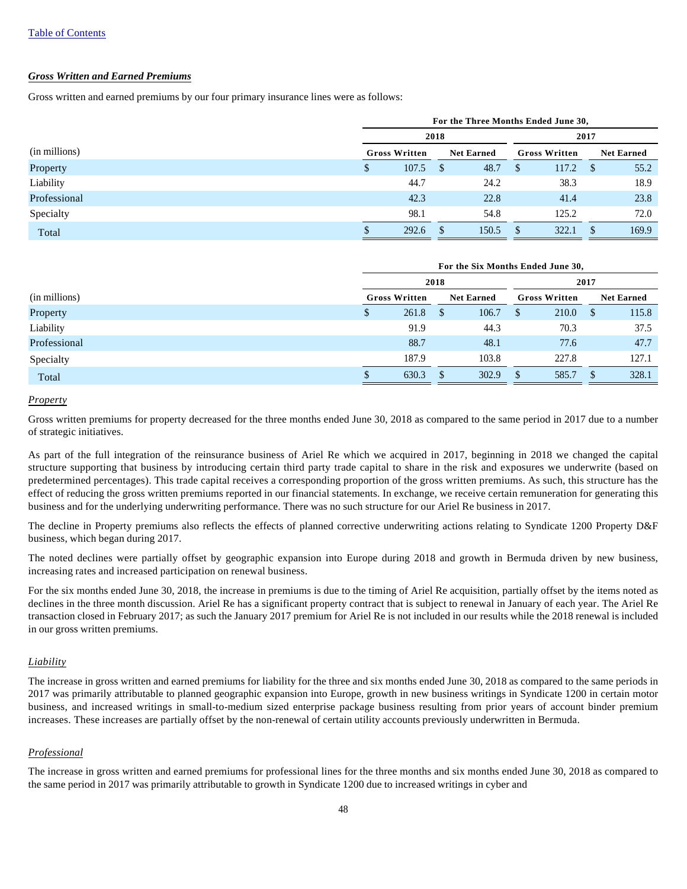Table of Contents

### *Gross Written and Earned Premiums*

Gross written and earned premiums by our four primary insurance lines were as follows:

| | For the Three Months Ended June 30, | | | |
|---|---|---|---|---|
| | 2018 | | 2017 | |
| (in millions) | Gross Written | Net Earned | Gross Written | Net Earned |
| Property | $ 107.5 | $ 48.7 | $ 117.2 | $ 55.2 |
| Liability | 44.7 | 24.2 | 38.3 | 18.9 |
| Professional | 42.3 | 22.8 | 41.4 | 23.8 |
| Specialty | 98.1 | 54.8 | 125.2 | 72.0 |
| Total | $ 292.6 | $ 150.5 | $ 322.1 | $ 169.9 |

| | For the Six Months Ended June 30, | | | |
|---|---|---|---|---|
| | 2018 | | 2017 | |
| (in millions) | Gross Written | Net Earned | Gross Written | Net Earned |
| Property | $ 261.8 | $ 106.7 | $ 210.0 | $ 115.8 |
| Liability | 91.9 | 44.3 | 70.3 | 37.5 |
| Professional | 88.7 | 48.1 | 77.6 | 47.7 |
| Specialty | 187.9 | 103.8 | 227.8 | 127.1 |
| Total | $ 630.3 | $ 302.9 | $ 585.7 | $ 328.1 |

*Property*

Gross written premiums for property decreased for the three months ended June 30, 2018 as compared to the same period in 2017 due to a number of strategic initiatives.

As part of the full integration of the reinsurance business of Ariel Re which we acquired in 2017, beginning in 2018 we changed the capital structure supporting that business by introducing certain third party trade capital to share in the risk and exposures we underwrite (based on predetermined percentages). This trade capital receives a corresponding proportion of the gross written premiums. As such, this structure has the effect of reducing the gross written premiums reported in our financial statements. In exchange, we receive certain remuneration for generating this business and for the underlying underwriting performance. There was no such structure for our Ariel Re business in 2017.

The decline in Property premiums also reflects the effects of planned corrective underwriting actions relating to Syndicate 1200 Property D&F business, which began during 2017.

The noted declines were partially offset by geographic expansion into Europe during 2018 and growth in Bermuda driven by new business, increasing rates and increased participation on renewal business.

For the six months ended June 30, 2018, the increase in premiums is due to the timing of Ariel Re acquisition, partially offset by the items noted as declines in the three month discussion. Ariel Re has a significant property contract that is subject to renewal in January of each year. The Ariel Re transaction closed in February 2017; as such the January 2017 premium for Ariel Re is not included in our results while the 2018 renewal is included in our gross written premiums.

*Liability*

The increase in gross written and earned premiums for liability for the three and six months ended June 30, 2018 as compared to the same periods in 2017 was primarily attributable to planned geographic expansion into Europe, growth in new business writings in Syndicate 1200 in certain motor business, and increased writings in small-to-medium sized enterprise package business resulting from prior years of account binder premium increases. These increases are partially offset by the non-renewal of certain utility accounts previously underwritten in Bermuda.

*Professional*

The increase in gross written and earned premiums for professional lines for the three months and six months ended June 30, 2018 as compared to the same period in 2017 was primarily attributable to growth in Syndicate 1200 due to increased writings in cyber and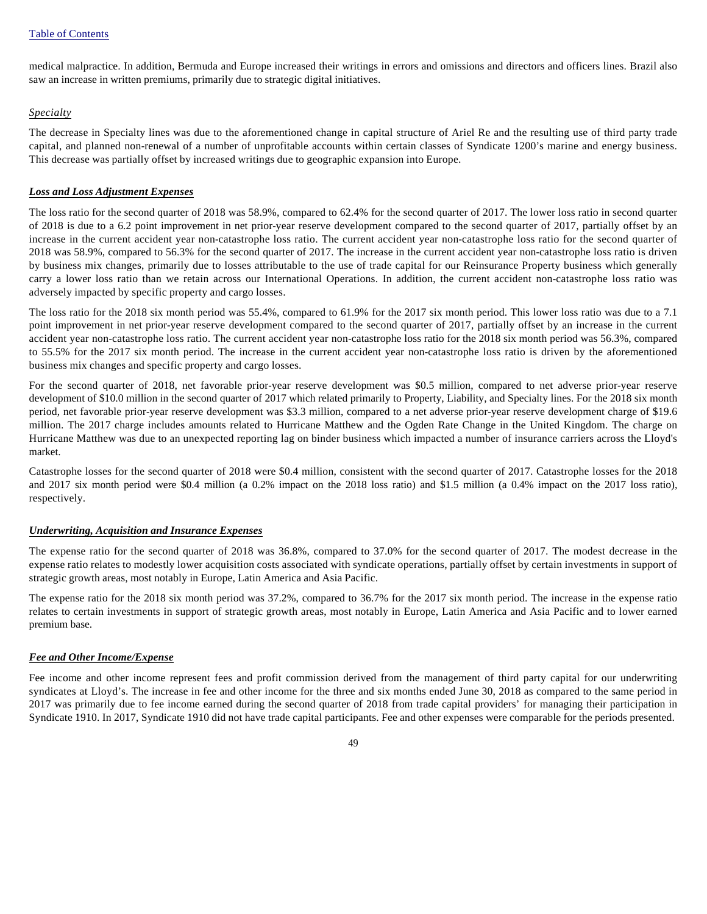medical malpractice. In addition, Bermuda and Europe increased their writings in errors and omissions and directors and officers lines. Brazil also saw an increase in written premiums, primarily due to strategic digital initiatives.

*Specialty*

The decrease in Specialty lines was due to the aforementioned change in capital structure of Ariel Re and the resulting use of third party trade capital, and planned non-renewal of a number of unprofitable accounts within certain classes of Syndicate 1200's marine and energy business. This decrease was partially offset by increased writings due to geographic expansion into Europe.

***Loss and Loss Adjustment Expenses***

The loss ratio for the second quarter of 2018 was 58.9%, compared to 62.4% for the second quarter of 2017. The lower loss ratio in second quarter of 2018 is due to a 6.2 point improvement in net prior-year reserve development compared to the second quarter of 2017, partially offset by an increase in the current accident year non-catastrophe loss ratio. The current accident year non-catastrophe loss ratio for the second quarter of 2018 was 58.9%, compared to 56.3% for the second quarter of 2017. The increase in the current accident year non-catastrophe loss ratio is driven by business mix changes, primarily due to losses attributable to the use of trade capital for our Reinsurance Property business which generally carry a lower loss ratio than we retain across our International Operations. In addition, the current accident non-catastrophe loss ratio was adversely impacted by specific property and cargo losses.

The loss ratio for the 2018 six month period was 55.4%, compared to 61.9% for the 2017 six month period. This lower loss ratio was due to a 7.1 point improvement in net prior-year reserve development compared to the second quarter of 2017, partially offset by an increase in the current accident year non-catastrophe loss ratio. The current accident year non-catastrophe loss ratio for the 2018 six month period was 56.3%, compared to 55.5% for the 2017 six month period. The increase in the current accident year non-catastrophe loss ratio is driven by the aforementioned business mix changes and specific property and cargo losses.

For the second quarter of 2018, net favorable prior-year reserve development was $0.5 million, compared to net adverse prior-year reserve development of $10.0 million in the second quarter of 2017 which related primarily to Property, Liability, and Specialty lines. For the 2018 six month period, net favorable prior-year reserve development was $3.3 million, compared to a net adverse prior-year reserve development charge of $19.6 million. The 2017 charge includes amounts related to Hurricane Matthew and the Ogden Rate Change in the United Kingdom. The charge on Hurricane Matthew was due to an unexpected reporting lag on binder business which impacted a number of insurance carriers across the Lloyd's market.

Catastrophe losses for the second quarter of 2018 were $0.4 million, consistent with the second quarter of 2017. Catastrophe losses for the 2018 and 2017 six month period were $0.4 million (a 0.2% impact on the 2018 loss ratio) and $1.5 million (a 0.4% impact on the 2017 loss ratio), respectively.

***Underwriting, Acquisition and Insurance Expenses***

The expense ratio for the second quarter of 2018 was 36.8%, compared to 37.0% for the second quarter of 2017. The modest decrease in the expense ratio relates to modestly lower acquisition costs associated with syndicate operations, partially offset by certain investments in support of strategic growth areas, most notably in Europe, Latin America and Asia Pacific.

The expense ratio for the 2018 six month period was 37.2%, compared to 36.7% for the 2017 six month period. The increase in the expense ratio relates to certain investments in support of strategic growth areas, most notably in Europe, Latin America and Asia Pacific and to lower earned premium base.

***Fee and Other Income/Expense***

Fee income and other income represent fees and profit commission derived from the management of third party capital for our underwriting syndicates at Lloyd's. The increase in fee and other income for the three and six months ended June 30, 2018 as compared to the same period in 2017 was primarily due to fee income earned during the second quarter of 2018 from trade capital providers' for managing their participation in Syndicate 1910. In 2017, Syndicate 1910 did not have trade capital participants. Fee and other expenses were comparable for the periods presented.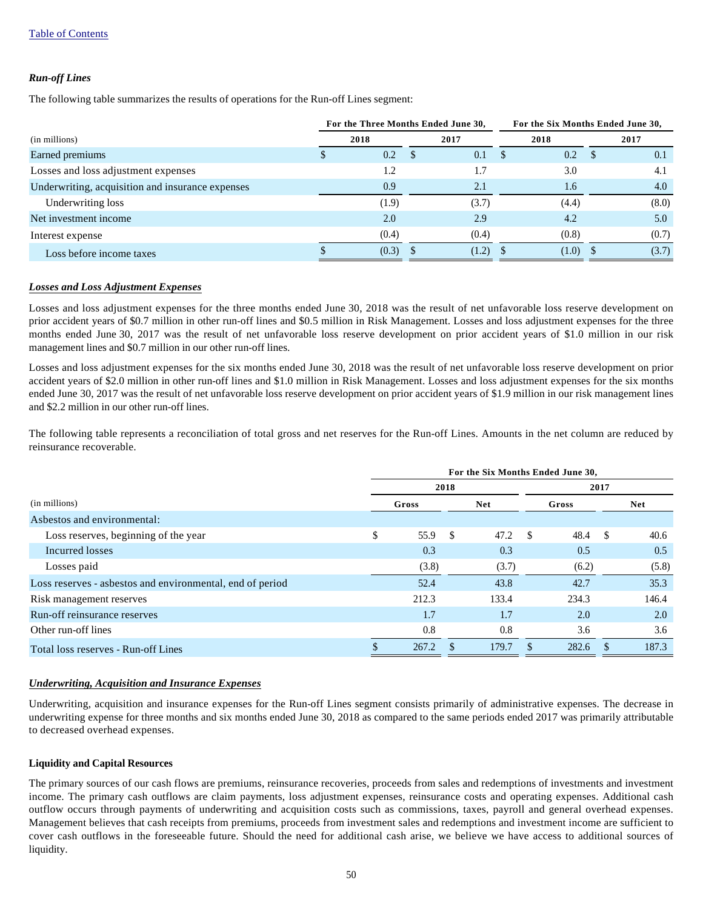### *Run-off Lines*

The following table summarizes the results of operations for the Run-off Lines segment:

| (in millions) | For the Three Months Ended June 30, 2018 | For the Three Months Ended June 30, 2017 | For the Six Months Ended June 30, 2018 | For the Six Months Ended June 30, 2017 |
|---|---|---|---|---|
| Earned premiums | $ 0.2 | $ 0.1 | $ 0.2 | $ 0.1 |
| Losses and loss adjustment expenses | 1.2 | 1.7 | 3.0 | 4.1 |
| Underwriting, acquisition and insurance expenses | 0.9 | 2.1 | 1.6 | 4.0 |
| Underwriting loss | (1.9) | (3.7) | (4.4) | (8.0) |
| Net investment income | 2.0 | 2.9 | 4.2 | 5.0 |
| Interest expense | (0.4) | (0.4) | (0.8) | (0.7) |
| Loss before income taxes | $ (0.3) | $ (1.2) | $ (1.0) | $ (3.7) |

***Losses and Loss Adjustment Expenses***

Losses and loss adjustment expenses for the three months ended June 30, 2018 was the result of net unfavorable loss reserve development on prior accident years of $0.7 million in other run-off lines and $0.5 million in Risk Management. Losses and loss adjustment expenses for the three months ended June 30, 2017 was the result of net unfavorable loss reserve development on prior accident years of $1.0 million in our risk management lines and $0.7 million in our other run-off lines.

Losses and loss adjustment expenses for the six months ended June 30, 2018 was the result of net unfavorable loss reserve development on prior accident years of $2.0 million in other run-off lines and $1.0 million in Risk Management. Losses and loss adjustment expenses for the six months ended June 30, 2017 was the result of net unfavorable loss reserve development on prior accident years of $1.9 million in our risk management lines and $2.2 million in our other run-off lines.

The following table represents a reconciliation of total gross and net reserves for the Run-off Lines. Amounts in the net column are reduced by reinsurance recoverable.

| | For the Six Months Ended June 30, | | | |
|---|---|---|---|---|
| | 2018 | | 2017 | |
| (in millions) | Gross | Net | Gross | Net |
| Asbestos and environmental: | | | | |
| Loss reserves, beginning of the year | $ 55.9 | $ 47.2 | $ 48.4 | $ 40.6 |
| Incurred losses | 0.3 | 0.3 | 0.5 | 0.5 |
| Losses paid | (3.8) | (3.7) | (6.2) | (5.8) |
| Loss reserves - asbestos and environmental, end of period | 52.4 | 43.8 | 42.7 | 35.3 |
| Risk management reserves | 212.3 | 133.4 | 234.3 | 146.4 |
| Run-off reinsurance reserves | 1.7 | 1.7 | 2.0 | 2.0 |
| Other run-off lines | 0.8 | 0.8 | 3.6 | 3.6 |
| Total loss reserves - Run-off Lines | $ 267.2 | $ 179.7 | $ 282.6 | $ 187.3 |

***Underwriting, Acquisition and Insurance Expenses***

Underwriting, acquisition and insurance expenses for the Run-off Lines segment consists primarily of administrative expenses. The decrease in underwriting expense for three months and six months ended June 30, 2018 as compared to the same periods ended 2017 was primarily attributable to decreased overhead expenses.

**Liquidity and Capital Resources**

The primary sources of our cash flows are premiums, reinsurance recoveries, proceeds from sales and redemptions of investments and investment income. The primary cash outflows are claim payments, loss adjustment expenses, reinsurance costs and operating expenses. Additional cash outflow occurs through payments of underwriting and acquisition costs such as commissions, taxes, payroll and general overhead expenses. Management believes that cash receipts from premiums, proceeds from investment sales and redemptions and investment income are sufficient to cover cash outflows in the foreseeable future. Should the need for additional cash arise, we believe we have access to additional sources of liquidity.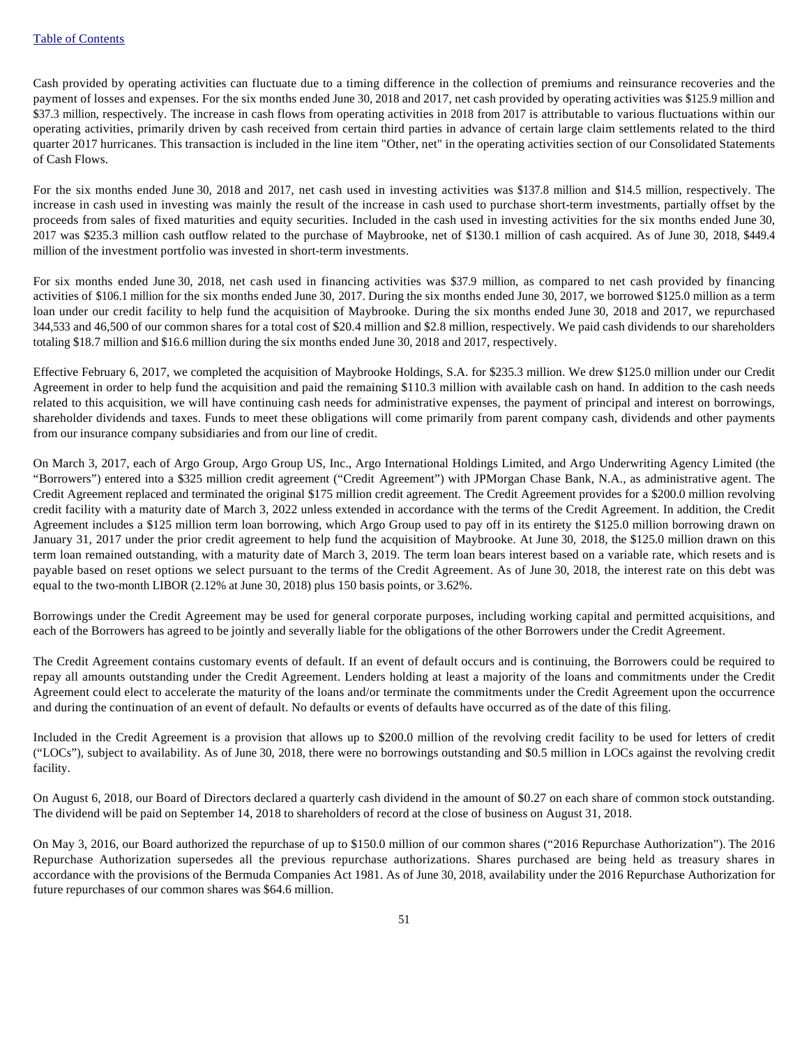Cash provided by operating activities can fluctuate due to a timing difference in the collection of premiums and reinsurance recoveries and the payment of losses and expenses. For the six months ended June 30, 2018 and 2017, net cash provided by operating activities was $125.9 million and $37.3 million, respectively. The increase in cash flows from operating activities in 2018 from 2017 is attributable to various fluctuations within our operating activities, primarily driven by cash received from certain third parties in advance of certain large claim settlements related to the third quarter 2017 hurricanes. This transaction is included in the line item "Other, net" in the operating activities section of our Consolidated Statements of Cash Flows.

For the six months ended June 30, 2018 and 2017, net cash used in investing activities was $137.8 million and $14.5 million, respectively. The increase in cash used in investing was mainly the result of the increase in cash used to purchase short-term investments, partially offset by the proceeds from sales of fixed maturities and equity securities. Included in the cash used in investing activities for the six months ended June 30, 2017 was $235.3 million cash outflow related to the purchase of Maybrooke, net of $130.1 million of cash acquired. As of June 30, 2018, $449.4 million of the investment portfolio was invested in short-term investments.

For six months ended June 30, 2018, net cash used in financing activities was $37.9 million, as compared to net cash provided by financing activities of $106.1 million for the six months ended June 30, 2017. During the six months ended June 30, 2017, we borrowed $125.0 million as a term loan under our credit facility to help fund the acquisition of Maybrooke. During the six months ended June 30, 2018 and 2017, we repurchased 344,533 and 46,500 of our common shares for a total cost of $20.4 million and $2.8 million, respectively. We paid cash dividends to our shareholders totaling $18.7 million and $16.6 million during the six months ended June 30, 2018 and 2017, respectively.

Effective February 6, 2017, we completed the acquisition of Maybrooke Holdings, S.A. for $235.3 million. We drew $125.0 million under our Credit Agreement in order to help fund the acquisition and paid the remaining $110.3 million with available cash on hand. In addition to the cash needs related to this acquisition, we will have continuing cash needs for administrative expenses, the payment of principal and interest on borrowings, shareholder dividends and taxes. Funds to meet these obligations will come primarily from parent company cash, dividends and other payments from our insurance company subsidiaries and from our line of credit.

On March 3, 2017, each of Argo Group, Argo Group US, Inc., Argo International Holdings Limited, and Argo Underwriting Agency Limited (the "Borrowers") entered into a $325 million credit agreement ("Credit Agreement") with JPMorgan Chase Bank, N.A., as administrative agent. The Credit Agreement replaced and terminated the original $175 million credit agreement. The Credit Agreement provides for a $200.0 million revolving credit facility with a maturity date of March 3, 2022 unless extended in accordance with the terms of the Credit Agreement. In addition, the Credit Agreement includes a $125 million term loan borrowing, which Argo Group used to pay off in its entirety the $125.0 million borrowing drawn on January 31, 2017 under the prior credit agreement to help fund the acquisition of Maybrooke. At June 30, 2018, the $125.0 million drawn on this term loan remained outstanding, with a maturity date of March 3, 2019. The term loan bears interest based on a variable rate, which resets and is payable based on reset options we select pursuant to the terms of the Credit Agreement. As of June 30, 2018, the interest rate on this debt was equal to the two-month LIBOR (2.12% at June 30, 2018) plus 150 basis points, or 3.62%.

Borrowings under the Credit Agreement may be used for general corporate purposes, including working capital and permitted acquisitions, and each of the Borrowers has agreed to be jointly and severally liable for the obligations of the other Borrowers under the Credit Agreement.

The Credit Agreement contains customary events of default. If an event of default occurs and is continuing, the Borrowers could be required to repay all amounts outstanding under the Credit Agreement. Lenders holding at least a majority of the loans and commitments under the Credit Agreement could elect to accelerate the maturity of the loans and/or terminate the commitments under the Credit Agreement upon the occurrence and during the continuation of an event of default. No defaults or events of defaults have occurred as of the date of this filing.

Included in the Credit Agreement is a provision that allows up to $200.0 million of the revolving credit facility to be used for letters of credit ("LOCs"), subject to availability. As of June 30, 2018, there were no borrowings outstanding and $0.5 million in LOCs against the revolving credit facility.

On August 6, 2018, our Board of Directors declared a quarterly cash dividend in the amount of $0.27 on each share of common stock outstanding. The dividend will be paid on September 14, 2018 to shareholders of record at the close of business on August 31, 2018.

On May 3, 2016, our Board authorized the repurchase of up to $150.0 million of our common shares ("2016 Repurchase Authorization"). The 2016 Repurchase Authorization supersedes all the previous repurchase authorizations. Shares purchased are being held as treasury shares in accordance with the provisions of the Bermuda Companies Act 1981. As of June 30, 2018, availability under the 2016 Repurchase Authorization for future repurchases of our common shares was $64.6 million.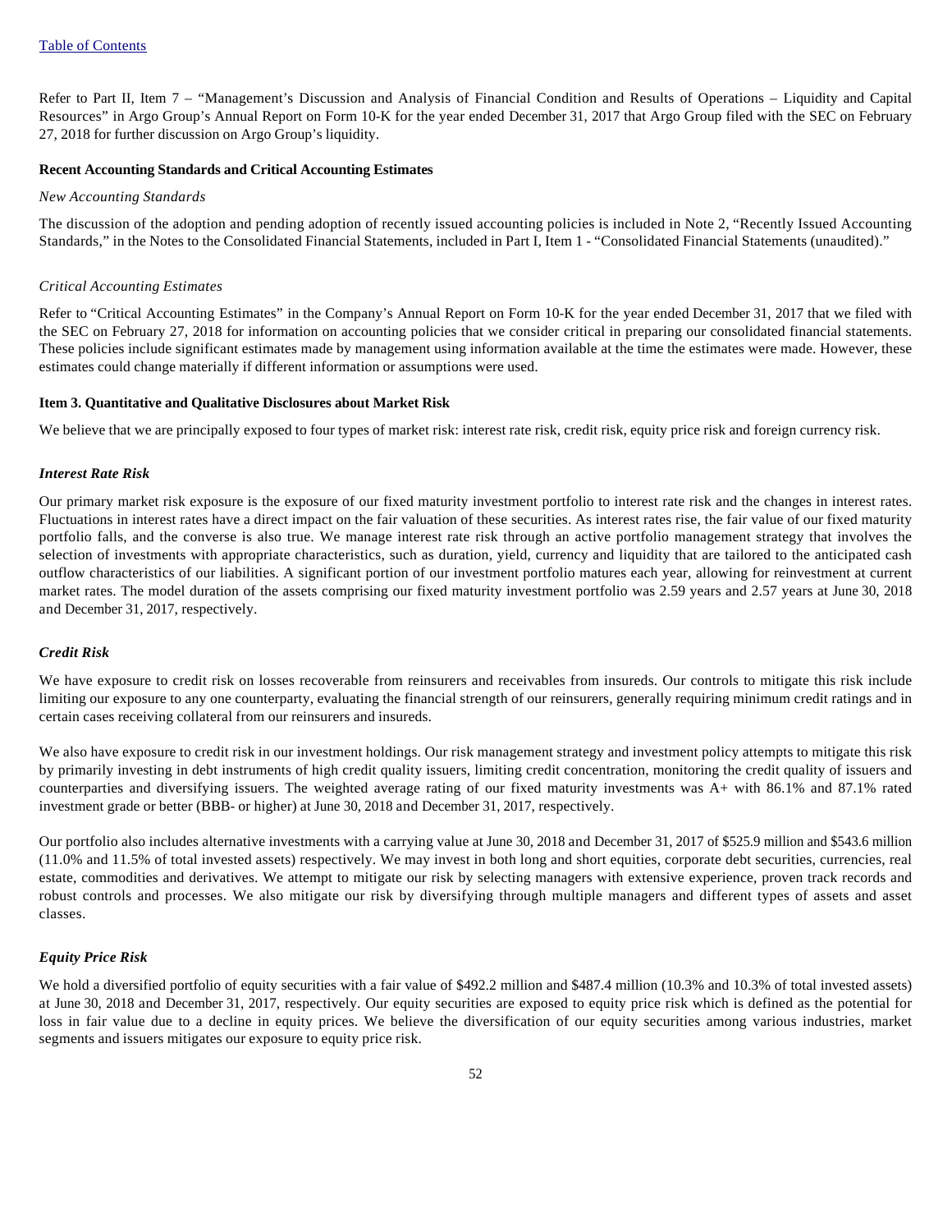[Table of Contents](#)

Refer to Part II, Item 7 – "Management's Discussion and Analysis of Financial Condition and Results of Operations – Liquidity and Capital Resources" in Argo Group's Annual Report on Form 10-K for the year ended December 31, 2017 that Argo Group filed with the SEC on February 27, 2018 for further discussion on Argo Group's liquidity.

**Recent Accounting Standards and Critical Accounting Estimates**

*New Accounting Standards*

The discussion of the adoption and pending adoption of recently issued accounting policies is included in Note 2, "Recently Issued Accounting Standards," in the Notes to the Consolidated Financial Statements, included in Part I, Item 1 - "Consolidated Financial Statements (unaudited)."

*Critical Accounting Estimates*

Refer to "Critical Accounting Estimates" in the Company's Annual Report on Form 10-K for the year ended December 31, 2017 that we filed with the SEC on February 27, 2018 for information on accounting policies that we consider critical in preparing our consolidated financial statements. These policies include significant estimates made by management using information available at the time the estimates were made. However, these estimates could change materially if different information or assumptions were used.

**Item 3. Quantitative and Qualitative Disclosures about Market Risk**

We believe that we are principally exposed to four types of market risk: interest rate risk, credit risk, equity price risk and foreign currency risk.

***Interest Rate Risk***

Our primary market risk exposure is the exposure of our fixed maturity investment portfolio to interest rate risk and the changes in interest rates. Fluctuations in interest rates have a direct impact on the fair valuation of these securities. As interest rates rise, the fair value of our fixed maturity portfolio falls, and the converse is also true. We manage interest rate risk through an active portfolio management strategy that involves the selection of investments with appropriate characteristics, such as duration, yield, currency and liquidity that are tailored to the anticipated cash outflow characteristics of our liabilities. A significant portion of our investment portfolio matures each year, allowing for reinvestment at current market rates. The model duration of the assets comprising our fixed maturity investment portfolio was 2.59 years and 2.57 years at June 30, 2018 and December 31, 2017, respectively.

***Credit Risk***

We have exposure to credit risk on losses recoverable from reinsurers and receivables from insureds. Our controls to mitigate this risk include limiting our exposure to any one counterparty, evaluating the financial strength of our reinsurers, generally requiring minimum credit ratings and in certain cases receiving collateral from our reinsurers and insureds.

We also have exposure to credit risk in our investment holdings. Our risk management strategy and investment policy attempts to mitigate this risk by primarily investing in debt instruments of high credit quality issuers, limiting credit concentration, monitoring the credit quality of issuers and counterparties and diversifying issuers. The weighted average rating of our fixed maturity investments was A+ with 86.1% and 87.1% rated investment grade or better (BBB- or higher) at June 30, 2018 and December 31, 2017, respectively.

Our portfolio also includes alternative investments with a carrying value at June 30, 2018 and December 31, 2017 of $525.9 million and $543.6 million (11.0% and 11.5% of total invested assets) respectively. We may invest in both long and short equities, corporate debt securities, currencies, real estate, commodities and derivatives. We attempt to mitigate our risk by selecting managers with extensive experience, proven track records and robust controls and processes. We also mitigate our risk by diversifying through multiple managers and different types of assets and asset classes.

***Equity Price Risk***

We hold a diversified portfolio of equity securities with a fair value of $492.2 million and $487.4 million (10.3% and 10.3% of total invested assets) at June 30, 2018 and December 31, 2017, respectively. Our equity securities are exposed to equity price risk which is defined as the potential for loss in fair value due to a decline in equity prices. We believe the diversification of our equity securities among various industries, market segments and issuers mitigates our exposure to equity price risk.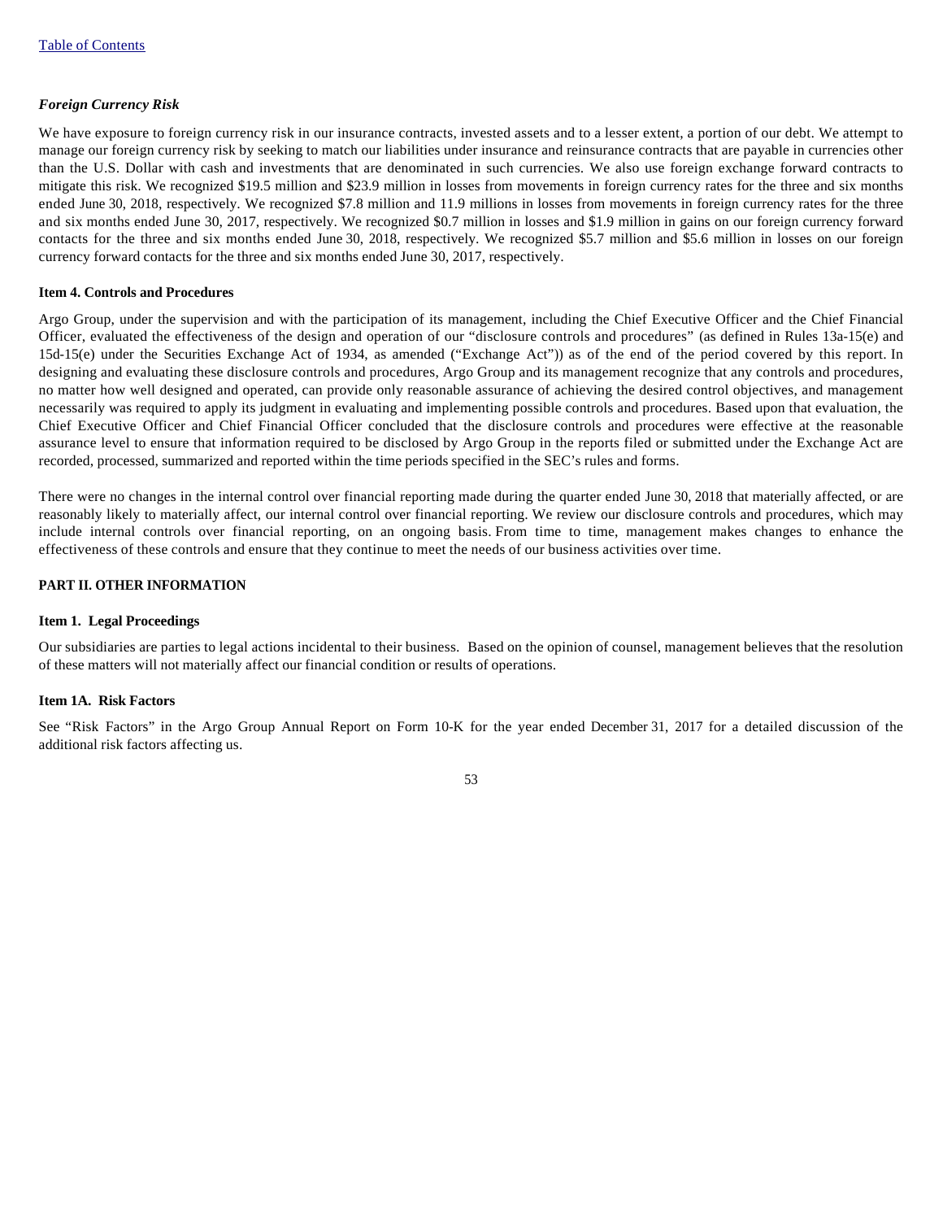*Foreign Currency Risk*

We have exposure to foreign currency risk in our insurance contracts, invested assets and to a lesser extent, a portion of our debt. We attempt to manage our foreign currency risk by seeking to match our liabilities under insurance and reinsurance contracts that are payable in currencies other than the U.S. Dollar with cash and investments that are denominated in such currencies. We also use foreign exchange forward contracts to mitigate this risk. We recognized $19.5 million and $23.9 million in losses from movements in foreign currency rates for the three and six months ended June 30, 2018, respectively. We recognized $7.8 million and 11.9 millions in losses from movements in foreign currency rates for the three and six months ended June 30, 2017, respectively. We recognized $0.7 million in losses and $1.9 million in gains on our foreign currency forward contacts for the three and six months ended June 30, 2018, respectively. We recognized $5.7 million and $5.6 million in losses on our foreign currency forward contacts for the three and six months ended June 30, 2017, respectively.

**Item 4. Controls and Procedures**

Argo Group, under the supervision and with the participation of its management, including the Chief Executive Officer and the Chief Financial Officer, evaluated the effectiveness of the design and operation of our "disclosure controls and procedures" (as defined in Rules 13a-15(e) and 15d-15(e) under the Securities Exchange Act of 1934, as amended ("Exchange Act")) as of the end of the period covered by this report. In designing and evaluating these disclosure controls and procedures, Argo Group and its management recognize that any controls and procedures, no matter how well designed and operated, can provide only reasonable assurance of achieving the desired control objectives, and management necessarily was required to apply its judgment in evaluating and implementing possible controls and procedures. Based upon that evaluation, the Chief Executive Officer and Chief Financial Officer concluded that the disclosure controls and procedures were effective at the reasonable assurance level to ensure that information required to be disclosed by Argo Group in the reports filed or submitted under the Exchange Act are recorded, processed, summarized and reported within the time periods specified in the SEC's rules and forms.

There were no changes in the internal control over financial reporting made during the quarter ended June 30, 2018 that materially affected, or are reasonably likely to materially affect, our internal control over financial reporting. We review our disclosure controls and procedures, which may include internal controls over financial reporting, on an ongoing basis. From time to time, management makes changes to enhance the effectiveness of these controls and ensure that they continue to meet the needs of our business activities over time.

**PART II. OTHER INFORMATION**

**Item 1. Legal Proceedings**

Our subsidiaries are parties to legal actions incidental to their business. Based on the opinion of counsel, management believes that the resolution of these matters will not materially affect our financial condition or results of operations.

**Item 1A. Risk Factors**

See "Risk Factors" in the Argo Group Annual Report on Form 10-K for the year ended December 31, 2017 for a detailed discussion of the additional risk factors affecting us.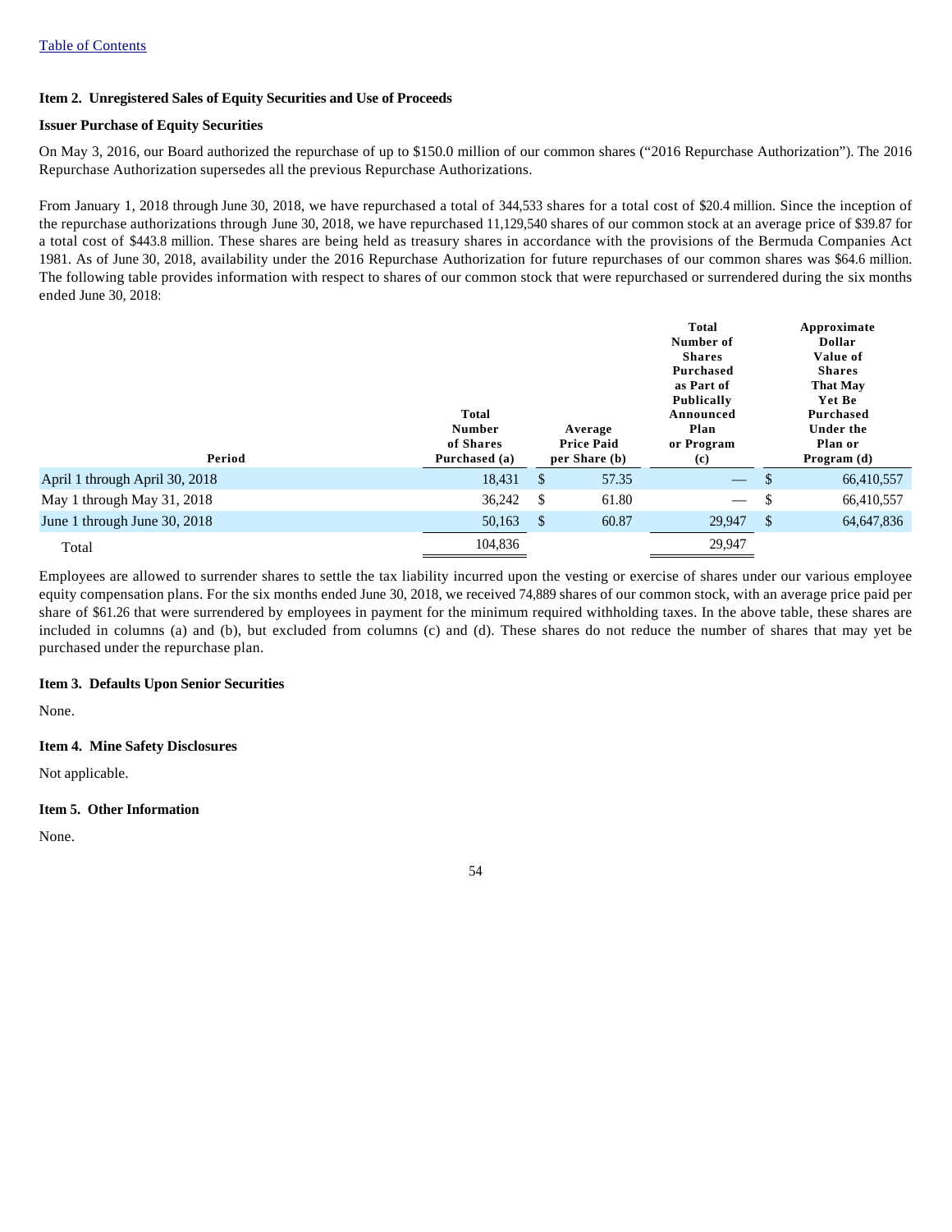Table of Contents

## Item 2. Unregistered Sales of Equity Securities and Use of Proceeds

### Issuer Purchase of Equity Securities

On May 3, 2016, our Board authorized the repurchase of up to $150.0 million of our common shares ("2016 Repurchase Authorization"). The 2016 Repurchase Authorization supersedes all the previous Repurchase Authorizations.

From January 1, 2018 through June 30, 2018, we have repurchased a total of 344,533 shares for a total cost of $20.4 million. Since the inception of the repurchase authorizations through June 30, 2018, we have repurchased 11,129,540 shares of our common stock at an average price of $39.87 for a total cost of $443.8 million. These shares are being held as treasury shares in accordance with the provisions of the Bermuda Companies Act 1981. As of June 30, 2018, availability under the 2016 Repurchase Authorization for future repurchases of our common shares was $64.6 million. The following table provides information with respect to shares of our common stock that were repurchased or surrendered during the six months ended June 30, 2018:

| Period | Total Number of Shares Purchased (a) | Average Price Paid per Share (b) | Total Number of Shares Purchased as Part of Publically Announced Plan or Program (c) | Approximate Dollar Value of Shares That May Yet Be Purchased Under the Plan or Program (d) |
|---|---|---|---|---|
| April 1 through April 30, 2018 | 18,431 | $ 57.35 | — | $ 66,410,557 |
| May 1 through May 31, 2018 | 36,242 | $ 61.80 | — | $ 66,410,557 |
| June 1 through June 30, 2018 | 50,163 | $ 60.87 | 29,947 | $ 64,647,836 |
| Total | 104,836 | | 29,947 | |

Employees are allowed to surrender shares to settle the tax liability incurred upon the vesting or exercise of shares under our various employee equity compensation plans. For the six months ended June 30, 2018, we received 74,889 shares of our common stock, with an average price paid per share of $61.26 that were surrendered by employees in payment for the minimum required withholding taxes. In the above table, these shares are included in columns (a) and (b), but excluded from columns (c) and (d). These shares do not reduce the number of shares that may yet be purchased under the repurchase plan.

## Item 3. Defaults Upon Senior Securities

None.

## Item 4. Mine Safety Disclosures

Not applicable.

## Item 5. Other Information

None.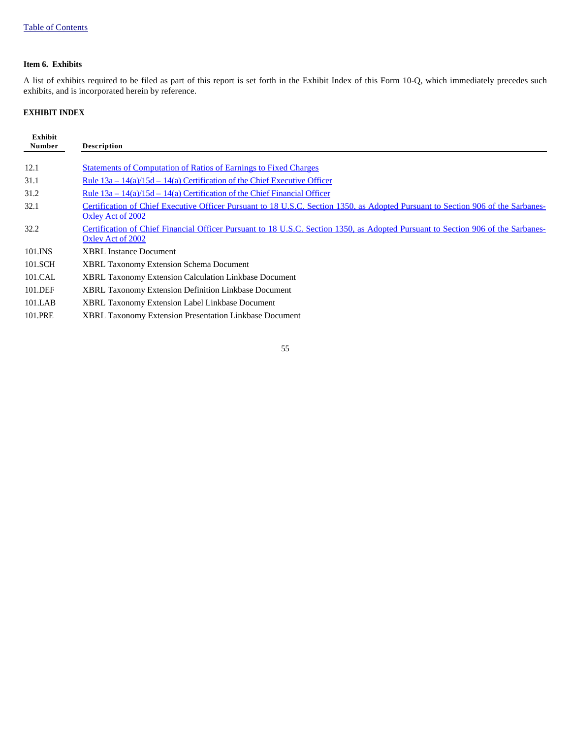### Item 6. Exhibits

A list of exhibits required to be filed as part of this report is set forth in the Exhibit Index of this Form 10-Q, which immediately precedes such exhibits, and is incorporated herein by reference.

### EXHIBIT INDEX

| Exhibit Number | Description |
| --- | --- |
| 12.1 | Statements of Computation of Ratios of Earnings to Fixed Charges |
| 31.1 | Rule 13a – 14(a)/15d – 14(a) Certification of the Chief Executive Officer |
| 31.2 | Rule 13a – 14(a)/15d – 14(a) Certification of the Chief Financial Officer |
| 32.1 | Certification of Chief Executive Officer Pursuant to 18 U.S.C. Section 1350, as Adopted Pursuant to Section 906 of the Sarbanes-Oxley Act of 2002 |
| 32.2 | Certification of Chief Financial Officer Pursuant to 18 U.S.C. Section 1350, as Adopted Pursuant to Section 906 of the Sarbanes-Oxley Act of 2002 |
| 101.INS | XBRL Instance Document |
| 101.SCH | XBRL Taxonomy Extension Schema Document |
| 101.CAL | XBRL Taxonomy Extension Calculation Linkbase Document |
| 101.DEF | XBRL Taxonomy Extension Definition Linkbase Document |
| 101.LAB | XBRL Taxonomy Extension Label Linkbase Document |
| 101.PRE | XBRL Taxonomy Extension Presentation Linkbase Document |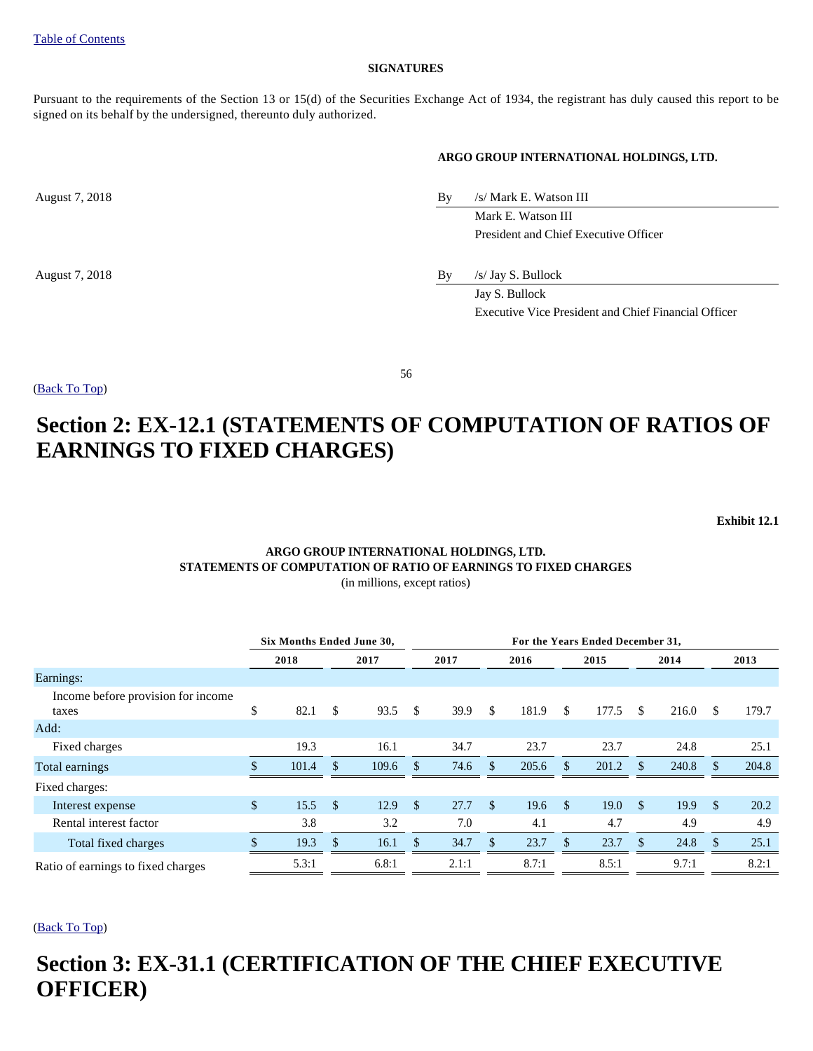[Table of Contents]

**SIGNATURES**

Pursuant to the requirements of the Section 13 or 15(d) of the Securities Exchange Act of 1934, the registrant has duly caused this report to be signed on its behalf by the undersigned, thereunto duly authorized.

**ARGO GROUP INTERNATIONAL HOLDINGS, LTD.**

| | | |
|---|---|---|
| August 7, 2018 | By | /s/ Mark E. Watson III |
| | | Mark E. Watson III |
| | | President and Chief Executive Officer |
| August 7, 2018 | By | /s/ Jay S. Bullock |
| | | Jay S. Bullock |
| | | Executive Vice President and Chief Financial Officer |

(Back To Top)

# Section 2: EX-12.1 (STATEMENTS OF COMPUTATION OF RATIOS OF EARNINGS TO FIXED CHARGES)

**Exhibit 12.1**

**ARGO GROUP INTERNATIONAL HOLDINGS, LTD.**
**STATEMENTS OF COMPUTATION OF RATIO OF EARNINGS TO FIXED CHARGES**
(in millions, except ratios)

| | Six Months Ended June 30, | | For the Years Ended December 31, | | | | |
|---|---|---|---|---|---|---|---|
| | 2018 | 2017 | 2017 | 2016 | 2015 | 2014 | 2013 |
| Earnings: | | | | | | | |
| Income before provision for income taxes | $ 82.1 | $ 93.5 | $ 39.9 | $ 181.9 | $ 177.5 | $ 216.0 | $ 179.7 |
| Add: | | | | | | | |
| Fixed charges | 19.3 | 16.1 | 34.7 | 23.7 | 23.7 | 24.8 | 25.1 |
| Total earnings | $ 101.4 | $ 109.6 | $ 74.6 | $ 205.6 | $ 201.2 | $ 240.8 | $ 204.8 |
| Fixed charges: | | | | | | | |
| Interest expense | $ 15.5 | $ 12.9 | $ 27.7 | $ 19.6 | $ 19.0 | $ 19.9 | $ 20.2 |
| Rental interest factor | 3.8 | 3.2 | 7.0 | 4.1 | 4.7 | 4.9 | 4.9 |
| Total fixed charges | $ 19.3 | $ 16.1 | $ 34.7 | $ 23.7 | $ 23.7 | $ 24.8 | $ 25.1 |
| Ratio of earnings to fixed charges | 5.3:1 | 6.8:1 | 2.1:1 | 8.7:1 | 8.5:1 | 9.7:1 | 8.2:1 |

(Back To Top)

# Section 3: EX-31.1 (CERTIFICATION OF THE CHIEF EXECUTIVE OFFICER)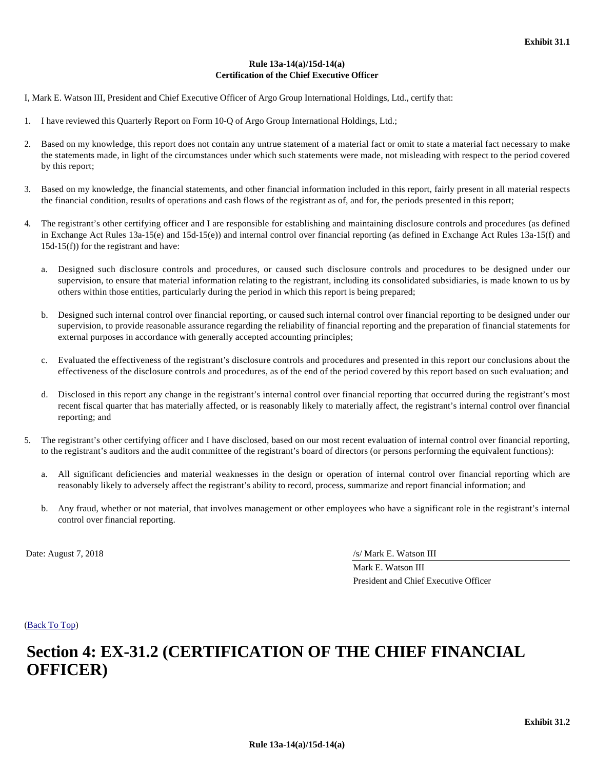**Exhibit 31.1**

**Rule 13a-14(a)/15d-14(a)**
**Certification of the Chief Executive Officer**

I, Mark E. Watson III, President and Chief Executive Officer of Argo Group International Holdings, Ltd., certify that:

1. I have reviewed this Quarterly Report on Form 10-Q of Argo Group International Holdings, Ltd.;

2. Based on my knowledge, this report does not contain any untrue statement of a material fact or omit to state a material fact necessary to make the statements made, in light of the circumstances under which such statements were made, not misleading with respect to the period covered by this report;

3. Based on my knowledge, the financial statements, and other financial information included in this report, fairly present in all material respects the financial condition, results of operations and cash flows of the registrant as of, and for, the periods presented in this report;

4. The registrant's other certifying officer and I are responsible for establishing and maintaining disclosure controls and procedures (as defined in Exchange Act Rules 13a-15(e) and 15d-15(e)) and internal control over financial reporting (as defined in Exchange Act Rules 13a-15(f) and 15d-15(f)) for the registrant and have:

   a. Designed such disclosure controls and procedures, or caused such disclosure controls and procedures to be designed under our supervision, to ensure that material information relating to the registrant, including its consolidated subsidiaries, is made known to us by others within those entities, particularly during the period in which this report is being prepared;

   b. Designed such internal control over financial reporting, or caused such internal control over financial reporting to be designed under our supervision, to provide reasonable assurance regarding the reliability of financial reporting and the preparation of financial statements for external purposes in accordance with generally accepted accounting principles;

   c. Evaluated the effectiveness of the registrant's disclosure controls and procedures and presented in this report our conclusions about the effectiveness of the disclosure controls and procedures, as of the end of the period covered by this report based on such evaluation; and

   d. Disclosed in this report any change in the registrant's internal control over financial reporting that occurred during the registrant's most recent fiscal quarter that has materially affected, or is reasonably likely to materially affect, the registrant's internal control over financial reporting; and

5. The registrant's other certifying officer and I have disclosed, based on our most recent evaluation of internal control over financial reporting, to the registrant's auditors and the audit committee of the registrant's board of directors (or persons performing the equivalent functions):

   a. All significant deficiencies and material weaknesses in the design or operation of internal control over financial reporting which are reasonably likely to adversely affect the registrant's ability to record, process, summarize and report financial information; and

   b. Any fraud, whether or not material, that involves management or other employees who have a significant role in the registrant's internal control over financial reporting.

Date: August 7, 2018

/s/ Mark E. Watson III
Mark E. Watson III
President and Chief Executive Officer

(Back To Top)

# Section 4: EX-31.2 (CERTIFICATION OF THE CHIEF FINANCIAL OFFICER)

**Exhibit 31.2**

**Rule 13a-14(a)/15d-14(a)**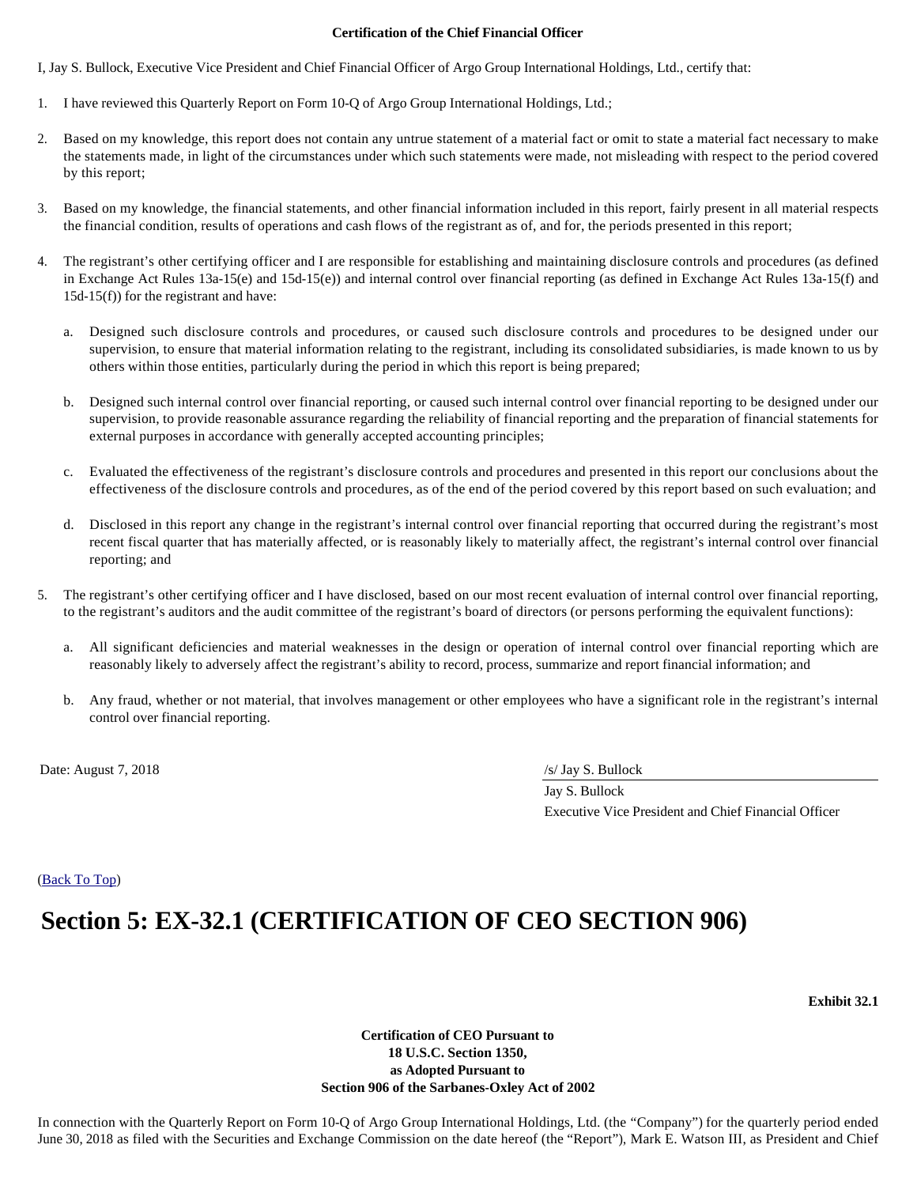**Certification of the Chief Financial Officer**

I, Jay S. Bullock, Executive Vice President and Chief Financial Officer of Argo Group International Holdings, Ltd., certify that:

1. I have reviewed this Quarterly Report on Form 10-Q of Argo Group International Holdings, Ltd.;

2. Based on my knowledge, this report does not contain any untrue statement of a material fact or omit to state a material fact necessary to make the statements made, in light of the circumstances under which such statements were made, not misleading with respect to the period covered by this report;

3. Based on my knowledge, the financial statements, and other financial information included in this report, fairly present in all material respects the financial condition, results of operations and cash flows of the registrant as of, and for, the periods presented in this report;

4. The registrant's other certifying officer and I are responsible for establishing and maintaining disclosure controls and procedures (as defined in Exchange Act Rules 13a-15(e) and 15d-15(e)) and internal control over financial reporting (as defined in Exchange Act Rules 13a-15(f) and 15d-15(f)) for the registrant and have:

   a. Designed such disclosure controls and procedures, or caused such disclosure controls and procedures to be designed under our supervision, to ensure that material information relating to the registrant, including its consolidated subsidiaries, is made known to us by others within those entities, particularly during the period in which this report is being prepared;

   b. Designed such internal control over financial reporting, or caused such internal control over financial reporting to be designed under our supervision, to provide reasonable assurance regarding the reliability of financial reporting and the preparation of financial statements for external purposes in accordance with generally accepted accounting principles;

   c. Evaluated the effectiveness of the registrant's disclosure controls and procedures and presented in this report our conclusions about the effectiveness of the disclosure controls and procedures, as of the end of the period covered by this report based on such evaluation; and

   d. Disclosed in this report any change in the registrant's internal control over financial reporting that occurred during the registrant's most recent fiscal quarter that has materially affected, or is reasonably likely to materially affect, the registrant's internal control over financial reporting; and

5. The registrant's other certifying officer and I have disclosed, based on our most recent evaluation of internal control over financial reporting, to the registrant's auditors and the audit committee of the registrant's board of directors (or persons performing the equivalent functions):

   a. All significant deficiencies and material weaknesses in the design or operation of internal control over financial reporting which are reasonably likely to adversely affect the registrant's ability to record, process, summarize and report financial information; and

   b. Any fraud, whether or not material, that involves management or other employees who have a significant role in the registrant's internal control over financial reporting.

Date: August 7, 2018

/s/ Jay S. Bullock
Jay S. Bullock
Executive Vice President and Chief Financial Officer

(Back To Top)

# Section 5: EX-32.1 (CERTIFICATION OF CEO SECTION 906)

**Exhibit 32.1**

**Certification of CEO Pursuant to
18 U.S.C. Section 1350,
as Adopted Pursuant to
Section 906 of the Sarbanes-Oxley Act of 2002**

In connection with the Quarterly Report on Form 10-Q of Argo Group International Holdings, Ltd. (the "Company") for the quarterly period ended June 30, 2018 as filed with the Securities and Exchange Commission on the date hereof (the "Report"), Mark E. Watson III, as President and Chief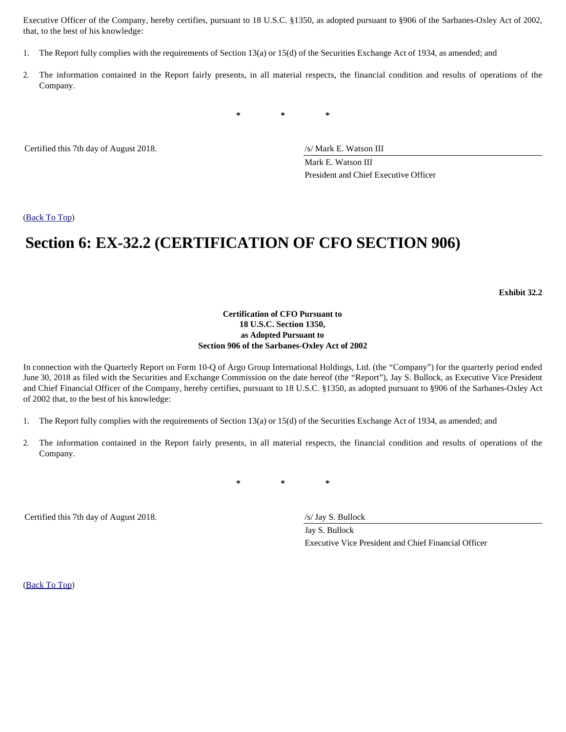Executive Officer of the Company, hereby certifies, pursuant to 18 U.S.C. §1350, as adopted pursuant to §906 of the Sarbanes-Oxley Act of 2002, that, to the best of his knowledge:

1. The Report fully complies with the requirements of Section 13(a) or 15(d) of the Securities Exchange Act of 1934, as amended; and

2. The information contained in the Report fairly presents, in all material respects, the financial condition and results of operations of the Company.

\* \* \*

Certified this 7th day of August 2018.

/s/ Mark E. Watson III
Mark E. Watson III
President and Chief Executive Officer

(Back To Top)

# Section 6: EX-32.2 (CERTIFICATION OF CFO SECTION 906)

**Exhibit 32.2**

**Certification of CFO Pursuant to**
**18 U.S.C. Section 1350,**
**as Adopted Pursuant to**
**Section 906 of the Sarbanes-Oxley Act of 2002**

In connection with the Quarterly Report on Form 10-Q of Argo Group International Holdings, Ltd. (the "Company") for the quarterly period ended June 30, 2018 as filed with the Securities and Exchange Commission on the date hereof (the "Report"), Jay S. Bullock, as Executive Vice President and Chief Financial Officer of the Company, hereby certifies, pursuant to 18 U.S.C. §1350, as adopted pursuant to §906 of the Sarbanes-Oxley Act of 2002 that, to the best of his knowledge:

1. The Report fully complies with the requirements of Section 13(a) or 15(d) of the Securities Exchange Act of 1934, as amended; and

2. The information contained in the Report fairly presents, in all material respects, the financial condition and results of operations of the Company.

\* \* \*

Certified this 7th day of August 2018.

/s/ Jay S. Bullock
Jay S. Bullock
Executive Vice President and Chief Financial Officer

(Back To Top)